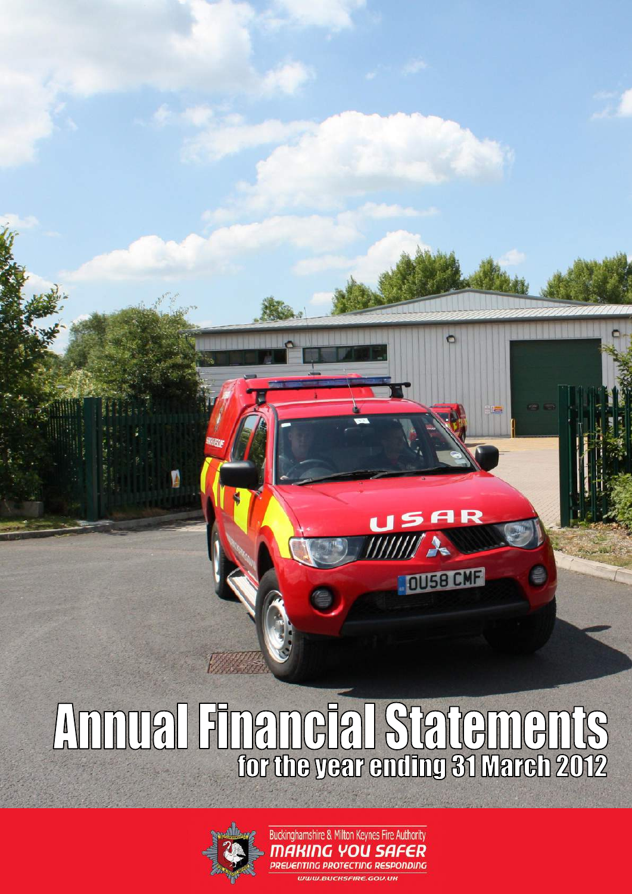# Annual Financial Statements

## for the year ending 31 March 2012

Buckinghamshire & Milton Keynes Fire Authority

MAKING YOU SAFER

PREVENTING PROTECTING RESPONDING

WWW.BUCKSFIRE.GOV.UK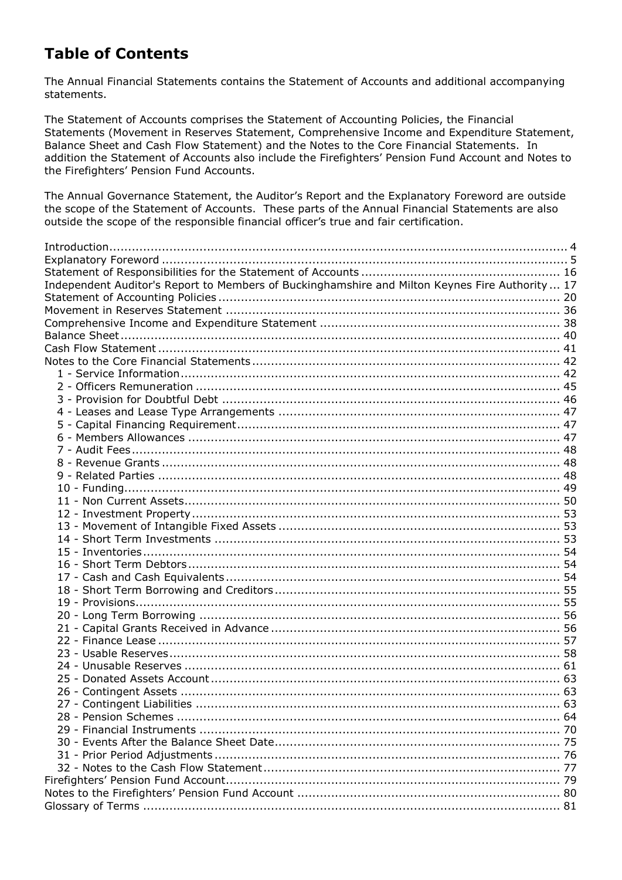# Table of Contents

The Annual Financial Statements contains the Statement of Accounts and additional accompanying statements.

The Statement of Accounts comprises the Statement of Accounting Policies, the Financial Statements (Movement in Reserves Statement, Comprehensive Income and Expenditure Statement, Balance Sheet and Cash Flow Statement) and the Notes to the Core Financial Statements. In addition the Statement of Accounts also include the Firefighters' Pension Fund Account and Notes to the Firefighters' Pension Fund Accounts.

The Annual Governance Statement, the Auditor's Report and the Explanatory Foreword are outside the scope of the Statement of Accounts. These parts of the Annual Financial Statements are also outside the scope of the responsible financial officer's true and fair certification.

- Introduction ... 4
- Explanatory Foreword ... 5
- Statement of Responsibilities for the Statement of Accounts ... 16
- Independent Auditor's Report to Members of Buckinghamshire and Milton Keynes Fire Authority ... 17
- Statement of Accounting Policies ... 20
- Movement in Reserves Statement ... 36
- Comprehensive Income and Expenditure Statement ... 38
- Balance Sheet ... 40
- Cash Flow Statement ... 41
- Notes to the Core Financial Statements ... 42
  - 1 - Service Information ... 42
  - 2 - Officers Remuneration ... 45
  - 3 - Provision for Doubtful Debt ... 46
  - 4 - Leases and Lease Type Arrangements ... 47
  - 5 - Capital Financing Requirement ... 47
  - 6 - Members Allowances ... 47
  - 7 - Audit Fees ... 48
  - 8 - Revenue Grants ... 48
  - 9 - Related Parties ... 48
  - 10 - Funding ... 49
  - 11 - Non Current Assets ... 50
  - 12 - Investment Property ... 53
  - 13 - Movement of Intangible Fixed Assets ... 53
  - 14 - Short Term Investments ... 53
  - 15 - Inventories ... 54
  - 16 - Short Term Debtors ... 54
  - 17 - Cash and Cash Equivalents ... 54
  - 18 - Short Term Borrowing and Creditors ... 55
  - 19 - Provisions ... 55
  - 20 - Long Term Borrowing ... 56
  - 21 - Capital Grants Received in Advance ... 56
  - 22 - Finance Lease ... 57
  - 23 - Usable Reserves ... 58
  - 24 - Unusable Reserves ... 61
  - 25 - Donated Assets Account ... 63
  - 26 - Contingent Assets ... 63
  - 27 - Contingent Liabilities ... 63
  - 28 - Pension Schemes ... 64
  - 29 - Financial Instruments ... 70
  - 30 - Events After the Balance Sheet Date ... 75
  - 31 - Prior Period Adjustments ... 76
  - 32 - Notes to the Cash Flow Statement ... 77
- Firefighters' Pension Fund Account ... 79
- Notes to the Firefighters' Pension Fund Account ... 80
- Glossary of Terms ... 81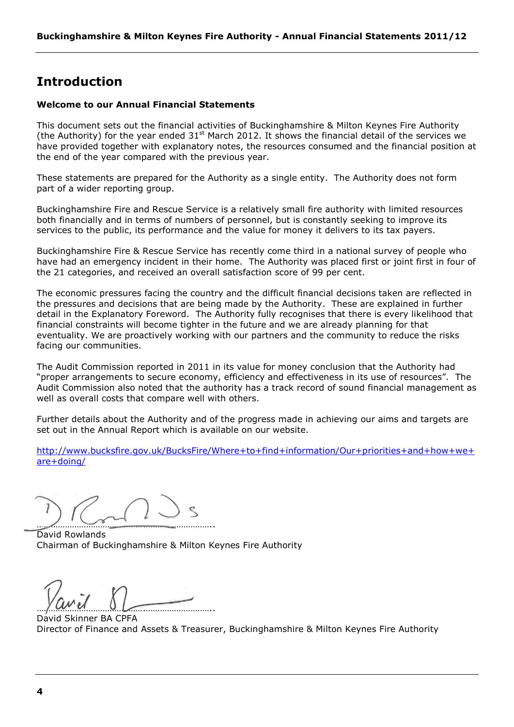# Introduction

**Welcome to our Annual Financial Statements**

This document sets out the financial activities of Buckinghamshire & Milton Keynes Fire Authority (the Authority) for the year ended 31st March 2012. It shows the financial detail of the services we have provided together with explanatory notes, the resources consumed and the financial position at the end of the year compared with the previous year.

These statements are prepared for the Authority as a single entity. The Authority does not form part of a wider reporting group.

Buckinghamshire Fire and Rescue Service is a relatively small fire authority with limited resources both financially and in terms of numbers of personnel, but is constantly seeking to improve its services to the public, its performance and the value for money it delivers to its tax payers.

Buckinghamshire Fire & Rescue Service has recently come third in a national survey of people who have had an emergency incident in their home. The Authority was placed first or joint first in four of the 21 categories, and received an overall satisfaction score of 99 per cent.

The economic pressures facing the country and the difficult financial decisions taken are reflected in the pressures and decisions that are being made by the Authority. These are explained in further detail in the Explanatory Foreword. The Authority fully recognises that there is every likelihood that financial constraints will become tighter in the future and we are already planning for that eventuality. We are proactively working with our partners and the community to reduce the risks facing our communities.

The Audit Commission reported in 2011 in its value for money conclusion that the Authority had "proper arrangements to secure economy, efficiency and effectiveness in its use of resources". The Audit Commission also noted that the authority has a track record of sound financial management as well as overall costs that compare well with others.

Further details about the Authority and of the progress made in achieving our aims and targets are set out in the Annual Report which is available on our website.

http://www.bucksfire.gov.uk/BucksFire/Where+to+find+information/Our+priorities+and+how+we+are+doing/

………………………………………………………………..
David Rowlands
Chairman of Buckinghamshire & Milton Keynes Fire Authority

………………………………………………………………..
David Skinner BA CPFA
Director of Finance and Assets & Treasurer, Buckinghamshire & Milton Keynes Fire Authority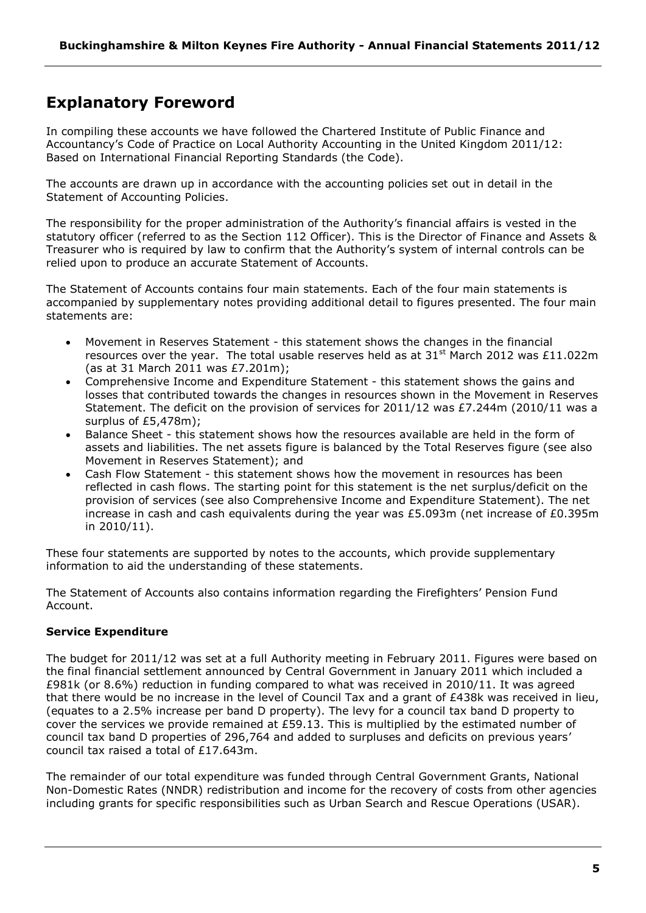## Explanatory Foreword

In compiling these accounts we have followed the Chartered Institute of Public Finance and Accountancy's Code of Practice on Local Authority Accounting in the United Kingdom 2011/12: Based on International Financial Reporting Standards (the Code).

The accounts are drawn up in accordance with the accounting policies set out in detail in the Statement of Accounting Policies.

The responsibility for the proper administration of the Authority's financial affairs is vested in the statutory officer (referred to as the Section 112 Officer). This is the Director of Finance and Assets & Treasurer who is required by law to confirm that the Authority's system of internal controls can be relied upon to produce an accurate Statement of Accounts.

The Statement of Accounts contains four main statements. Each of the four main statements is accompanied by supplementary notes providing additional detail to figures presented. The four main statements are:

- Movement in Reserves Statement - this statement shows the changes in the financial resources over the year. The total usable reserves held as at 31st March 2012 was £11.022m (as at 31 March 2011 was £7.201m);
- Comprehensive Income and Expenditure Statement - this statement shows the gains and losses that contributed towards the changes in resources shown in the Movement in Reserves Statement. The deficit on the provision of services for 2011/12 was £7.244m (2010/11 was a surplus of £5,478m);
- Balance Sheet - this statement shows how the resources available are held in the form of assets and liabilities. The net assets figure is balanced by the Total Reserves figure (see also Movement in Reserves Statement); and
- Cash Flow Statement - this statement shows how the movement in resources has been reflected in cash flows. The starting point for this statement is the net surplus/deficit on the provision of services (see also Comprehensive Income and Expenditure Statement). The net increase in cash and cash equivalents during the year was £5.093m (net increase of £0.395m in 2010/11).

These four statements are supported by notes to the accounts, which provide supplementary information to aid the understanding of these statements.

The Statement of Accounts also contains information regarding the Firefighters' Pension Fund Account.

**Service Expenditure**

The budget for 2011/12 was set at a full Authority meeting in February 2011. Figures were based on the final financial settlement announced by Central Government in January 2011 which included a £981k (or 8.6%) reduction in funding compared to what was received in 2010/11. It was agreed that there would be no increase in the level of Council Tax and a grant of £438k was received in lieu, (equates to a 2.5% increase per band D property). The levy for a council tax band D property to cover the services we provide remained at £59.13. This is multiplied by the estimated number of council tax band D properties of 296,764 and added to surpluses and deficits on previous years' council tax raised a total of £17.643m.

The remainder of our total expenditure was funded through Central Government Grants, National Non-Domestic Rates (NNDR) redistribution and income for the recovery of costs from other agencies including grants for specific responsibilities such as Urban Search and Rescue Operations (USAR).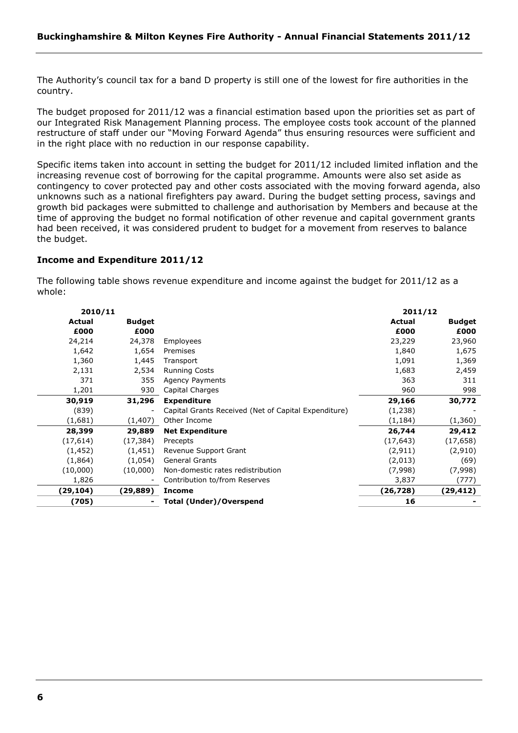The Authority's council tax for a band D property is still one of the lowest for fire authorities in the country.

The budget proposed for 2011/12 was a financial estimation based upon the priorities set as part of our Integrated Risk Management Planning process. The employee costs took account of the planned restructure of staff under our "Moving Forward Agenda" thus ensuring resources were sufficient and in the right place with no reduction in our response capability.

Specific items taken into account in setting the budget for 2011/12 included limited inflation and the increasing revenue cost of borrowing for the capital programme. Amounts were also set aside as contingency to cover protected pay and other costs associated with the moving forward agenda, also unknowns such as a national firefighters pay award. During the budget setting process, savings and growth bid packages were submitted to challenge and authorisation by Members and because at the time of approving the budget no formal notification of other revenue and capital government grants had been received, it was considered prudent to budget for a movement from reserves to balance the budget.

### Income and Expenditure 2011/12

The following table shows revenue expenditure and income against the budget for 2011/12 as a whole:

| 2010/11 | | | 2011/12 | |
|---|---|---|---|---|
| **Actual** | **Budget** | | **Actual** | **Budget** |
| **£000** | **£000** | | **£000** | **£000** |
| 24,214 | 24,378 | Employees | 23,229 | 23,960 |
| 1,642 | 1,654 | Premises | 1,840 | 1,675 |
| 1,360 | 1,445 | Transport | 1,091 | 1,369 |
| 2,131 | 2,534 | Running Costs | 1,683 | 2,459 |
| 371 | 355 | Agency Payments | 363 | 311 |
| 1,201 | 930 | Capital Charges | 960 | 998 |
| **30,919** | **31,296** | **Expenditure** | **29,166** | **30,772** |
| (839) | - | Capital Grants Received (Net of Capital Expenditure) | (1,238) | - |
| (1,681) | (1,407) | Other Income | (1,184) | (1,360) |
| **28,399** | **29,889** | **Net Expenditure** | **26,744** | **29,412** |
| (17,614) | (17,384) | Precepts | (17,643) | (17,658) |
| (1,452) | (1,451) | Revenue Support Grant | (2,911) | (2,910) |
| (1,864) | (1,054) | General Grants | (2,013) | (69) |
| (10,000) | (10,000) | Non-domestic rates redistribution | (7,998) | (7,998) |
| 1,826 | - | Contribution to/from Reserves | 3,837 | (777) |
| **(29,104)** | **(29,889)** | **Income** | **(26,728)** | **(29,412)** |
| **(705)** | **-** | **Total (Under)/Overspend** | **16** | **-** |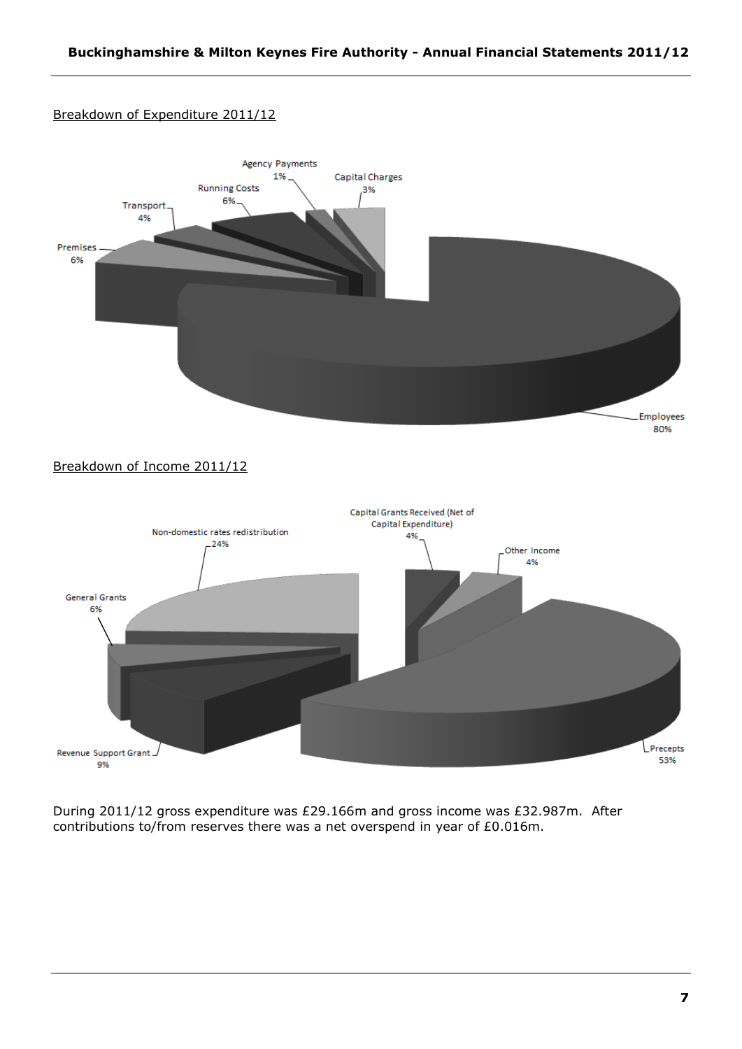Breakdown of Expenditure 2011/12

Breakdown of Income 2011/12

During 2011/12 gross expenditure was £29.166m and gross income was £32.987m. After contributions to/from reserves there was a net overspend in year of £0.016m.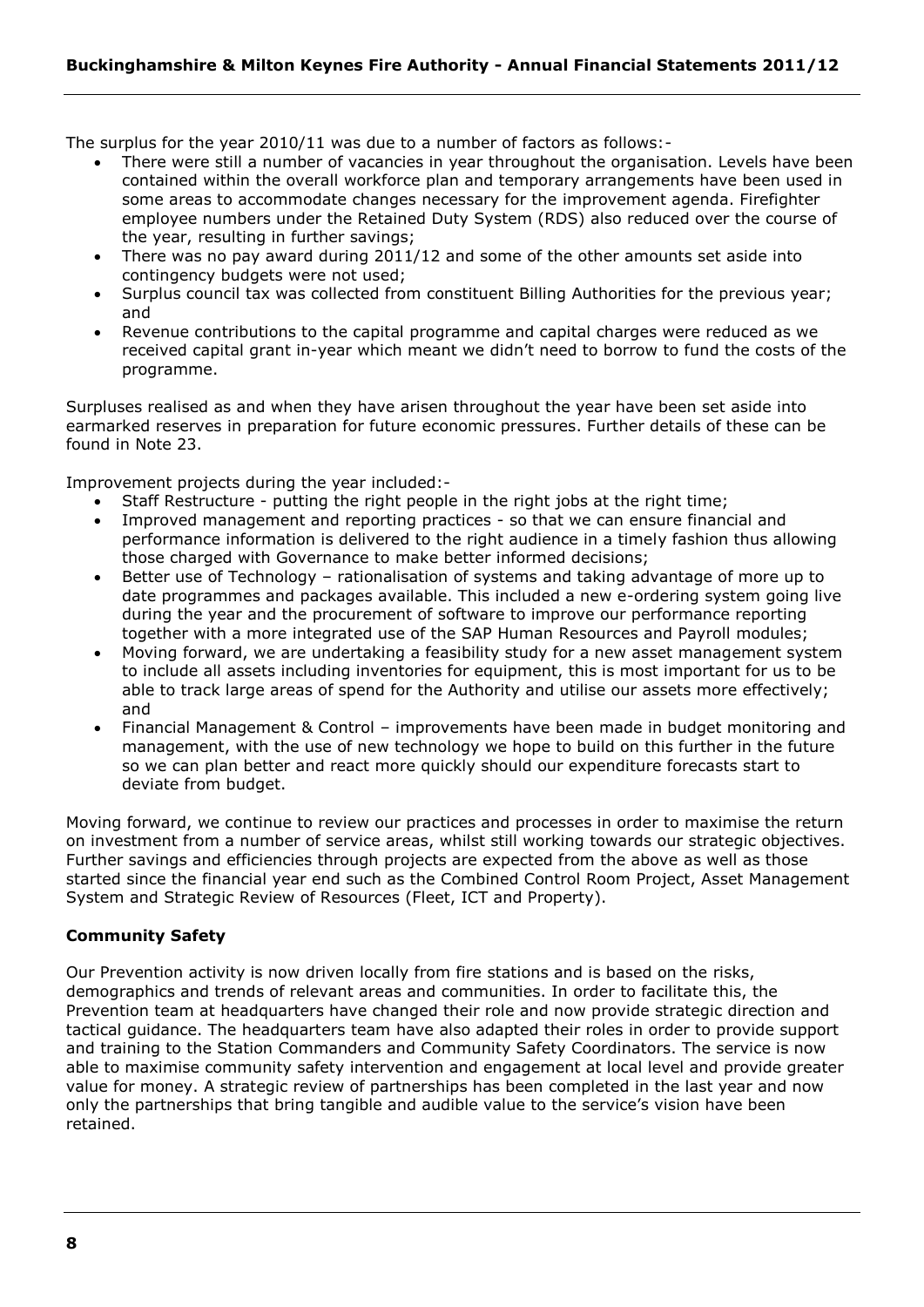The surplus for the year 2010/11 was due to a number of factors as follows:-

- There were still a number of vacancies in year throughout the organisation. Levels have been contained within the overall workforce plan and temporary arrangements have been used in some areas to accommodate changes necessary for the improvement agenda. Firefighter employee numbers under the Retained Duty System (RDS) also reduced over the course of the year, resulting in further savings;
- There was no pay award during 2011/12 and some of the other amounts set aside into contingency budgets were not used;
- Surplus council tax was collected from constituent Billing Authorities for the previous year; and
- Revenue contributions to the capital programme and capital charges were reduced as we received capital grant in-year which meant we didn't need to borrow to fund the costs of the programme.

Surpluses realised as and when they have arisen throughout the year have been set aside into earmarked reserves in preparation for future economic pressures. Further details of these can be found in Note 23.

Improvement projects during the year included:-

- Staff Restructure - putting the right people in the right jobs at the right time;
- Improved management and reporting practices - so that we can ensure financial and performance information is delivered to the right audience in a timely fashion thus allowing those charged with Governance to make better informed decisions;
- Better use of Technology – rationalisation of systems and taking advantage of more up to date programmes and packages available. This included a new e-ordering system going live during the year and the procurement of software to improve our performance reporting together with a more integrated use of the SAP Human Resources and Payroll modules;
- Moving forward, we are undertaking a feasibility study for a new asset management system to include all assets including inventories for equipment, this is most important for us to be able to track large areas of spend for the Authority and utilise our assets more effectively; and
- Financial Management & Control – improvements have been made in budget monitoring and management, with the use of new technology we hope to build on this further in the future so we can plan better and react more quickly should our expenditure forecasts start to deviate from budget.

Moving forward, we continue to review our practices and processes in order to maximise the return on investment from a number of service areas, whilst still working towards our strategic objectives. Further savings and efficiencies through projects are expected from the above as well as those started since the financial year end such as the Combined Control Room Project, Asset Management System and Strategic Review of Resources (Fleet, ICT and Property).

**Community Safety**

Our Prevention activity is now driven locally from fire stations and is based on the risks, demographics and trends of relevant areas and communities. In order to facilitate this, the Prevention team at headquarters have changed their role and now provide strategic direction and tactical guidance. The headquarters team have also adapted their roles in order to provide support and training to the Station Commanders and Community Safety Coordinators. The service is now able to maximise community safety intervention and engagement at local level and provide greater value for money. A strategic review of partnerships has been completed in the last year and now only the partnerships that bring tangible and audible value to the service's vision have been retained.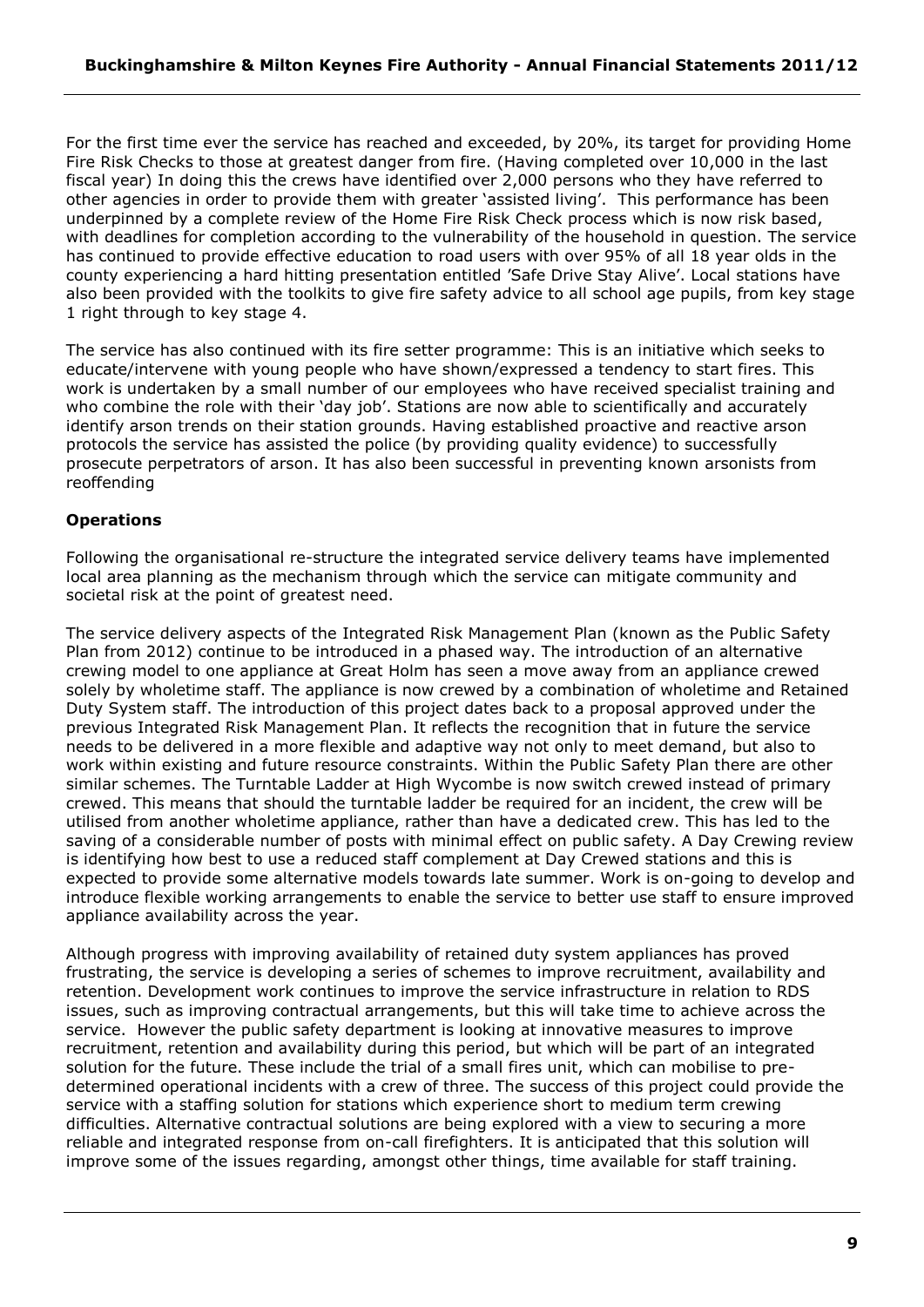For the first time ever the service has reached and exceeded, by 20%, its target for providing Home Fire Risk Checks to those at greatest danger from fire. (Having completed over 10,000 in the last fiscal year) In doing this the crews have identified over 2,000 persons who they have referred to other agencies in order to provide them with greater 'assisted living'. This performance has been underpinned by a complete review of the Home Fire Risk Check process which is now risk based, with deadlines for completion according to the vulnerability of the household in question. The service has continued to provide effective education to road users with over 95% of all 18 year olds in the county experiencing a hard hitting presentation entitled 'Safe Drive Stay Alive'. Local stations have also been provided with the toolkits to give fire safety advice to all school age pupils, from key stage 1 right through to key stage 4.

The service has also continued with its fire setter programme: This is an initiative which seeks to educate/intervene with young people who have shown/expressed a tendency to start fires. This work is undertaken by a small number of our employees who have received specialist training and who combine the role with their 'day job'. Stations are now able to scientifically and accurately identify arson trends on their station grounds. Having established proactive and reactive arson protocols the service has assisted the police (by providing quality evidence) to successfully prosecute perpetrators of arson. It has also been successful in preventing known arsonists from reoffending

**Operations**

Following the organisational re-structure the integrated service delivery teams have implemented local area planning as the mechanism through which the service can mitigate community and societal risk at the point of greatest need.

The service delivery aspects of the Integrated Risk Management Plan (known as the Public Safety Plan from 2012) continue to be introduced in a phased way. The introduction of an alternative crewing model to one appliance at Great Holm has seen a move away from an appliance crewed solely by wholetime staff. The appliance is now crewed by a combination of wholetime and Retained Duty System staff. The introduction of this project dates back to a proposal approved under the previous Integrated Risk Management Plan. It reflects the recognition that in future the service needs to be delivered in a more flexible and adaptive way not only to meet demand, but also to work within existing and future resource constraints. Within the Public Safety Plan there are other similar schemes. The Turntable Ladder at High Wycombe is now switch crewed instead of primary crewed. This means that should the turntable ladder be required for an incident, the crew will be utilised from another wholetime appliance, rather than have a dedicated crew. This has led to the saving of a considerable number of posts with minimal effect on public safety. A Day Crewing review is identifying how best to use a reduced staff complement at Day Crewed stations and this is expected to provide some alternative models towards late summer. Work is on-going to develop and introduce flexible working arrangements to enable the service to better use staff to ensure improved appliance availability across the year.

Although progress with improving availability of retained duty system appliances has proved frustrating, the service is developing a series of schemes to improve recruitment, availability and retention. Development work continues to improve the service infrastructure in relation to RDS issues, such as improving contractual arrangements, but this will take time to achieve across the service. However the public safety department is looking at innovative measures to improve recruitment, retention and availability during this period, but which will be part of an integrated solution for the future. These include the trial of a small fires unit, which can mobilise to pre-determined operational incidents with a crew of three. The success of this project could provide the service with a staffing solution for stations which experience short to medium term crewing difficulties. Alternative contractual solutions are being explored with a view to securing a more reliable and integrated response from on-call firefighters. It is anticipated that this solution will improve some of the issues regarding, amongst other things, time available for staff training.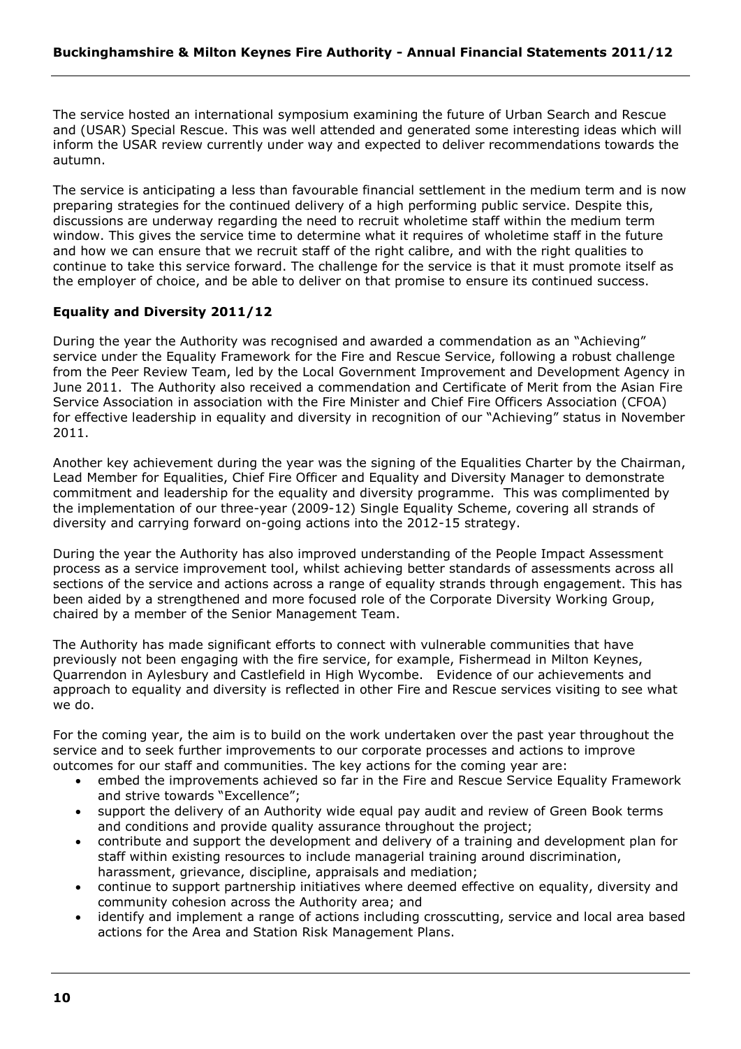The service hosted an international symposium examining the future of Urban Search and Rescue and (USAR) Special Rescue. This was well attended and generated some interesting ideas which will inform the USAR review currently under way and expected to deliver recommendations towards the autumn.

The service is anticipating a less than favourable financial settlement in the medium term and is now preparing strategies for the continued delivery of a high performing public service. Despite this, discussions are underway regarding the need to recruit wholetime staff within the medium term window. This gives the service time to determine what it requires of wholetime staff in the future and how we can ensure that we recruit staff of the right calibre, and with the right qualities to continue to take this service forward. The challenge for the service is that it must promote itself as the employer of choice, and be able to deliver on that promise to ensure its continued success.

**Equality and Diversity 2011/12**

During the year the Authority was recognised and awarded a commendation as an "Achieving" service under the Equality Framework for the Fire and Rescue Service, following a robust challenge from the Peer Review Team, led by the Local Government Improvement and Development Agency in June 2011. The Authority also received a commendation and Certificate of Merit from the Asian Fire Service Association in association with the Fire Minister and Chief Fire Officers Association (CFOA) for effective leadership in equality and diversity in recognition of our "Achieving" status in November 2011.

Another key achievement during the year was the signing of the Equalities Charter by the Chairman, Lead Member for Equalities, Chief Fire Officer and Equality and Diversity Manager to demonstrate commitment and leadership for the equality and diversity programme. This was complimented by the implementation of our three-year (2009-12) Single Equality Scheme, covering all strands of diversity and carrying forward on-going actions into the 2012-15 strategy.

During the year the Authority has also improved understanding of the People Impact Assessment process as a service improvement tool, whilst achieving better standards of assessments across all sections of the service and actions across a range of equality strands through engagement. This has been aided by a strengthened and more focused role of the Corporate Diversity Working Group, chaired by a member of the Senior Management Team.

The Authority has made significant efforts to connect with vulnerable communities that have previously not been engaging with the fire service, for example, Fishermead in Milton Keynes, Quarrendon in Aylesbury and Castlefield in High Wycombe. Evidence of our achievements and approach to equality and diversity is reflected in other Fire and Rescue services visiting to see what we do.

For the coming year, the aim is to build on the work undertaken over the past year throughout the service and to seek further improvements to our corporate processes and actions to improve outcomes for our staff and communities. The key actions for the coming year are:

- embed the improvements achieved so far in the Fire and Rescue Service Equality Framework and strive towards "Excellence";
- support the delivery of an Authority wide equal pay audit and review of Green Book terms and conditions and provide quality assurance throughout the project;
- contribute and support the development and delivery of a training and development plan for staff within existing resources to include managerial training around discrimination, harassment, grievance, discipline, appraisals and mediation;
- continue to support partnership initiatives where deemed effective on equality, diversity and community cohesion across the Authority area; and
- identify and implement a range of actions including crosscutting, service and local area based actions for the Area and Station Risk Management Plans.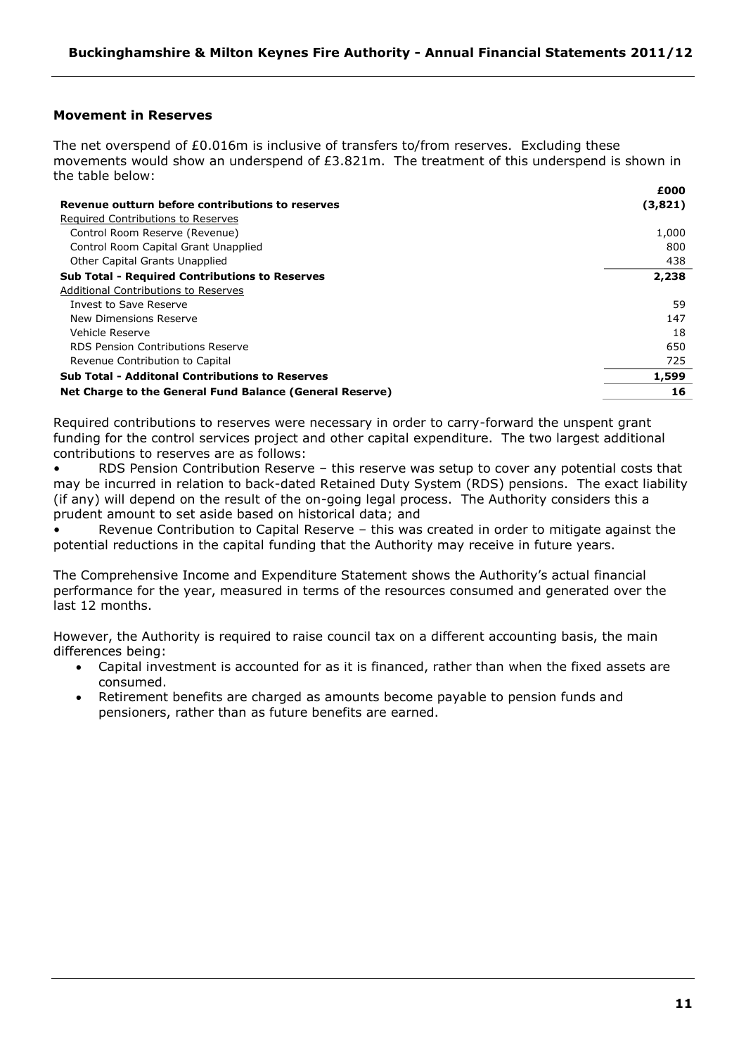## Movement in Reserves

The net overspend of £0.016m is inclusive of transfers to/from reserves. Excluding these movements would show an underspend of £3.821m. The treatment of this underspend is shown in the table below:

| | £000 |
|---|---|
| **Revenue outturn before contributions to reserves** | **(3,821)** |
| Required Contributions to Reserves | |
| Control Room Reserve (Revenue) | 1,000 |
| Control Room Capital Grant Unapplied | 800 |
| Other Capital Grants Unapplied | 438 |
| **Sub Total - Required Contributions to Reserves** | **2,238** |
| Additional Contributions to Reserves | |
| Invest to Save Reserve | 59 |
| New Dimensions Reserve | 147 |
| Vehicle Reserve | 18 |
| RDS Pension Contributions Reserve | 650 |
| Revenue Contribution to Capital | 725 |
| **Sub Total - Additonal Contributions to Reserves** | **1,599** |
| **Net Charge to the General Fund Balance (General Reserve)** | **16** |

Required contributions to reserves were necessary in order to carry-forward the unspent grant funding for the control services project and other capital expenditure. The two largest additional contributions to reserves are as follows:

- RDS Pension Contribution Reserve – this reserve was setup to cover any potential costs that may be incurred in relation to back-dated Retained Duty System (RDS) pensions. The exact liability (if any) will depend on the result of the on-going legal process. The Authority considers this a prudent amount to set aside based on historical data; and
- Revenue Contribution to Capital Reserve – this was created in order to mitigate against the potential reductions in the capital funding that the Authority may receive in future years.

The Comprehensive Income and Expenditure Statement shows the Authority's actual financial performance for the year, measured in terms of the resources consumed and generated over the last 12 months.

However, the Authority is required to raise council tax on a different accounting basis, the main differences being:

- Capital investment is accounted for as it is financed, rather than when the fixed assets are consumed.
- Retirement benefits are charged as amounts become payable to pension funds and pensioners, rather than as future benefits are earned.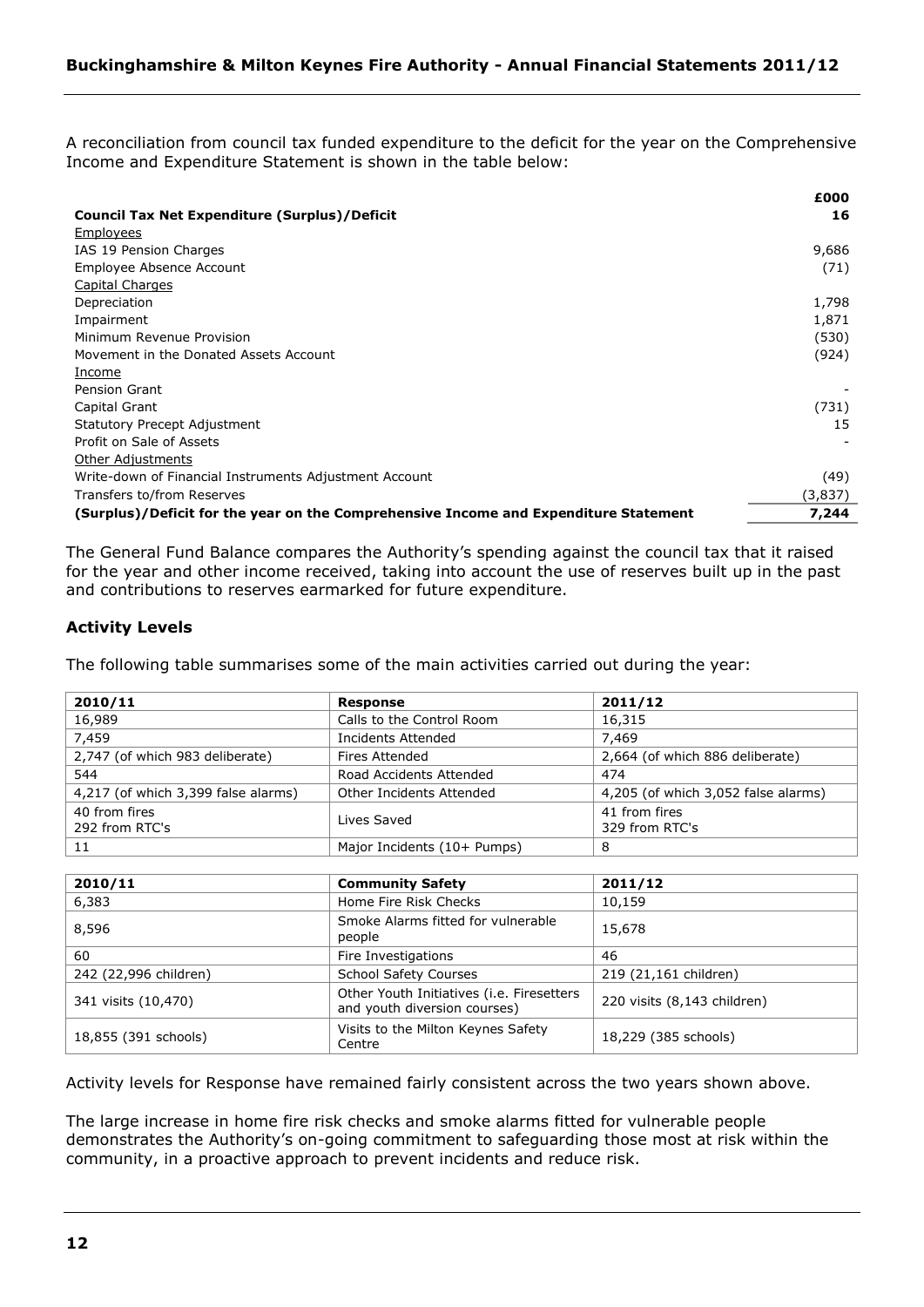A reconciliation from council tax funded expenditure to the deficit for the year on the Comprehensive Income and Expenditure Statement is shown in the table below:

| | £000 |
|---|---|
| **Council Tax Net Expenditure (Surplus)/Deficit** | **16** |
| Employees | |
| IAS 19 Pension Charges | 9,686 |
| Employee Absence Account | (71) |
| Capital Charges | |
| Depreciation | 1,798 |
| Impairment | 1,871 |
| Minimum Revenue Provision | (530) |
| Movement in the Donated Assets Account | (924) |
| Income | |
| Pension Grant | - |
| Capital Grant | (731) |
| Statutory Precept Adjustment | 15 |
| Profit on Sale of Assets | - |
| Other Adjustments | |
| Write-down of Financial Instruments Adjustment Account | (49) |
| Transfers to/from Reserves | (3,837) |
| **(Surplus)/Deficit for the year on the Comprehensive Income and Expenditure Statement** | **7,244** |

The General Fund Balance compares the Authority's spending against the council tax that it raised for the year and other income received, taking into account the use of reserves built up in the past and contributions to reserves earmarked for future expenditure.

### Activity Levels

The following table summarises some of the main activities carried out during the year:

| 2010/11 | Response | 2011/12 |
|---|---|---|
| 16,989 | Calls to the Control Room | 16,315 |
| 7,459 | Incidents Attended | 7,469 |
| 2,747 (of which 983 deliberate) | Fires Attended | 2,664 (of which 886 deliberate) |
| 544 | Road Accidents Attended | 474 |
| 4,217 (of which 3,399 false alarms) | Other Incidents Attended | 4,205 (of which 3,052 false alarms) |
| 40 from fires<br>292 from RTC's | Lives Saved | 41 from fires<br>329 from RTC's |
| 11 | Major Incidents (10+ Pumps) | 8 |

| 2010/11 | Community Safety | 2011/12 |
|---|---|---|
| 6,383 | Home Fire Risk Checks | 10,159 |
| 8,596 | Smoke Alarms fitted for vulnerable people | 15,678 |
| 60 | Fire Investigations | 46 |
| 242 (22,996 children) | School Safety Courses | 219 (21,161 children) |
| 341 visits (10,470) | Other Youth Initiatives (i.e. Firesetters and youth diversion courses) | 220 visits (8,143 children) |
| 18,855 (391 schools) | Visits to the Milton Keynes Safety Centre | 18,229 (385 schools) |

Activity levels for Response have remained fairly consistent across the two years shown above.

The large increase in home fire risk checks and smoke alarms fitted for vulnerable people demonstrates the Authority's on-going commitment to safeguarding those most at risk within the community, in a proactive approach to prevent incidents and reduce risk.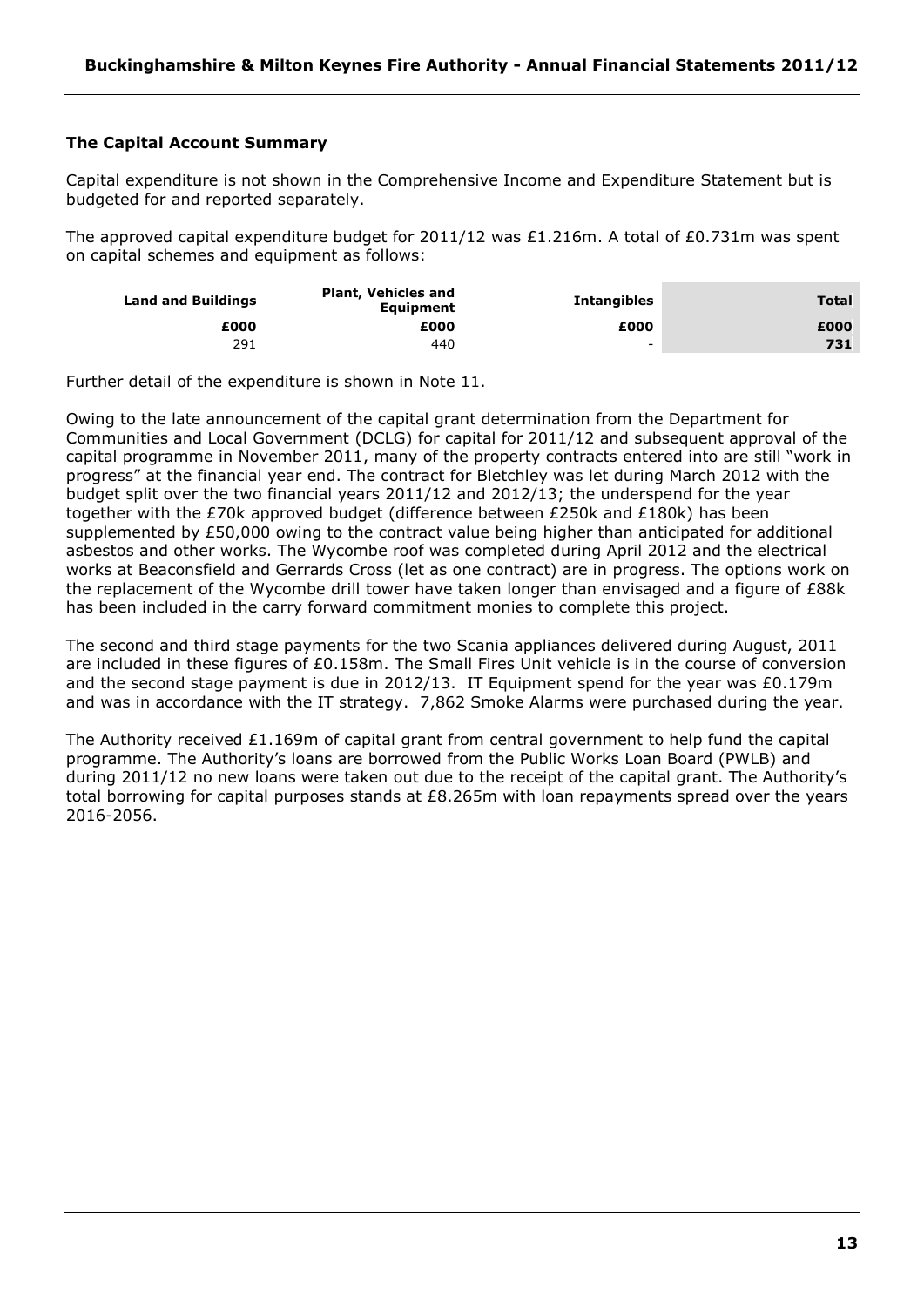### The Capital Account Summary

Capital expenditure is not shown in the Comprehensive Income and Expenditure Statement but is budgeted for and reported separately.

The approved capital expenditure budget for 2011/12 was £1.216m. A total of £0.731m was spent on capital schemes and equipment as follows:

| Land and Buildings | Plant, Vehicles and Equipment | Intangibles | Total |
|---|---|---|---|
| £000 | £000 | £000 | £000 |
| 291 | 440 | - | **731** |

Further detail of the expenditure is shown in Note 11.

Owing to the late announcement of the capital grant determination from the Department for Communities and Local Government (DCLG) for capital for 2011/12 and subsequent approval of the capital programme in November 2011, many of the property contracts entered into are still "work in progress" at the financial year end. The contract for Bletchley was let during March 2012 with the budget split over the two financial years 2011/12 and 2012/13; the underspend for the year together with the £70k approved budget (difference between £250k and £180k) has been supplemented by £50,000 owing to the contract value being higher than anticipated for additional asbestos and other works. The Wycombe roof was completed during April 2012 and the electrical works at Beaconsfield and Gerrards Cross (let as one contract) are in progress. The options work on the replacement of the Wycombe drill tower have taken longer than envisaged and a figure of £88k has been included in the carry forward commitment monies to complete this project.

The second and third stage payments for the two Scania appliances delivered during August, 2011 are included in these figures of £0.158m. The Small Fires Unit vehicle is in the course of conversion and the second stage payment is due in 2012/13. IT Equipment spend for the year was £0.179m and was in accordance with the IT strategy. 7,862 Smoke Alarms were purchased during the year.

The Authority received £1.169m of capital grant from central government to help fund the capital programme. The Authority's loans are borrowed from the Public Works Loan Board (PWLB) and during 2011/12 no new loans were taken out due to the receipt of the capital grant. The Authority's total borrowing for capital purposes stands at £8.265m with loan repayments spread over the years 2016-2056.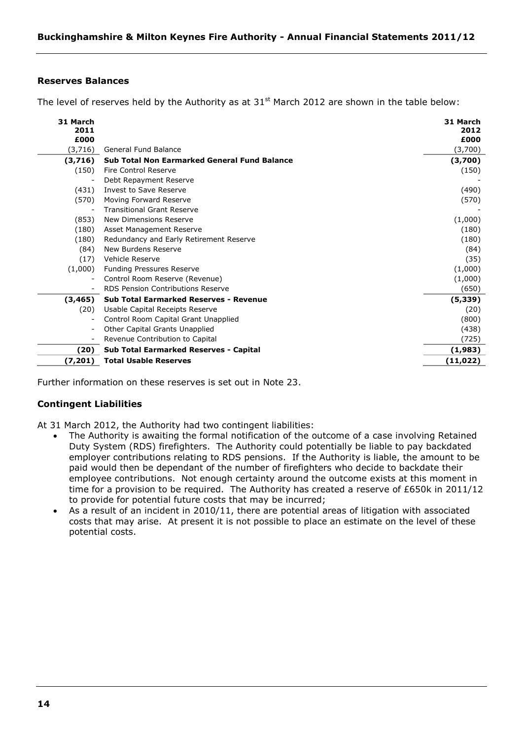## Reserves Balances

The level of reserves held by the Authority as at 31st March 2012 are shown in the table below:

| 31 March 2011 £000 | | 31 March 2012 £000 |
|---|---|---|
| (3,716) | General Fund Balance | (3,700) |
| **(3,716)** | **Sub Total Non Earmarked General Fund Balance** | **(3,700)** |
| (150) | Fire Control Reserve | (150) |
| - | Debt Repayment Reserve | - |
| (431) | Invest to Save Reserve | (490) |
| (570) | Moving Forward Reserve | (570) |
| - | Transitional Grant Reserve | - |
| (853) | New Dimensions Reserve | (1,000) |
| (180) | Asset Management Reserve | (180) |
| (180) | Redundancy and Early Retirement Reserve | (180) |
| (84) | New Burdens Reserve | (84) |
| (17) | Vehicle Reserve | (35) |
| (1,000) | Funding Pressures Reserve | (1,000) |
| - | Control Room Reserve (Revenue) | (1,000) |
| - | RDS Pension Contributions Reserve | (650) |
| **(3,465)** | **Sub Total Earmarked Reserves - Revenue** | **(5,339)** |
| (20) | Usable Capital Receipts Reserve | (20) |
| - | Control Room Capital Grant Unapplied | (800) |
| - | Other Capital Grants Unapplied | (438) |
| - | Revenue Contribution to Capital | (725) |
| **(20)** | **Sub Total Earmarked Reserves - Capital** | **(1,983)** |
| **(7,201)** | **Total Usable Reserves** | **(11,022)** |

Further information on these reserves is set out in Note 23.

## Contingent Liabilities

At 31 March 2012, the Authority had two contingent liabilities:

- The Authority is awaiting the formal notification of the outcome of a case involving Retained Duty System (RDS) firefighters. The Authority could potentially be liable to pay backdated employer contributions relating to RDS pensions. If the Authority is liable, the amount to be paid would then be dependant of the number of firefighters who decide to backdate their employee contributions. Not enough certainty around the outcome exists at this moment in time for a provision to be required. The Authority has created a reserve of £650k in 2011/12 to provide for potential future costs that may be incurred;
- As a result of an incident in 2010/11, there are potential areas of litigation with associated costs that may arise. At present it is not possible to place an estimate on the level of these potential costs.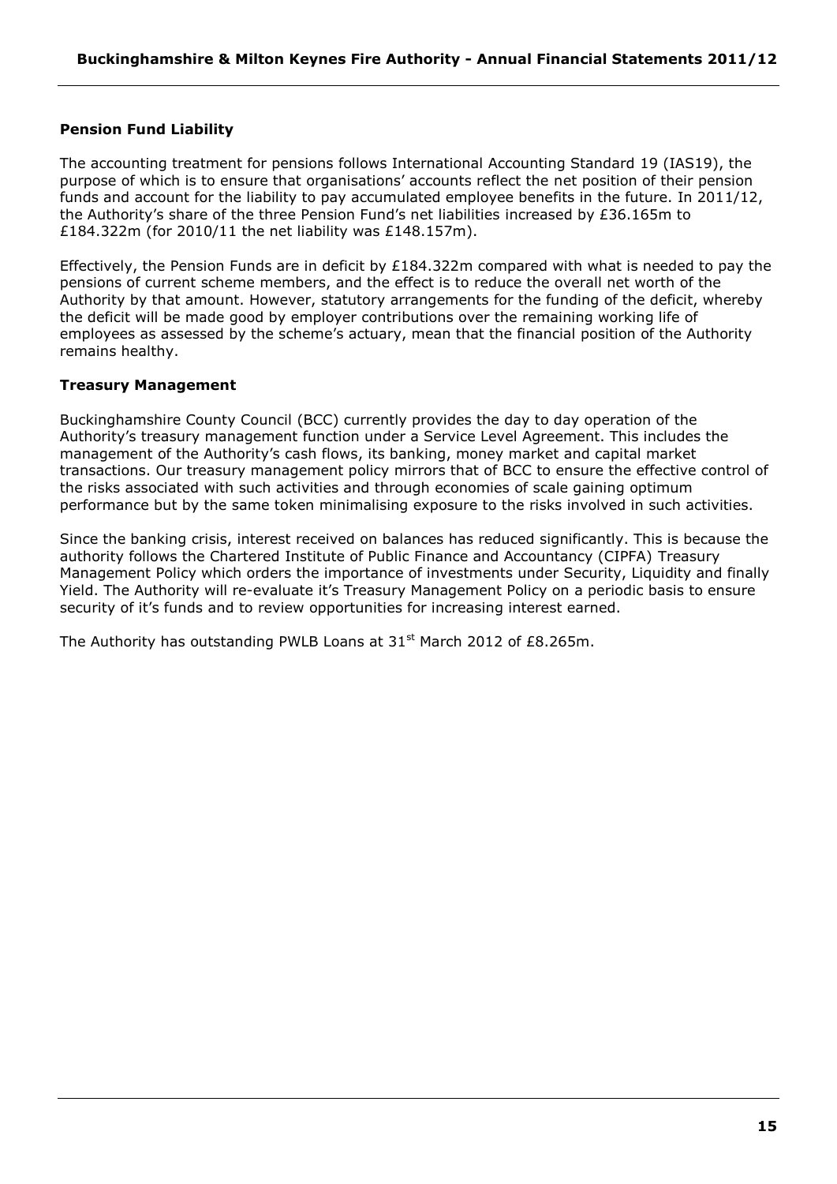### Pension Fund Liability

The accounting treatment for pensions follows International Accounting Standard 19 (IAS19), the purpose of which is to ensure that organisations' accounts reflect the net position of their pension funds and account for the liability to pay accumulated employee benefits in the future. In 2011/12, the Authority's share of the three Pension Fund's net liabilities increased by £36.165m to £184.322m (for 2010/11 the net liability was £148.157m).

Effectively, the Pension Funds are in deficit by £184.322m compared with what is needed to pay the pensions of current scheme members, and the effect is to reduce the overall net worth of the Authority by that amount. However, statutory arrangements for the funding of the deficit, whereby the deficit will be made good by employer contributions over the remaining working life of employees as assessed by the scheme's actuary, mean that the financial position of the Authority remains healthy.

### Treasury Management

Buckinghamshire County Council (BCC) currently provides the day to day operation of the Authority's treasury management function under a Service Level Agreement. This includes the management of the Authority's cash flows, its banking, money market and capital market transactions. Our treasury management policy mirrors that of BCC to ensure the effective control of the risks associated with such activities and through economies of scale gaining optimum performance but by the same token minimalising exposure to the risks involved in such activities.

Since the banking crisis, interest received on balances has reduced significantly. This is because the authority follows the Chartered Institute of Public Finance and Accountancy (CIPFA) Treasury Management Policy which orders the importance of investments under Security, Liquidity and finally Yield. The Authority will re-evaluate it's Treasury Management Policy on a periodic basis to ensure security of it's funds and to review opportunities for increasing interest earned.

The Authority has outstanding PWLB Loans at 31st March 2012 of £8.265m.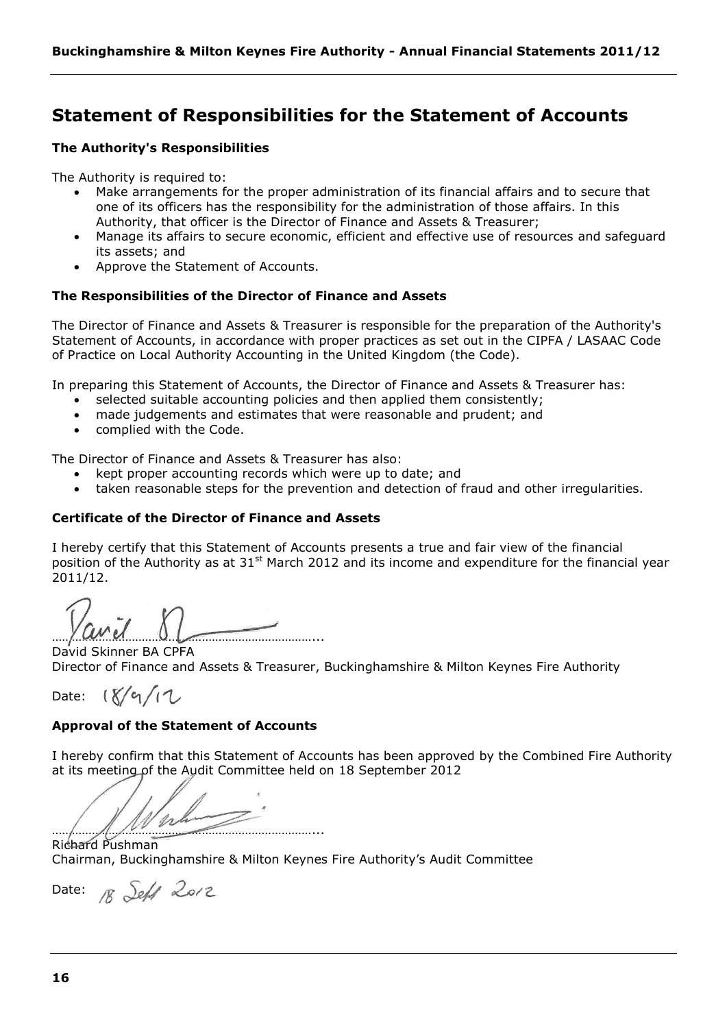# Statement of Responsibilities for the Statement of Accounts

### The Authority's Responsibilities

The Authority is required to:

- Make arrangements for the proper administration of its financial affairs and to secure that one of its officers has the responsibility for the administration of those affairs. In this Authority, that officer is the Director of Finance and Assets & Treasurer;
- Manage its affairs to secure economic, efficient and effective use of resources and safeguard its assets; and
- Approve the Statement of Accounts.

### The Responsibilities of the Director of Finance and Assets

The Director of Finance and Assets & Treasurer is responsible for the preparation of the Authority's Statement of Accounts, in accordance with proper practices as set out in the CIPFA / LASAAC Code of Practice on Local Authority Accounting in the United Kingdom (the Code).

In preparing this Statement of Accounts, the Director of Finance and Assets & Treasurer has:

- selected suitable accounting policies and then applied them consistently;
- made judgements and estimates that were reasonable and prudent; and
- complied with the Code.

The Director of Finance and Assets & Treasurer has also:

- kept proper accounting records which were up to date; and
- taken reasonable steps for the prevention and detection of fraud and other irregularities.

### Certificate of the Director of Finance and Assets

I hereby certify that this Statement of Accounts presents a true and fair view of the financial position of the Authority as at 31st March 2012 and its income and expenditure for the financial year 2011/12.

……………………………………………………………...

David Skinner BA CPFA
Director of Finance and Assets & Treasurer, Buckinghamshire & Milton Keynes Fire Authority

Date: 18/9/12

### Approval of the Statement of Accounts

I hereby confirm that this Statement of Accounts has been approved by the Combined Fire Authority at its meeting of the Audit Committee held on 18 September 2012

……………………………………………………………...

Richard Pushman
Chairman, Buckinghamshire & Milton Keynes Fire Authority's Audit Committee

Date: 18 Sept 2012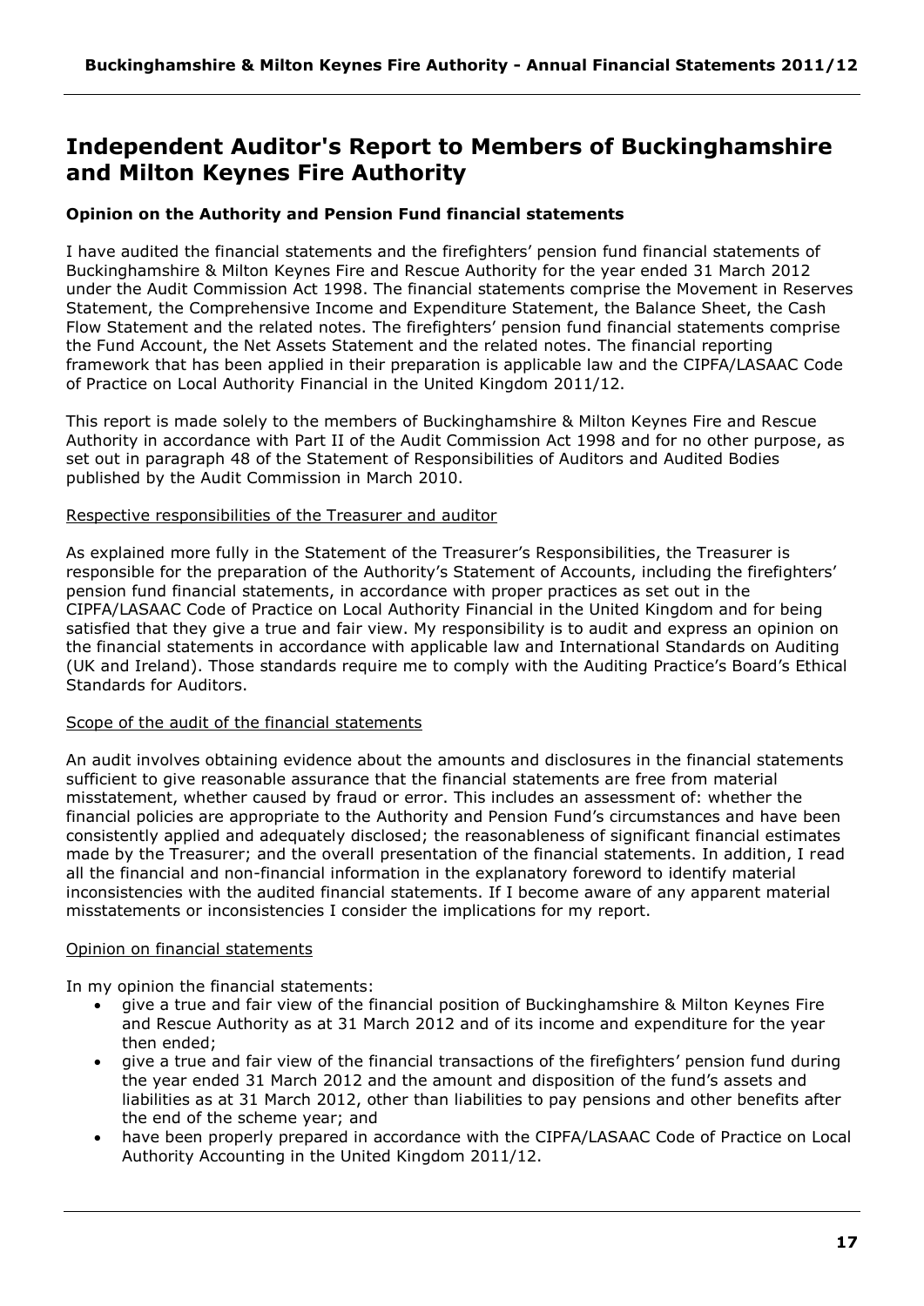# Independent Auditor's Report to Members of Buckinghamshire and Milton Keynes Fire Authority

**Opinion on the Authority and Pension Fund financial statements**

I have audited the financial statements and the firefighters' pension fund financial statements of Buckinghamshire & Milton Keynes Fire and Rescue Authority for the year ended 31 March 2012 under the Audit Commission Act 1998. The financial statements comprise the Movement in Reserves Statement, the Comprehensive Income and Expenditure Statement, the Balance Sheet, the Cash Flow Statement and the related notes. The firefighters' pension fund financial statements comprise the Fund Account, the Net Assets Statement and the related notes. The financial reporting framework that has been applied in their preparation is applicable law and the CIPFA/LASAAC Code of Practice on Local Authority Financial in the United Kingdom 2011/12.

This report is made solely to the members of Buckinghamshire & Milton Keynes Fire and Rescue Authority in accordance with Part II of the Audit Commission Act 1998 and for no other purpose, as set out in paragraph 48 of the Statement of Responsibilities of Auditors and Audited Bodies published by the Audit Commission in March 2010.

Respective responsibilities of the Treasurer and auditor

As explained more fully in the Statement of the Treasurer's Responsibilities, the Treasurer is responsible for the preparation of the Authority's Statement of Accounts, including the firefighters' pension fund financial statements, in accordance with proper practices as set out in the CIPFA/LASAAC Code of Practice on Local Authority Financial in the United Kingdom and for being satisfied that they give a true and fair view. My responsibility is to audit and express an opinion on the financial statements in accordance with applicable law and International Standards on Auditing (UK and Ireland). Those standards require me to comply with the Auditing Practice's Board's Ethical Standards for Auditors.

Scope of the audit of the financial statements

An audit involves obtaining evidence about the amounts and disclosures in the financial statements sufficient to give reasonable assurance that the financial statements are free from material misstatement, whether caused by fraud or error. This includes an assessment of: whether the financial policies are appropriate to the Authority and Pension Fund's circumstances and have been consistently applied and adequately disclosed; the reasonableness of significant financial estimates made by the Treasurer; and the overall presentation of the financial statements. In addition, I read all the financial and non-financial information in the explanatory foreword to identify material inconsistencies with the audited financial statements. If I become aware of any apparent material misstatements or inconsistencies I consider the implications for my report.

Opinion on financial statements

In my opinion the financial statements:

- give a true and fair view of the financial position of Buckinghamshire & Milton Keynes Fire and Rescue Authority as at 31 March 2012 and of its income and expenditure for the year then ended;
- give a true and fair view of the financial transactions of the firefighters' pension fund during the year ended 31 March 2012 and the amount and disposition of the fund's assets and liabilities as at 31 March 2012, other than liabilities to pay pensions and other benefits after the end of the scheme year; and
- have been properly prepared in accordance with the CIPFA/LASAAC Code of Practice on Local Authority Accounting in the United Kingdom 2011/12.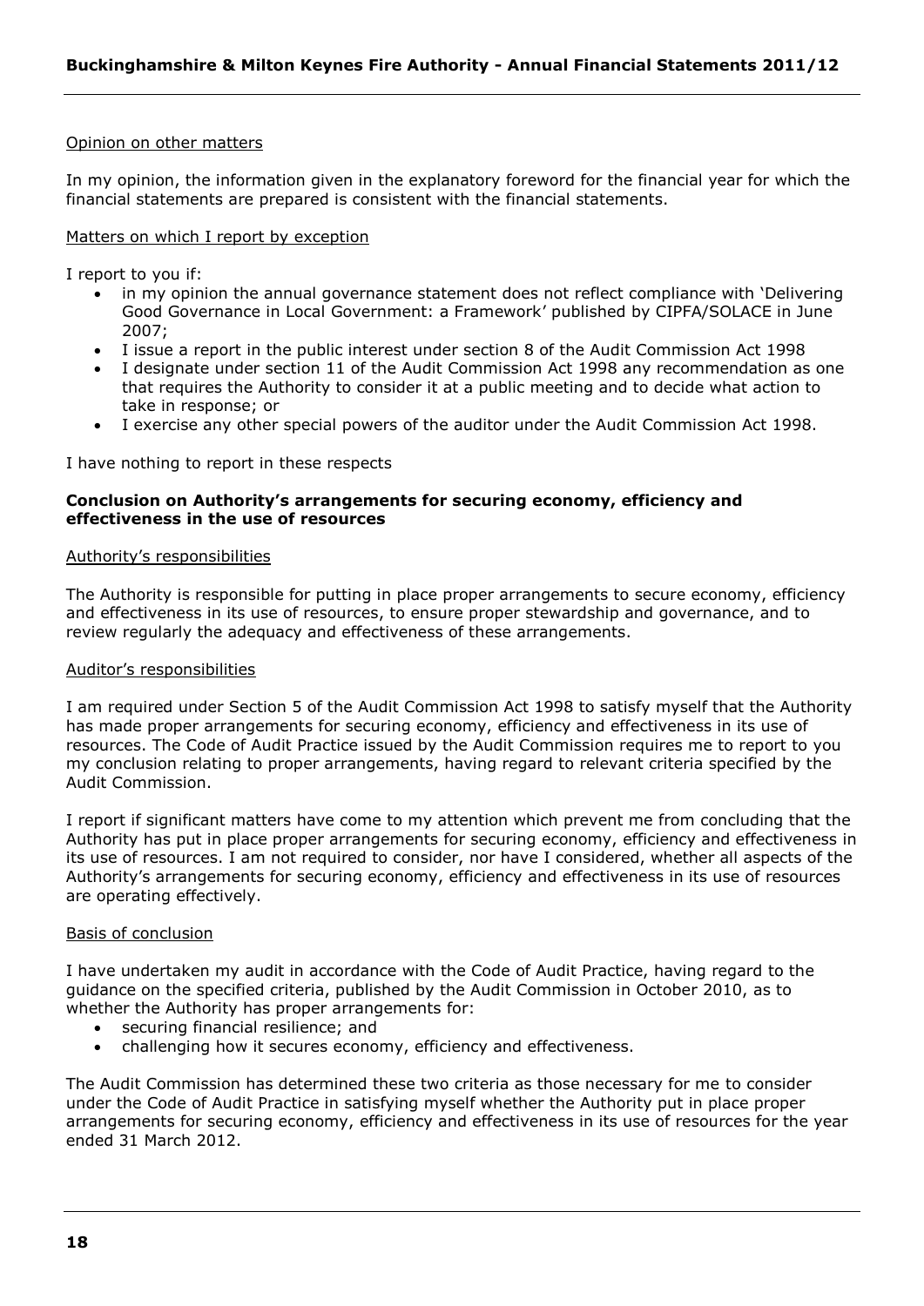Opinion on other matters

In my opinion, the information given in the explanatory foreword for the financial year for which the financial statements are prepared is consistent with the financial statements.

Matters on which I report by exception

I report to you if:

- in my opinion the annual governance statement does not reflect compliance with 'Delivering Good Governance in Local Government: a Framework' published by CIPFA/SOLACE in June 2007;
- I issue a report in the public interest under section 8 of the Audit Commission Act 1998
- I designate under section 11 of the Audit Commission Act 1998 any recommendation as one that requires the Authority to consider it at a public meeting and to decide what action to take in response; or
- I exercise any other special powers of the auditor under the Audit Commission Act 1998.

I have nothing to report in these respects

**Conclusion on Authority's arrangements for securing economy, efficiency and effectiveness in the use of resources**

Authority's responsibilities

The Authority is responsible for putting in place proper arrangements to secure economy, efficiency and effectiveness in its use of resources, to ensure proper stewardship and governance, and to review regularly the adequacy and effectiveness of these arrangements.

Auditor's responsibilities

I am required under Section 5 of the Audit Commission Act 1998 to satisfy myself that the Authority has made proper arrangements for securing economy, efficiency and effectiveness in its use of resources. The Code of Audit Practice issued by the Audit Commission requires me to report to you my conclusion relating to proper arrangements, having regard to relevant criteria specified by the Audit Commission.

I report if significant matters have come to my attention which prevent me from concluding that the Authority has put in place proper arrangements for securing economy, efficiency and effectiveness in its use of resources. I am not required to consider, nor have I considered, whether all aspects of the Authority's arrangements for securing economy, efficiency and effectiveness in its use of resources are operating effectively.

Basis of conclusion

I have undertaken my audit in accordance with the Code of Audit Practice, having regard to the guidance on the specified criteria, published by the Audit Commission in October 2010, as to whether the Authority has proper arrangements for:

- securing financial resilience; and
- challenging how it secures economy, efficiency and effectiveness.

The Audit Commission has determined these two criteria as those necessary for me to consider under the Code of Audit Practice in satisfying myself whether the Authority put in place proper arrangements for securing economy, efficiency and effectiveness in its use of resources for the year ended 31 March 2012.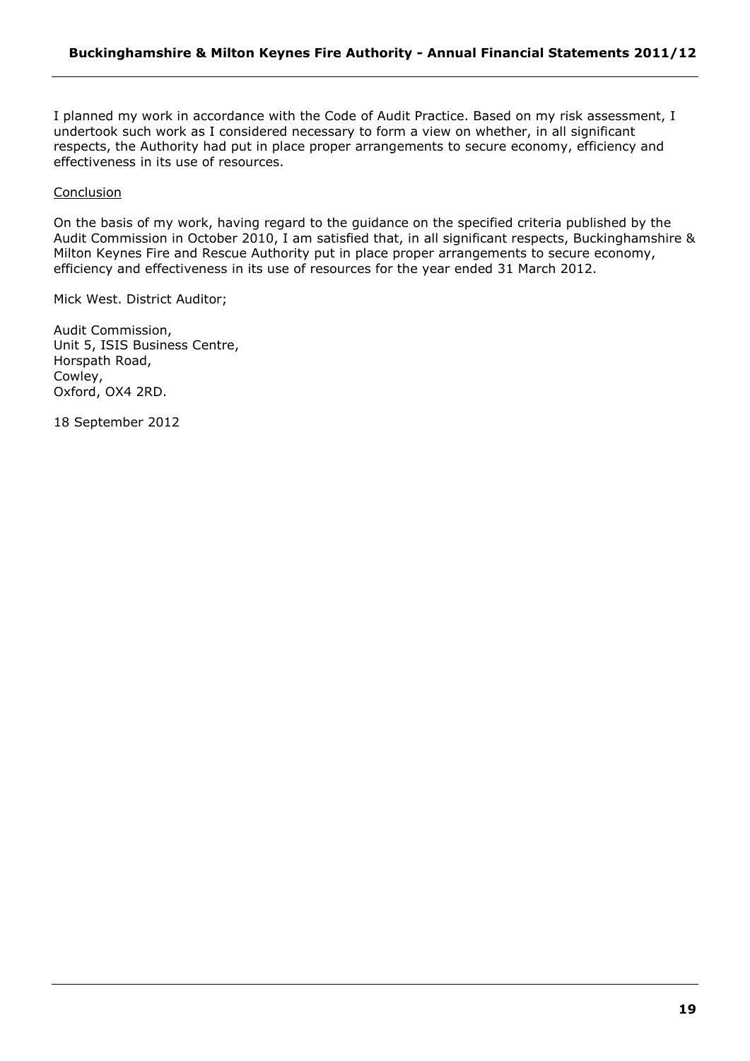I planned my work in accordance with the Code of Audit Practice. Based on my risk assessment, I undertook such work as I considered necessary to form a view on whether, in all significant respects, the Authority had put in place proper arrangements to secure economy, efficiency and effectiveness in its use of resources.

Conclusion

On the basis of my work, having regard to the guidance on the specified criteria published by the Audit Commission in October 2010, I am satisfied that, in all significant respects, Buckinghamshire & Milton Keynes Fire and Rescue Authority put in place proper arrangements to secure economy, efficiency and effectiveness in its use of resources for the year ended 31 March 2012.

Mick West. District Auditor;

Audit Commission,
Unit 5, ISIS Business Centre,
Horspath Road,
Cowley,
Oxford, OX4 2RD.

18 September 2012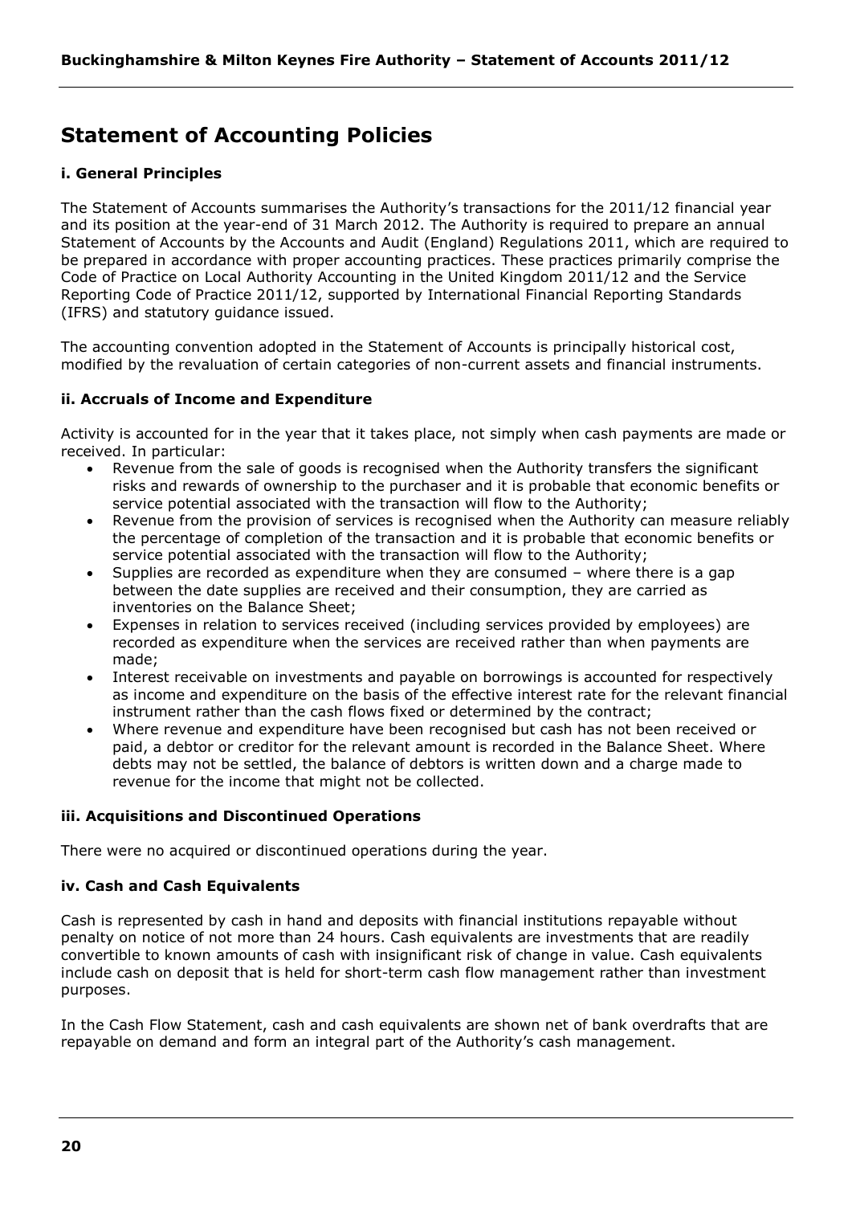# Statement of Accounting Policies

### i. General Principles

The Statement of Accounts summarises the Authority's transactions for the 2011/12 financial year and its position at the year-end of 31 March 2012. The Authority is required to prepare an annual Statement of Accounts by the Accounts and Audit (England) Regulations 2011, which are required to be prepared in accordance with proper accounting practices. These practices primarily comprise the Code of Practice on Local Authority Accounting in the United Kingdom 2011/12 and the Service Reporting Code of Practice 2011/12, supported by International Financial Reporting Standards (IFRS) and statutory guidance issued.

The accounting convention adopted in the Statement of Accounts is principally historical cost, modified by the revaluation of certain categories of non-current assets and financial instruments.

### ii. Accruals of Income and Expenditure

Activity is accounted for in the year that it takes place, not simply when cash payments are made or received. In particular:

- Revenue from the sale of goods is recognised when the Authority transfers the significant risks and rewards of ownership to the purchaser and it is probable that economic benefits or service potential associated with the transaction will flow to the Authority;
- Revenue from the provision of services is recognised when the Authority can measure reliably the percentage of completion of the transaction and it is probable that economic benefits or service potential associated with the transaction will flow to the Authority;
- Supplies are recorded as expenditure when they are consumed – where there is a gap between the date supplies are received and their consumption, they are carried as inventories on the Balance Sheet;
- Expenses in relation to services received (including services provided by employees) are recorded as expenditure when the services are received rather than when payments are made;
- Interest receivable on investments and payable on borrowings is accounted for respectively as income and expenditure on the basis of the effective interest rate for the relevant financial instrument rather than the cash flows fixed or determined by the contract;
- Where revenue and expenditure have been recognised but cash has not been received or paid, a debtor or creditor for the relevant amount is recorded in the Balance Sheet. Where debts may not be settled, the balance of debtors is written down and a charge made to revenue for the income that might not be collected.

### iii. Acquisitions and Discontinued Operations

There were no acquired or discontinued operations during the year.

### iv. Cash and Cash Equivalents

Cash is represented by cash in hand and deposits with financial institutions repayable without penalty on notice of not more than 24 hours. Cash equivalents are investments that are readily convertible to known amounts of cash with insignificant risk of change in value. Cash equivalents include cash on deposit that is held for short-term cash flow management rather than investment purposes.

In the Cash Flow Statement, cash and cash equivalents are shown net of bank overdrafts that are repayable on demand and form an integral part of the Authority's cash management.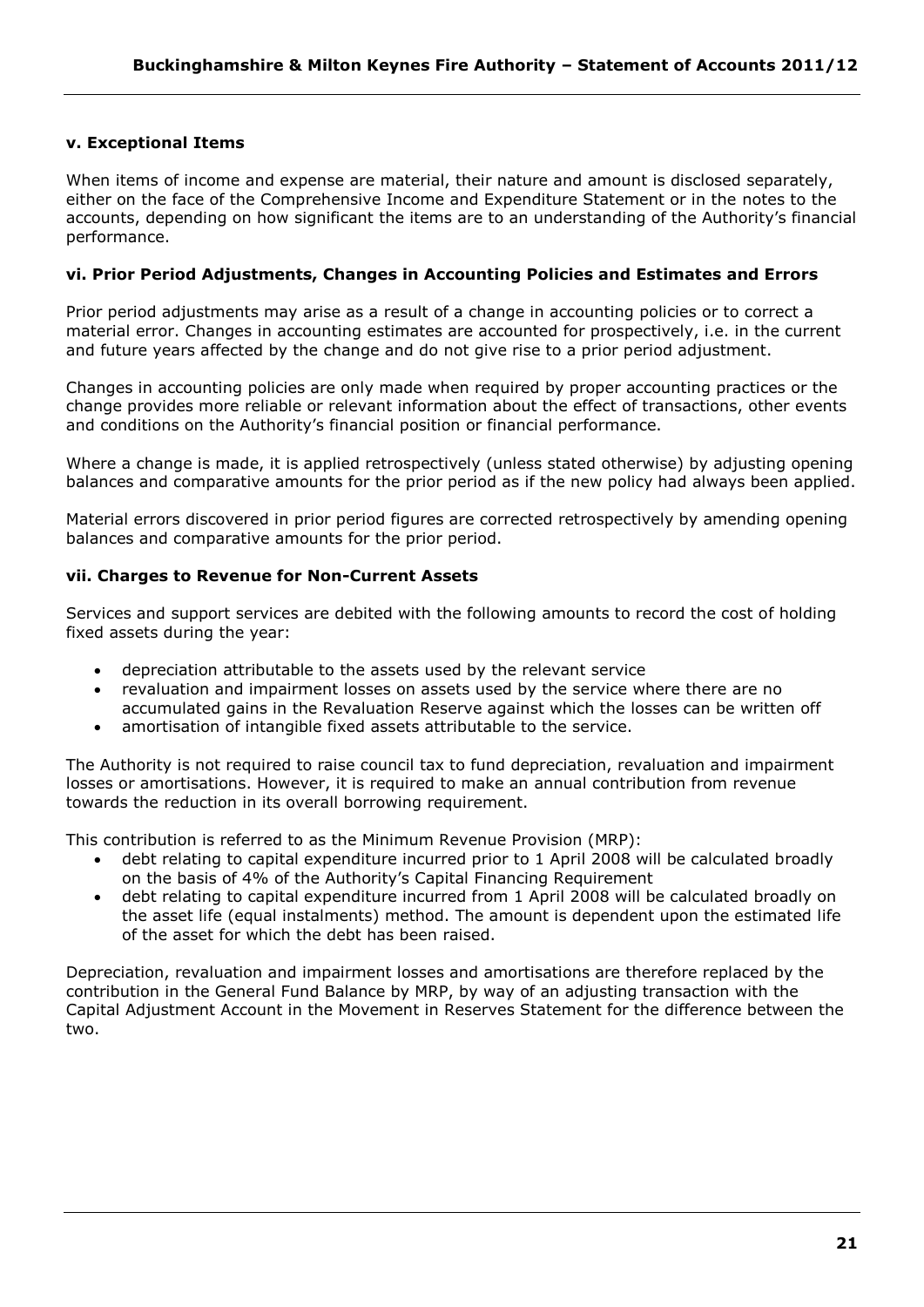### v. Exceptional Items

When items of income and expense are material, their nature and amount is disclosed separately, either on the face of the Comprehensive Income and Expenditure Statement or in the notes to the accounts, depending on how significant the items are to an understanding of the Authority's financial performance.

### vi. Prior Period Adjustments, Changes in Accounting Policies and Estimates and Errors

Prior period adjustments may arise as a result of a change in accounting policies or to correct a material error. Changes in accounting estimates are accounted for prospectively, i.e. in the current and future years affected by the change and do not give rise to a prior period adjustment.

Changes in accounting policies are only made when required by proper accounting practices or the change provides more reliable or relevant information about the effect of transactions, other events and conditions on the Authority's financial position or financial performance.

Where a change is made, it is applied retrospectively (unless stated otherwise) by adjusting opening balances and comparative amounts for the prior period as if the new policy had always been applied.

Material errors discovered in prior period figures are corrected retrospectively by amending opening balances and comparative amounts for the prior period.

### vii. Charges to Revenue for Non-Current Assets

Services and support services are debited with the following amounts to record the cost of holding fixed assets during the year:

- depreciation attributable to the assets used by the relevant service
- revaluation and impairment losses on assets used by the service where there are no accumulated gains in the Revaluation Reserve against which the losses can be written off
- amortisation of intangible fixed assets attributable to the service.

The Authority is not required to raise council tax to fund depreciation, revaluation and impairment losses or amortisations. However, it is required to make an annual contribution from revenue towards the reduction in its overall borrowing requirement.

This contribution is referred to as the Minimum Revenue Provision (MRP):

- debt relating to capital expenditure incurred prior to 1 April 2008 will be calculated broadly on the basis of 4% of the Authority's Capital Financing Requirement
- debt relating to capital expenditure incurred from 1 April 2008 will be calculated broadly on the asset life (equal instalments) method. The amount is dependent upon the estimated life of the asset for which the debt has been raised.

Depreciation, revaluation and impairment losses and amortisations are therefore replaced by the contribution in the General Fund Balance by MRP, by way of an adjusting transaction with the Capital Adjustment Account in the Movement in Reserves Statement for the difference between the two.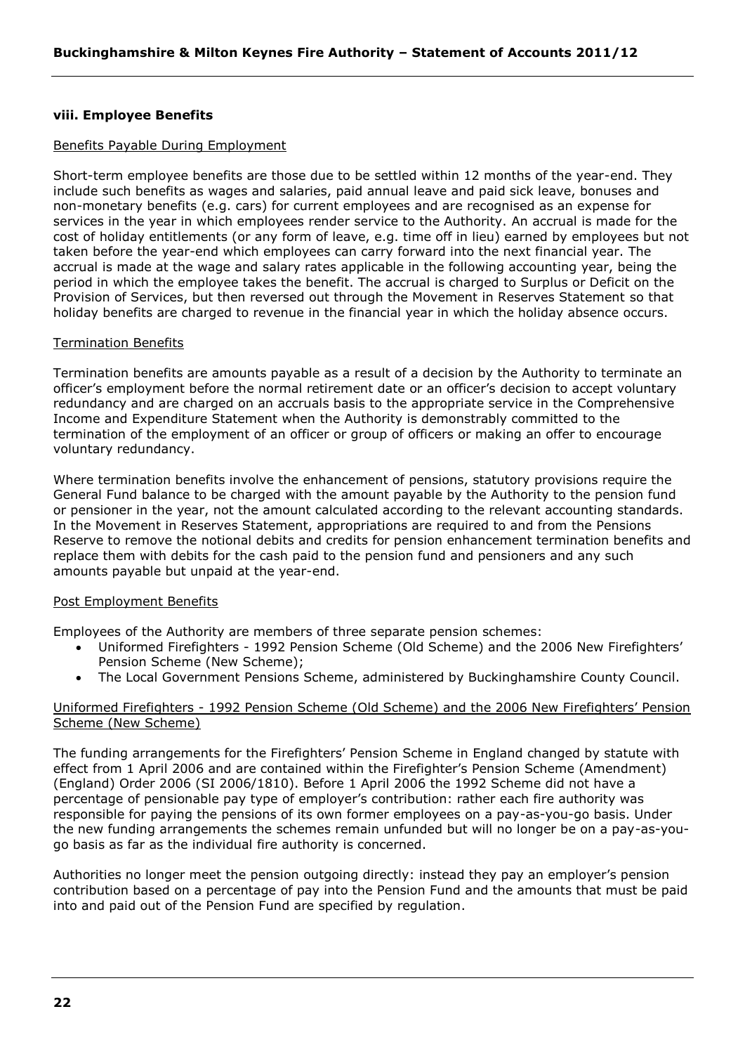### viii. Employee Benefits

<u>Benefits Payable During Employment</u>

Short-term employee benefits are those due to be settled within 12 months of the year-end. They include such benefits as wages and salaries, paid annual leave and paid sick leave, bonuses and non-monetary benefits (e.g. cars) for current employees and are recognised as an expense for services in the year in which employees render service to the Authority. An accrual is made for the cost of holiday entitlements (or any form of leave, e.g. time off in lieu) earned by employees but not taken before the year-end which employees can carry forward into the next financial year. The accrual is made at the wage and salary rates applicable in the following accounting year, being the period in which the employee takes the benefit. The accrual is charged to Surplus or Deficit on the Provision of Services, but then reversed out through the Movement in Reserves Statement so that holiday benefits are charged to revenue in the financial year in which the holiday absence occurs.

<u>Termination Benefits</u>

Termination benefits are amounts payable as a result of a decision by the Authority to terminate an officer's employment before the normal retirement date or an officer's decision to accept voluntary redundancy and are charged on an accruals basis to the appropriate service in the Comprehensive Income and Expenditure Statement when the Authority is demonstrably committed to the termination of the employment of an officer or group of officers or making an offer to encourage voluntary redundancy.

Where termination benefits involve the enhancement of pensions, statutory provisions require the General Fund balance to be charged with the amount payable by the Authority to the pension fund or pensioner in the year, not the amount calculated according to the relevant accounting standards. In the Movement in Reserves Statement, appropriations are required to and from the Pensions Reserve to remove the notional debits and credits for pension enhancement termination benefits and replace them with debits for the cash paid to the pension fund and pensioners and any such amounts payable but unpaid at the year-end.

<u>Post Employment Benefits</u>

Employees of the Authority are members of three separate pension schemes:

- Uniformed Firefighters - 1992 Pension Scheme (Old Scheme) and the 2006 New Firefighters' Pension Scheme (New Scheme);
- The Local Government Pensions Scheme, administered by Buckinghamshire County Council.

<u>Uniformed Firefighters - 1992 Pension Scheme (Old Scheme) and the 2006 New Firefighters' Pension Scheme (New Scheme)</u>

The funding arrangements for the Firefighters' Pension Scheme in England changed by statute with effect from 1 April 2006 and are contained within the Firefighter's Pension Scheme (Amendment) (England) Order 2006 (SI 2006/1810). Before 1 April 2006 the 1992 Scheme did not have a percentage of pensionable pay type of employer's contribution: rather each fire authority was responsible for paying the pensions of its own former employees on a pay-as-you-go basis. Under the new funding arrangements the schemes remain unfunded but will no longer be on a pay-as-you-go basis as far as the individual fire authority is concerned.

Authorities no longer meet the pension outgoing directly: instead they pay an employer's pension contribution based on a percentage of pay into the Pension Fund and the amounts that must be paid into and paid out of the Pension Fund are specified by regulation.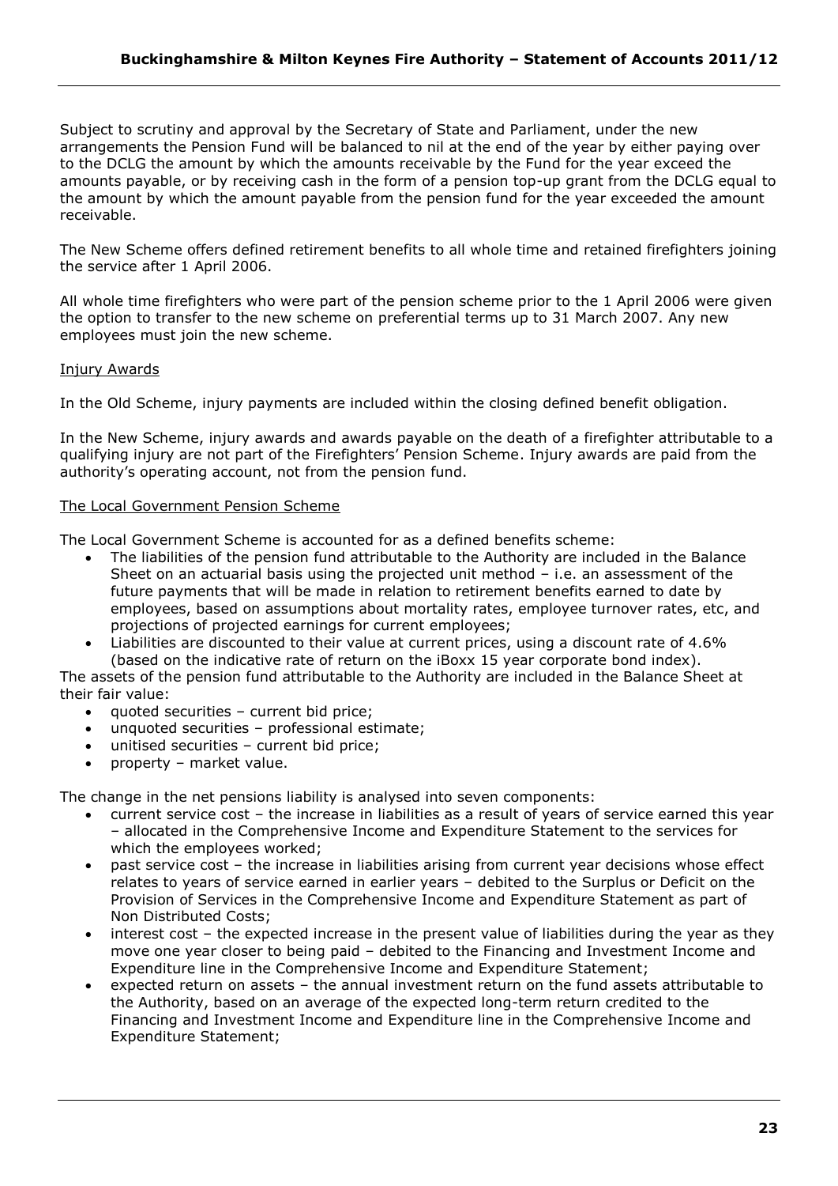Subject to scrutiny and approval by the Secretary of State and Parliament, under the new arrangements the Pension Fund will be balanced to nil at the end of the year by either paying over to the DCLG the amount by which the amounts receivable by the Fund for the year exceed the amounts payable, or by receiving cash in the form of a pension top-up grant from the DCLG equal to the amount by which the amount payable from the pension fund for the year exceeded the amount receivable.

The New Scheme offers defined retirement benefits to all whole time and retained firefighters joining the service after 1 April 2006.

All whole time firefighters who were part of the pension scheme prior to the 1 April 2006 were given the option to transfer to the new scheme on preferential terms up to 31 March 2007. Any new employees must join the new scheme.

Injury Awards

In the Old Scheme, injury payments are included within the closing defined benefit obligation.

In the New Scheme, injury awards and awards payable on the death of a firefighter attributable to a qualifying injury are not part of the Firefighters' Pension Scheme. Injury awards are paid from the authority's operating account, not from the pension fund.

The Local Government Pension Scheme

The Local Government Scheme is accounted for as a defined benefits scheme:

- The liabilities of the pension fund attributable to the Authority are included in the Balance Sheet on an actuarial basis using the projected unit method – i.e. an assessment of the future payments that will be made in relation to retirement benefits earned to date by employees, based on assumptions about mortality rates, employee turnover rates, etc, and projections of projected earnings for current employees;
- Liabilities are discounted to their value at current prices, using a discount rate of 4.6% (based on the indicative rate of return on the iBoxx 15 year corporate bond index).

The assets of the pension fund attributable to the Authority are included in the Balance Sheet at their fair value:

- quoted securities – current bid price;
- unquoted securities – professional estimate;
- unitised securities – current bid price;
- property – market value.

The change in the net pensions liability is analysed into seven components:

- current service cost – the increase in liabilities as a result of years of service earned this year – allocated in the Comprehensive Income and Expenditure Statement to the services for which the employees worked;
- past service cost – the increase in liabilities arising from current year decisions whose effect relates to years of service earned in earlier years – debited to the Surplus or Deficit on the Provision of Services in the Comprehensive Income and Expenditure Statement as part of Non Distributed Costs;
- interest cost – the expected increase in the present value of liabilities during the year as they move one year closer to being paid – debited to the Financing and Investment Income and Expenditure line in the Comprehensive Income and Expenditure Statement;
- expected return on assets – the annual investment return on the fund assets attributable to the Authority, based on an average of the expected long-term return credited to the Financing and Investment Income and Expenditure line in the Comprehensive Income and Expenditure Statement;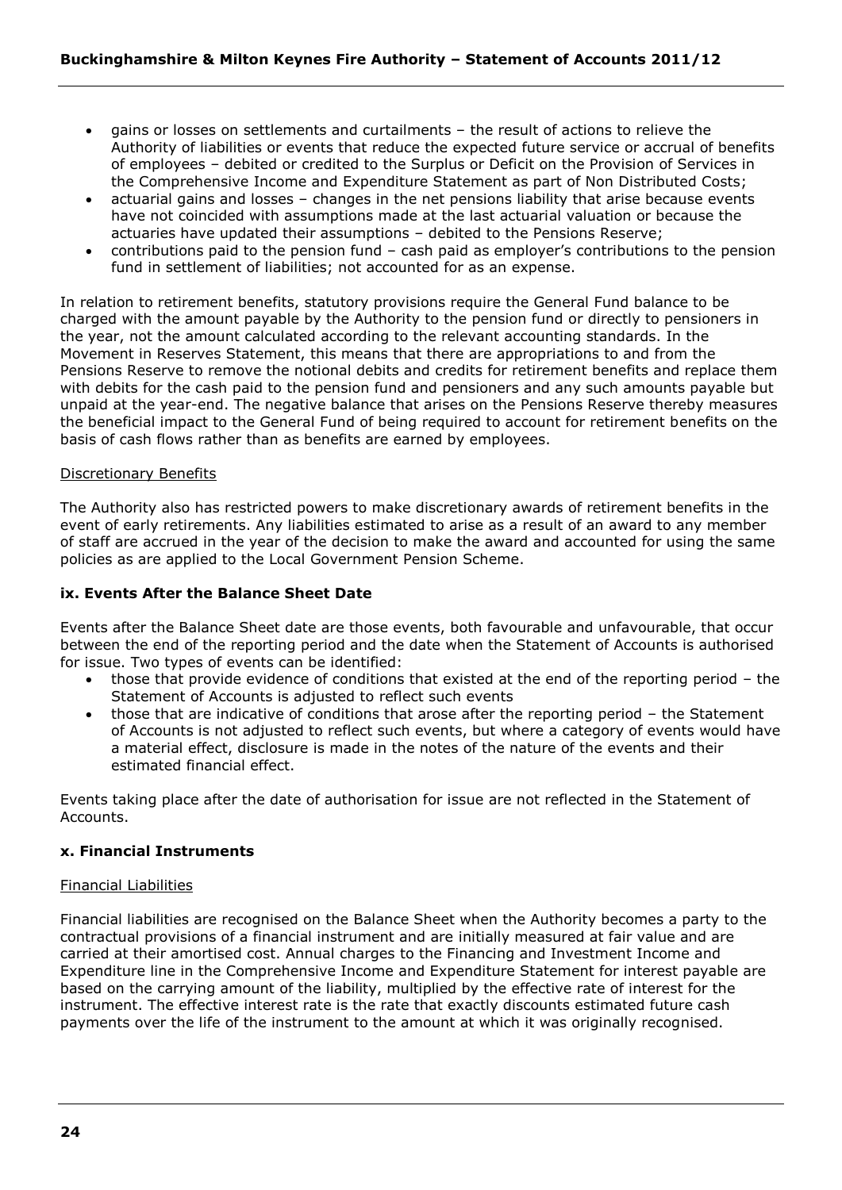- gains or losses on settlements and curtailments – the result of actions to relieve the Authority of liabilities or events that reduce the expected future service or accrual of benefits of employees – debited or credited to the Surplus or Deficit on the Provision of Services in the Comprehensive Income and Expenditure Statement as part of Non Distributed Costs;
- actuarial gains and losses – changes in the net pensions liability that arise because events have not coincided with assumptions made at the last actuarial valuation or because the actuaries have updated their assumptions – debited to the Pensions Reserve;
- contributions paid to the pension fund – cash paid as employer's contributions to the pension fund in settlement of liabilities; not accounted for as an expense.

In relation to retirement benefits, statutory provisions require the General Fund balance to be charged with the amount payable by the Authority to the pension fund or directly to pensioners in the year, not the amount calculated according to the relevant accounting standards. In the Movement in Reserves Statement, this means that there are appropriations to and from the Pensions Reserve to remove the notional debits and credits for retirement benefits and replace them with debits for the cash paid to the pension fund and pensioners and any such amounts payable but unpaid at the year-end. The negative balance that arises on the Pensions Reserve thereby measures the beneficial impact to the General Fund of being required to account for retirement benefits on the basis of cash flows rather than as benefits are earned by employees.

Discretionary Benefits

The Authority also has restricted powers to make discretionary awards of retirement benefits in the event of early retirements. Any liabilities estimated to arise as a result of an award to any member of staff are accrued in the year of the decision to make the award and accounted for using the same policies as are applied to the Local Government Pension Scheme.

### ix. Events After the Balance Sheet Date

Events after the Balance Sheet date are those events, both favourable and unfavourable, that occur between the end of the reporting period and the date when the Statement of Accounts is authorised for issue. Two types of events can be identified:

- those that provide evidence of conditions that existed at the end of the reporting period – the Statement of Accounts is adjusted to reflect such events
- those that are indicative of conditions that arose after the reporting period – the Statement of Accounts is not adjusted to reflect such events, but where a category of events would have a material effect, disclosure is made in the notes of the nature of the events and their estimated financial effect.

Events taking place after the date of authorisation for issue are not reflected in the Statement of Accounts.

### x. Financial Instruments

Financial Liabilities

Financial liabilities are recognised on the Balance Sheet when the Authority becomes a party to the contractual provisions of a financial instrument and are initially measured at fair value and are carried at their amortised cost. Annual charges to the Financing and Investment Income and Expenditure line in the Comprehensive Income and Expenditure Statement for interest payable are based on the carrying amount of the liability, multiplied by the effective rate of interest for the instrument. The effective interest rate is the rate that exactly discounts estimated future cash payments over the life of the instrument to the amount at which it was originally recognised.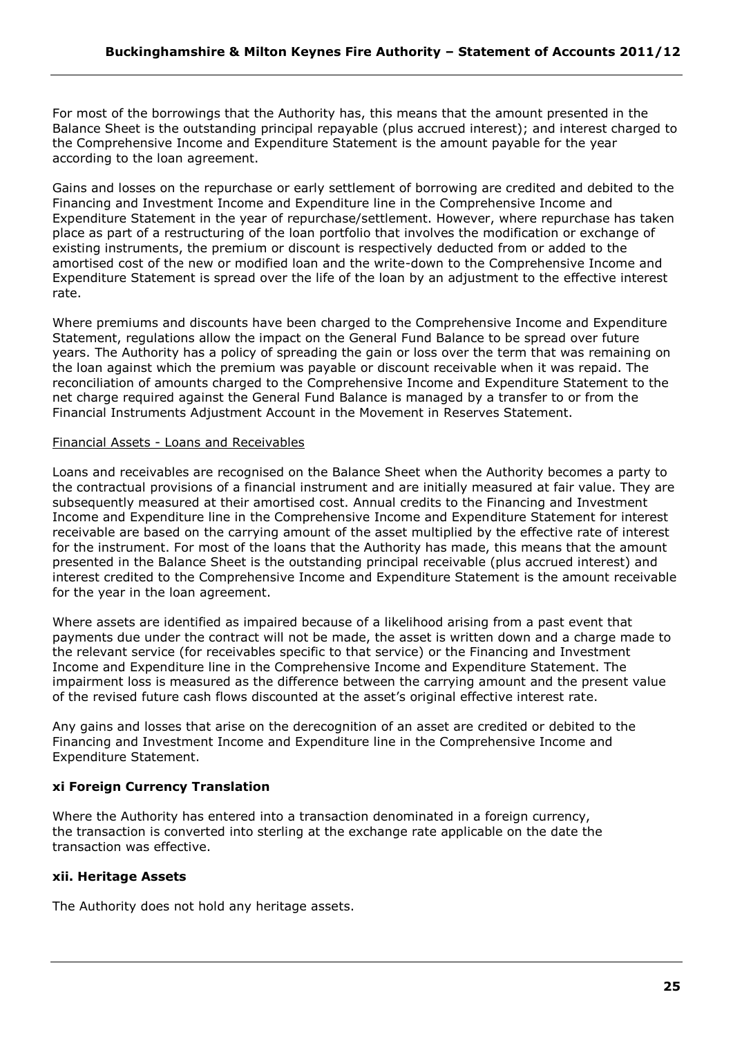For most of the borrowings that the Authority has, this means that the amount presented in the Balance Sheet is the outstanding principal repayable (plus accrued interest); and interest charged to the Comprehensive Income and Expenditure Statement is the amount payable for the year according to the loan agreement.

Gains and losses on the repurchase or early settlement of borrowing are credited and debited to the Financing and Investment Income and Expenditure line in the Comprehensive Income and Expenditure Statement in the year of repurchase/settlement. However, where repurchase has taken place as part of a restructuring of the loan portfolio that involves the modification or exchange of existing instruments, the premium or discount is respectively deducted from or added to the amortised cost of the new or modified loan and the write-down to the Comprehensive Income and Expenditure Statement is spread over the life of the loan by an adjustment to the effective interest rate.

Where premiums and discounts have been charged to the Comprehensive Income and Expenditure Statement, regulations allow the impact on the General Fund Balance to be spread over future years. The Authority has a policy of spreading the gain or loss over the term that was remaining on the loan against which the premium was payable or discount receivable when it was repaid. The reconciliation of amounts charged to the Comprehensive Income and Expenditure Statement to the net charge required against the General Fund Balance is managed by a transfer to or from the Financial Instruments Adjustment Account in the Movement in Reserves Statement.

Financial Assets - Loans and Receivables

Loans and receivables are recognised on the Balance Sheet when the Authority becomes a party to the contractual provisions of a financial instrument and are initially measured at fair value. They are subsequently measured at their amortised cost. Annual credits to the Financing and Investment Income and Expenditure line in the Comprehensive Income and Expenditure Statement for interest receivable are based on the carrying amount of the asset multiplied by the effective rate of interest for the instrument. For most of the loans that the Authority has made, this means that the amount presented in the Balance Sheet is the outstanding principal receivable (plus accrued interest) and interest credited to the Comprehensive Income and Expenditure Statement is the amount receivable for the year in the loan agreement.

Where assets are identified as impaired because of a likelihood arising from a past event that payments due under the contract will not be made, the asset is written down and a charge made to the relevant service (for receivables specific to that service) or the Financing and Investment Income and Expenditure line in the Comprehensive Income and Expenditure Statement. The impairment loss is measured as the difference between the carrying amount and the present value of the revised future cash flows discounted at the asset's original effective interest rate.

Any gains and losses that arise on the derecognition of an asset are credited or debited to the Financing and Investment Income and Expenditure line in the Comprehensive Income and Expenditure Statement.

### xi Foreign Currency Translation

Where the Authority has entered into a transaction denominated in a foreign currency, the transaction is converted into sterling at the exchange rate applicable on the date the transaction was effective.

### xii. Heritage Assets

The Authority does not hold any heritage assets.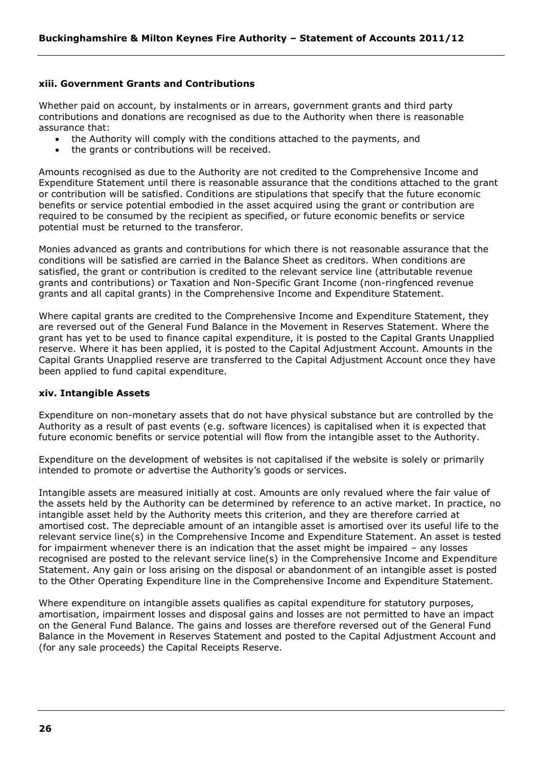### xiii. Government Grants and Contributions

Whether paid on account, by instalments or in arrears, government grants and third party contributions and donations are recognised as due to the Authority when there is reasonable assurance that:

- the Authority will comply with the conditions attached to the payments, and
- the grants or contributions will be received.

Amounts recognised as due to the Authority are not credited to the Comprehensive Income and Expenditure Statement until there is reasonable assurance that the conditions attached to the grant or contribution will be satisfied. Conditions are stipulations that specify that the future economic benefits or service potential embodied in the asset acquired using the grant or contribution are required to be consumed by the recipient as specified, or future economic benefits or service potential must be returned to the transferor.

Monies advanced as grants and contributions for which there is not reasonable assurance that the conditions will be satisfied are carried in the Balance Sheet as creditors. When conditions are satisfied, the grant or contribution is credited to the relevant service line (attributable revenue grants and contributions) or Taxation and Non-Specific Grant Income (non-ringfenced revenue grants and all capital grants) in the Comprehensive Income and Expenditure Statement.

Where capital grants are credited to the Comprehensive Income and Expenditure Statement, they are reversed out of the General Fund Balance in the Movement in Reserves Statement. Where the grant has yet to be used to finance capital expenditure, it is posted to the Capital Grants Unapplied reserve. Where it has been applied, it is posted to the Capital Adjustment Account. Amounts in the Capital Grants Unapplied reserve are transferred to the Capital Adjustment Account once they have been applied to fund capital expenditure.

### xiv. Intangible Assets

Expenditure on non-monetary assets that do not have physical substance but are controlled by the Authority as a result of past events (e.g. software licences) is capitalised when it is expected that future economic benefits or service potential will flow from the intangible asset to the Authority.

Expenditure on the development of websites is not capitalised if the website is solely or primarily intended to promote or advertise the Authority's goods or services.

Intangible assets are measured initially at cost. Amounts are only revalued where the fair value of the assets held by the Authority can be determined by reference to an active market. In practice, no intangible asset held by the Authority meets this criterion, and they are therefore carried at amortised cost. The depreciable amount of an intangible asset is amortised over its useful life to the relevant service line(s) in the Comprehensive Income and Expenditure Statement. An asset is tested for impairment whenever there is an indication that the asset might be impaired – any losses recognised are posted to the relevant service line(s) in the Comprehensive Income and Expenditure Statement. Any gain or loss arising on the disposal or abandonment of an intangible asset is posted to the Other Operating Expenditure line in the Comprehensive Income and Expenditure Statement.

Where expenditure on intangible assets qualifies as capital expenditure for statutory purposes, amortisation, impairment losses and disposal gains and losses are not permitted to have an impact on the General Fund Balance. The gains and losses are therefore reversed out of the General Fund Balance in the Movement in Reserves Statement and posted to the Capital Adjustment Account and (for any sale proceeds) the Capital Receipts Reserve.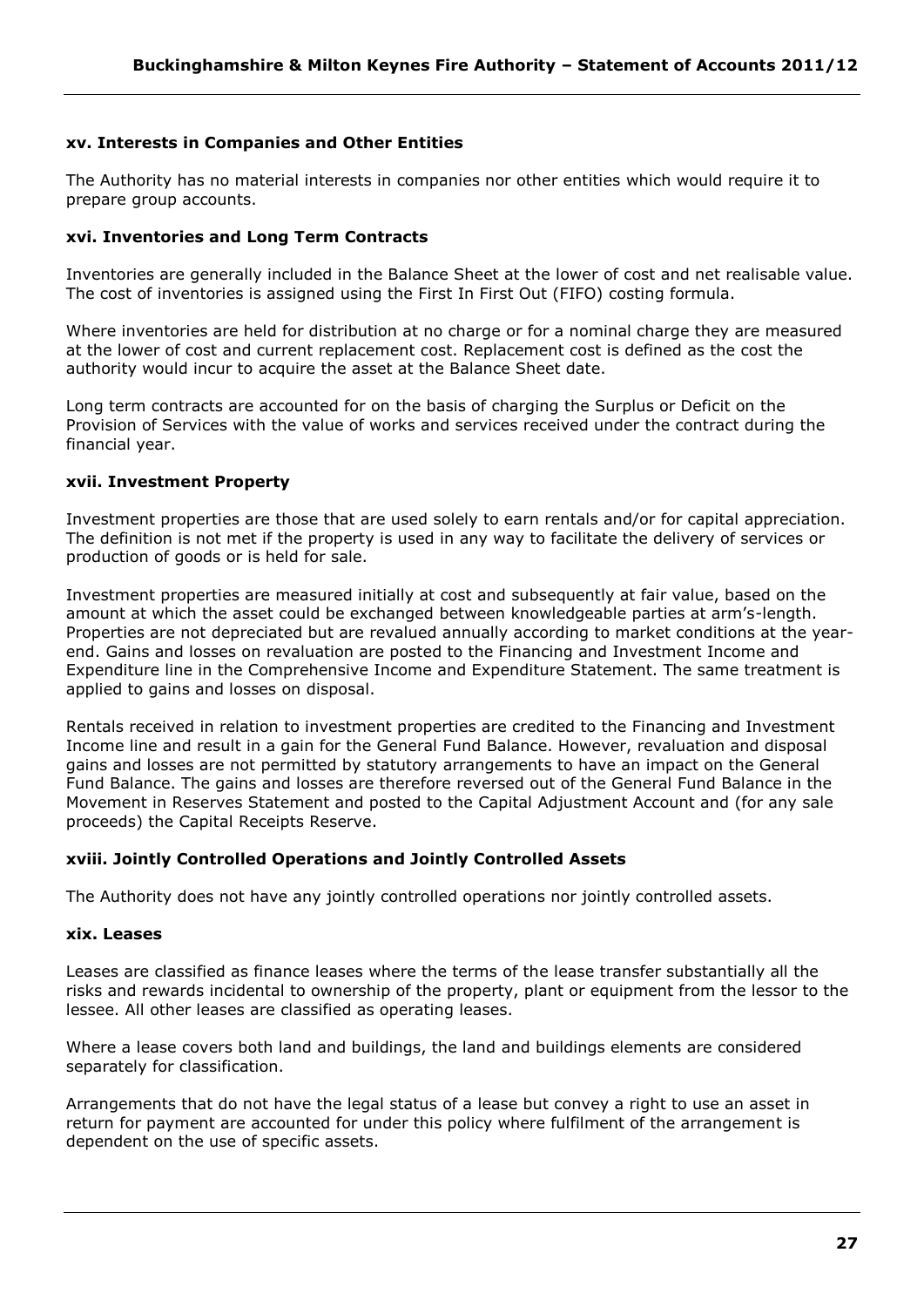### xv. Interests in Companies and Other Entities

The Authority has no material interests in companies nor other entities which would require it to prepare group accounts.

### xvi. Inventories and Long Term Contracts

Inventories are generally included in the Balance Sheet at the lower of cost and net realisable value. The cost of inventories is assigned using the First In First Out (FIFO) costing formula.

Where inventories are held for distribution at no charge or for a nominal charge they are measured at the lower of cost and current replacement cost. Replacement cost is defined as the cost the authority would incur to acquire the asset at the Balance Sheet date.

Long term contracts are accounted for on the basis of charging the Surplus or Deficit on the Provision of Services with the value of works and services received under the contract during the financial year.

### xvii. Investment Property

Investment properties are those that are used solely to earn rentals and/or for capital appreciation. The definition is not met if the property is used in any way to facilitate the delivery of services or production of goods or is held for sale.

Investment properties are measured initially at cost and subsequently at fair value, based on the amount at which the asset could be exchanged between knowledgeable parties at arm's-length. Properties are not depreciated but are revalued annually according to market conditions at the year-end. Gains and losses on revaluation are posted to the Financing and Investment Income and Expenditure line in the Comprehensive Income and Expenditure Statement. The same treatment is applied to gains and losses on disposal.

Rentals received in relation to investment properties are credited to the Financing and Investment Income line and result in a gain for the General Fund Balance. However, revaluation and disposal gains and losses are not permitted by statutory arrangements to have an impact on the General Fund Balance. The gains and losses are therefore reversed out of the General Fund Balance in the Movement in Reserves Statement and posted to the Capital Adjustment Account and (for any sale proceeds) the Capital Receipts Reserve.

### xviii. Jointly Controlled Operations and Jointly Controlled Assets

The Authority does not have any jointly controlled operations nor jointly controlled assets.

### xix. Leases

Leases are classified as finance leases where the terms of the lease transfer substantially all the risks and rewards incidental to ownership of the property, plant or equipment from the lessor to the lessee. All other leases are classified as operating leases.

Where a lease covers both land and buildings, the land and buildings elements are considered separately for classification.

Arrangements that do not have the legal status of a lease but convey a right to use an asset in return for payment are accounted for under this policy where fulfilment of the arrangement is dependent on the use of specific assets.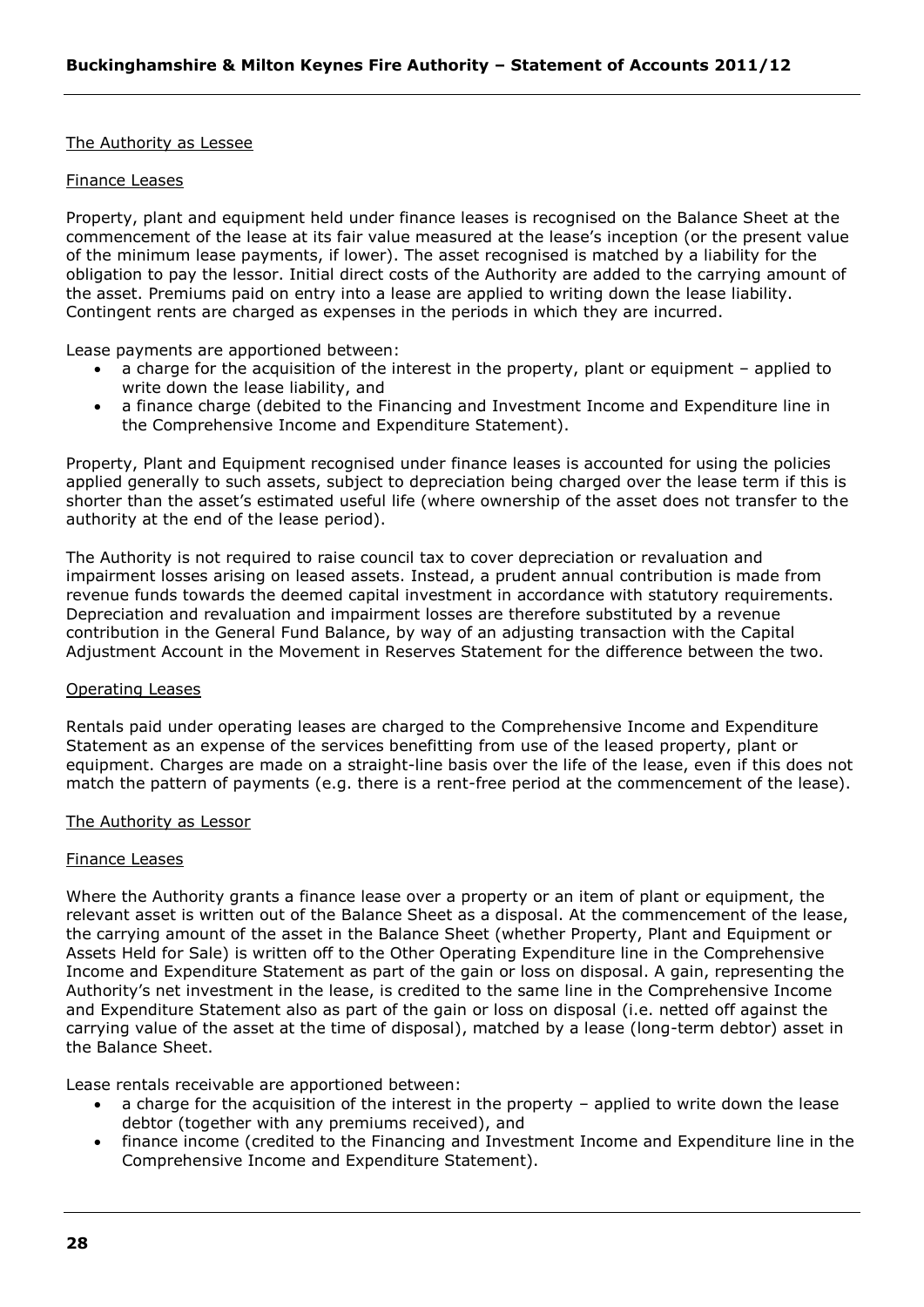The Authority as Lessee

Finance Leases

Property, plant and equipment held under finance leases is recognised on the Balance Sheet at the commencement of the lease at its fair value measured at the lease's inception (or the present value of the minimum lease payments, if lower). The asset recognised is matched by a liability for the obligation to pay the lessor. Initial direct costs of the Authority are added to the carrying amount of the asset. Premiums paid on entry into a lease are applied to writing down the lease liability. Contingent rents are charged as expenses in the periods in which they are incurred.

Lease payments are apportioned between:

- a charge for the acquisition of the interest in the property, plant or equipment – applied to write down the lease liability, and
- a finance charge (debited to the Financing and Investment Income and Expenditure line in the Comprehensive Income and Expenditure Statement).

Property, Plant and Equipment recognised under finance leases is accounted for using the policies applied generally to such assets, subject to depreciation being charged over the lease term if this is shorter than the asset's estimated useful life (where ownership of the asset does not transfer to the authority at the end of the lease period).

The Authority is not required to raise council tax to cover depreciation or revaluation and impairment losses arising on leased assets. Instead, a prudent annual contribution is made from revenue funds towards the deemed capital investment in accordance with statutory requirements. Depreciation and revaluation and impairment losses are therefore substituted by a revenue contribution in the General Fund Balance, by way of an adjusting transaction with the Capital Adjustment Account in the Movement in Reserves Statement for the difference between the two.

Operating Leases

Rentals paid under operating leases are charged to the Comprehensive Income and Expenditure Statement as an expense of the services benefitting from use of the leased property, plant or equipment. Charges are made on a straight-line basis over the life of the lease, even if this does not match the pattern of payments (e.g. there is a rent-free period at the commencement of the lease).

The Authority as Lessor

Finance Leases

Where the Authority grants a finance lease over a property or an item of plant or equipment, the relevant asset is written out of the Balance Sheet as a disposal. At the commencement of the lease, the carrying amount of the asset in the Balance Sheet (whether Property, Plant and Equipment or Assets Held for Sale) is written off to the Other Operating Expenditure line in the Comprehensive Income and Expenditure Statement as part of the gain or loss on disposal. A gain, representing the Authority's net investment in the lease, is credited to the same line in the Comprehensive Income and Expenditure Statement also as part of the gain or loss on disposal (i.e. netted off against the carrying value of the asset at the time of disposal), matched by a lease (long-term debtor) asset in the Balance Sheet.

Lease rentals receivable are apportioned between:

- a charge for the acquisition of the interest in the property – applied to write down the lease debtor (together with any premiums received), and
- finance income (credited to the Financing and Investment Income and Expenditure line in the Comprehensive Income and Expenditure Statement).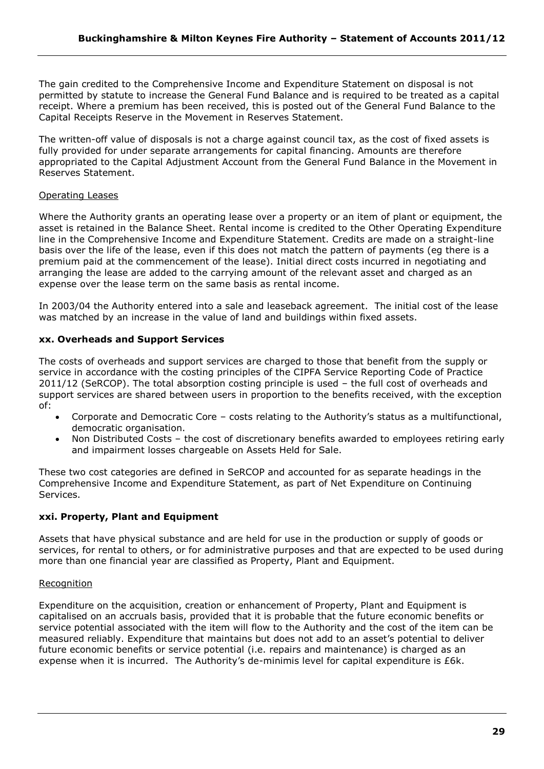The gain credited to the Comprehensive Income and Expenditure Statement on disposal is not permitted by statute to increase the General Fund Balance and is required to be treated as a capital receipt. Where a premium has been received, this is posted out of the General Fund Balance to the Capital Receipts Reserve in the Movement in Reserves Statement.

The written-off value of disposals is not a charge against council tax, as the cost of fixed assets is fully provided for under separate arrangements for capital financing. Amounts are therefore appropriated to the Capital Adjustment Account from the General Fund Balance in the Movement in Reserves Statement.

Operating Leases

Where the Authority grants an operating lease over a property or an item of plant or equipment, the asset is retained in the Balance Sheet. Rental income is credited to the Other Operating Expenditure line in the Comprehensive Income and Expenditure Statement. Credits are made on a straight-line basis over the life of the lease, even if this does not match the pattern of payments (eg there is a premium paid at the commencement of the lease). Initial direct costs incurred in negotiating and arranging the lease are added to the carrying amount of the relevant asset and charged as an expense over the lease term on the same basis as rental income.

In 2003/04 the Authority entered into a sale and leaseback agreement. The initial cost of the lease was matched by an increase in the value of land and buildings within fixed assets.

**xx. Overheads and Support Services**

The costs of overheads and support services are charged to those that benefit from the supply or service in accordance with the costing principles of the CIPFA Service Reporting Code of Practice 2011/12 (SeRCOP). The total absorption costing principle is used – the full cost of overheads and support services are shared between users in proportion to the benefits received, with the exception of:

- Corporate and Democratic Core – costs relating to the Authority's status as a multifunctional, democratic organisation.
- Non Distributed Costs – the cost of discretionary benefits awarded to employees retiring early and impairment losses chargeable on Assets Held for Sale.

These two cost categories are defined in SeRCOP and accounted for as separate headings in the Comprehensive Income and Expenditure Statement, as part of Net Expenditure on Continuing Services.

**xxi. Property, Plant and Equipment**

Assets that have physical substance and are held for use in the production or supply of goods or services, for rental to others, or for administrative purposes and that are expected to be used during more than one financial year are classified as Property, Plant and Equipment.

Recognition

Expenditure on the acquisition, creation or enhancement of Property, Plant and Equipment is capitalised on an accruals basis, provided that it is probable that the future economic benefits or service potential associated with the item will flow to the Authority and the cost of the item can be measured reliably. Expenditure that maintains but does not add to an asset's potential to deliver future economic benefits or service potential (i.e. repairs and maintenance) is charged as an expense when it is incurred. The Authority's de-minimis level for capital expenditure is £6k.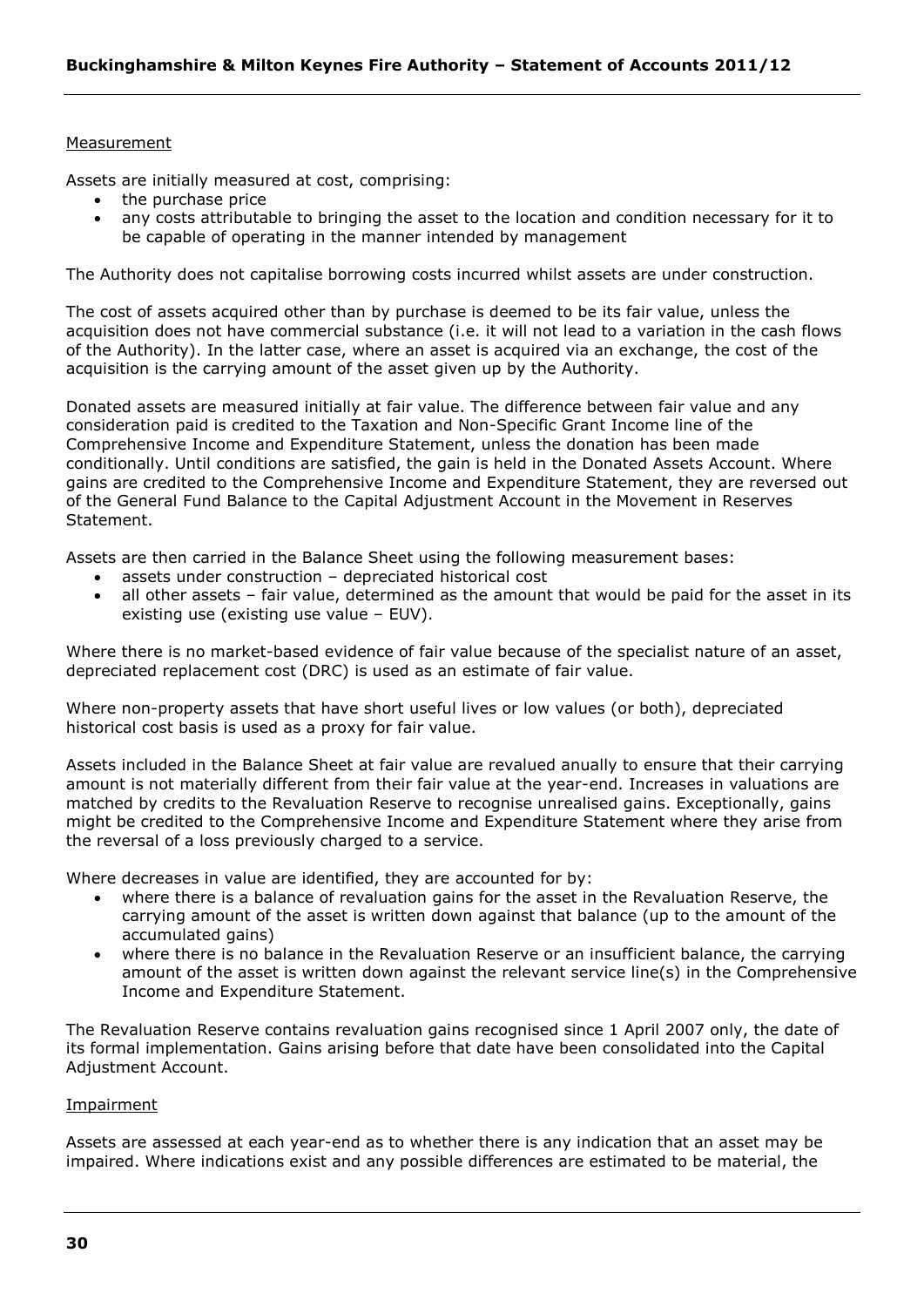Measurement

Assets are initially measured at cost, comprising:

- the purchase price
- any costs attributable to bringing the asset to the location and condition necessary for it to be capable of operating in the manner intended by management

The Authority does not capitalise borrowing costs incurred whilst assets are under construction.

The cost of assets acquired other than by purchase is deemed to be its fair value, unless the acquisition does not have commercial substance (i.e. it will not lead to a variation in the cash flows of the Authority). In the latter case, where an asset is acquired via an exchange, the cost of the acquisition is the carrying amount of the asset given up by the Authority.

Donated assets are measured initially at fair value. The difference between fair value and any consideration paid is credited to the Taxation and Non-Specific Grant Income line of the Comprehensive Income and Expenditure Statement, unless the donation has been made conditionally. Until conditions are satisfied, the gain is held in the Donated Assets Account. Where gains are credited to the Comprehensive Income and Expenditure Statement, they are reversed out of the General Fund Balance to the Capital Adjustment Account in the Movement in Reserves Statement.

Assets are then carried in the Balance Sheet using the following measurement bases:

- assets under construction – depreciated historical cost
- all other assets – fair value, determined as the amount that would be paid for the asset in its existing use (existing use value – EUV).

Where there is no market-based evidence of fair value because of the specialist nature of an asset, depreciated replacement cost (DRC) is used as an estimate of fair value.

Where non-property assets that have short useful lives or low values (or both), depreciated historical cost basis is used as a proxy for fair value.

Assets included in the Balance Sheet at fair value are revalued anually to ensure that their carrying amount is not materially different from their fair value at the year-end. Increases in valuations are matched by credits to the Revaluation Reserve to recognise unrealised gains. Exceptionally, gains might be credited to the Comprehensive Income and Expenditure Statement where they arise from the reversal of a loss previously charged to a service.

Where decreases in value are identified, they are accounted for by:

- where there is a balance of revaluation gains for the asset in the Revaluation Reserve, the carrying amount of the asset is written down against that balance (up to the amount of the accumulated gains)
- where there is no balance in the Revaluation Reserve or an insufficient balance, the carrying amount of the asset is written down against the relevant service line(s) in the Comprehensive Income and Expenditure Statement.

The Revaluation Reserve contains revaluation gains recognised since 1 April 2007 only, the date of its formal implementation. Gains arising before that date have been consolidated into the Capital Adjustment Account.

Impairment

Assets are assessed at each year-end as to whether there is any indication that an asset may be impaired. Where indications exist and any possible differences are estimated to be material, the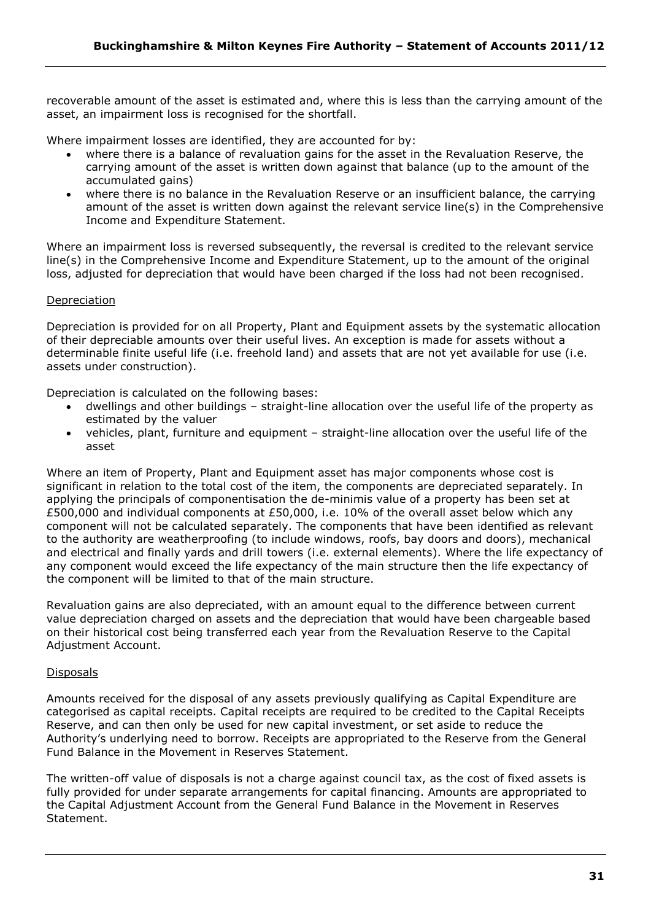recoverable amount of the asset is estimated and, where this is less than the carrying amount of the asset, an impairment loss is recognised for the shortfall.

Where impairment losses are identified, they are accounted for by:

- where there is a balance of revaluation gains for the asset in the Revaluation Reserve, the carrying amount of the asset is written down against that balance (up to the amount of the accumulated gains)
- where there is no balance in the Revaluation Reserve or an insufficient balance, the carrying amount of the asset is written down against the relevant service line(s) in the Comprehensive Income and Expenditure Statement.

Where an impairment loss is reversed subsequently, the reversal is credited to the relevant service line(s) in the Comprehensive Income and Expenditure Statement, up to the amount of the original loss, adjusted for depreciation that would have been charged if the loss had not been recognised.

Depreciation

Depreciation is provided for on all Property, Plant and Equipment assets by the systematic allocation of their depreciable amounts over their useful lives. An exception is made for assets without a determinable finite useful life (i.e. freehold land) and assets that are not yet available for use (i.e. assets under construction).

Depreciation is calculated on the following bases:

- dwellings and other buildings – straight-line allocation over the useful life of the property as estimated by the valuer
- vehicles, plant, furniture and equipment – straight-line allocation over the useful life of the asset

Where an item of Property, Plant and Equipment asset has major components whose cost is significant in relation to the total cost of the item, the components are depreciated separately. In applying the principals of componentisation the de-minimis value of a property has been set at £500,000 and individual components at £50,000, i.e. 10% of the overall asset below which any component will not be calculated separately. The components that have been identified as relevant to the authority are weatherproofing (to include windows, roofs, bay doors and doors), mechanical and electrical and finally yards and drill towers (i.e. external elements). Where the life expectancy of any component would exceed the life expectancy of the main structure then the life expectancy of the component will be limited to that of the main structure.

Revaluation gains are also depreciated, with an amount equal to the difference between current value depreciation charged on assets and the depreciation that would have been chargeable based on their historical cost being transferred each year from the Revaluation Reserve to the Capital Adjustment Account.

Disposals

Amounts received for the disposal of any assets previously qualifying as Capital Expenditure are categorised as capital receipts. Capital receipts are required to be credited to the Capital Receipts Reserve, and can then only be used for new capital investment, or set aside to reduce the Authority's underlying need to borrow. Receipts are appropriated to the Reserve from the General Fund Balance in the Movement in Reserves Statement.

The written-off value of disposals is not a charge against council tax, as the cost of fixed assets is fully provided for under separate arrangements for capital financing. Amounts are appropriated to the Capital Adjustment Account from the General Fund Balance in the Movement in Reserves Statement.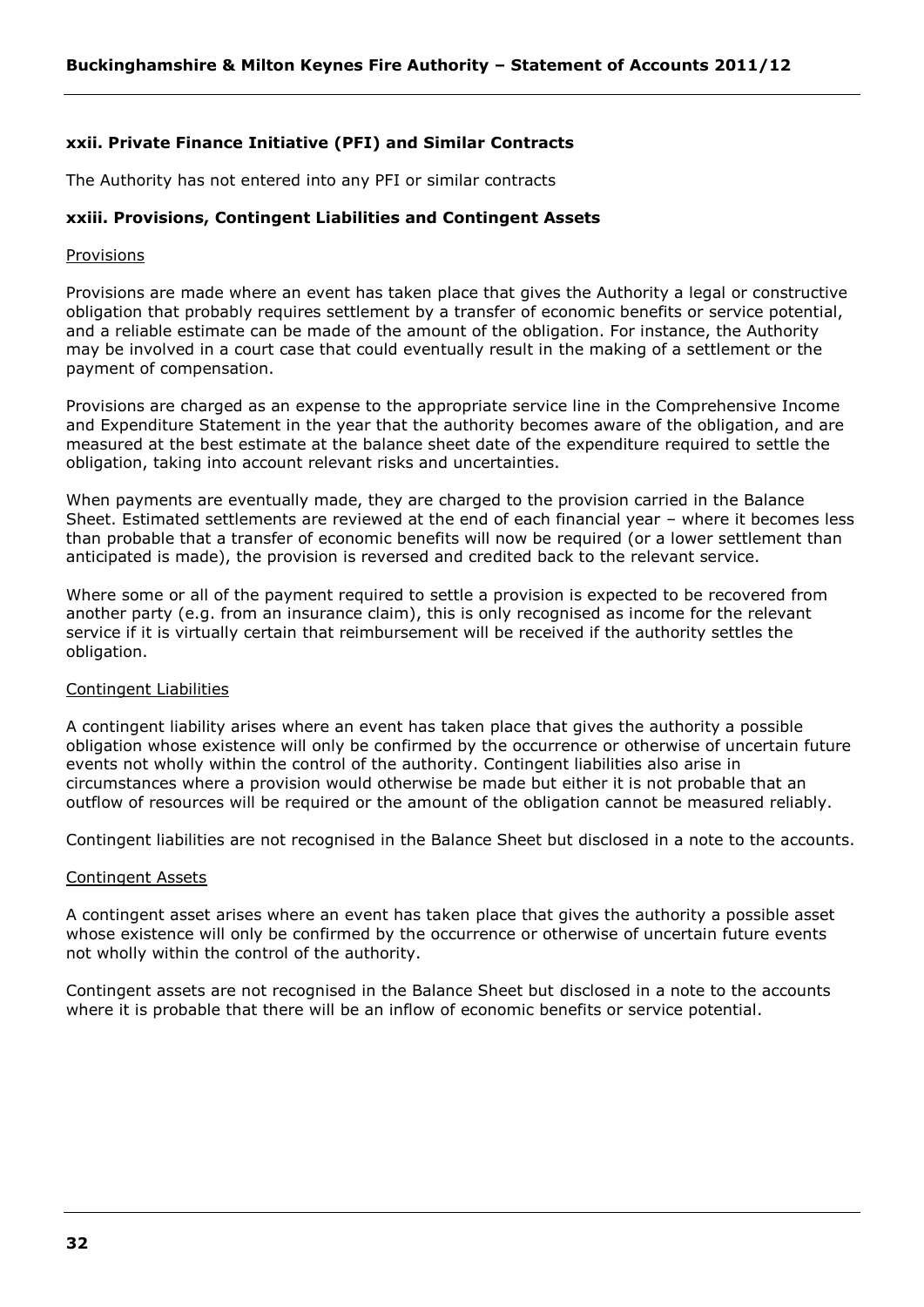### xxii. Private Finance Initiative (PFI) and Similar Contracts

The Authority has not entered into any PFI or similar contracts

### xxiii. Provisions, Contingent Liabilities and Contingent Assets

Provisions

Provisions are made where an event has taken place that gives the Authority a legal or constructive obligation that probably requires settlement by a transfer of economic benefits or service potential, and a reliable estimate can be made of the amount of the obligation. For instance, the Authority may be involved in a court case that could eventually result in the making of a settlement or the payment of compensation.

Provisions are charged as an expense to the appropriate service line in the Comprehensive Income and Expenditure Statement in the year that the authority becomes aware of the obligation, and are measured at the best estimate at the balance sheet date of the expenditure required to settle the obligation, taking into account relevant risks and uncertainties.

When payments are eventually made, they are charged to the provision carried in the Balance Sheet. Estimated settlements are reviewed at the end of each financial year – where it becomes less than probable that a transfer of economic benefits will now be required (or a lower settlement than anticipated is made), the provision is reversed and credited back to the relevant service.

Where some or all of the payment required to settle a provision is expected to be recovered from another party (e.g. from an insurance claim), this is only recognised as income for the relevant service if it is virtually certain that reimbursement will be received if the authority settles the obligation.

Contingent Liabilities

A contingent liability arises where an event has taken place that gives the authority a possible obligation whose existence will only be confirmed by the occurrence or otherwise of uncertain future events not wholly within the control of the authority. Contingent liabilities also arise in circumstances where a provision would otherwise be made but either it is not probable that an outflow of resources will be required or the amount of the obligation cannot be measured reliably.

Contingent liabilities are not recognised in the Balance Sheet but disclosed in a note to the accounts.

Contingent Assets

A contingent asset arises where an event has taken place that gives the authority a possible asset whose existence will only be confirmed by the occurrence or otherwise of uncertain future events not wholly within the control of the authority.

Contingent assets are not recognised in the Balance Sheet but disclosed in a note to the accounts where it is probable that there will be an inflow of economic benefits or service potential.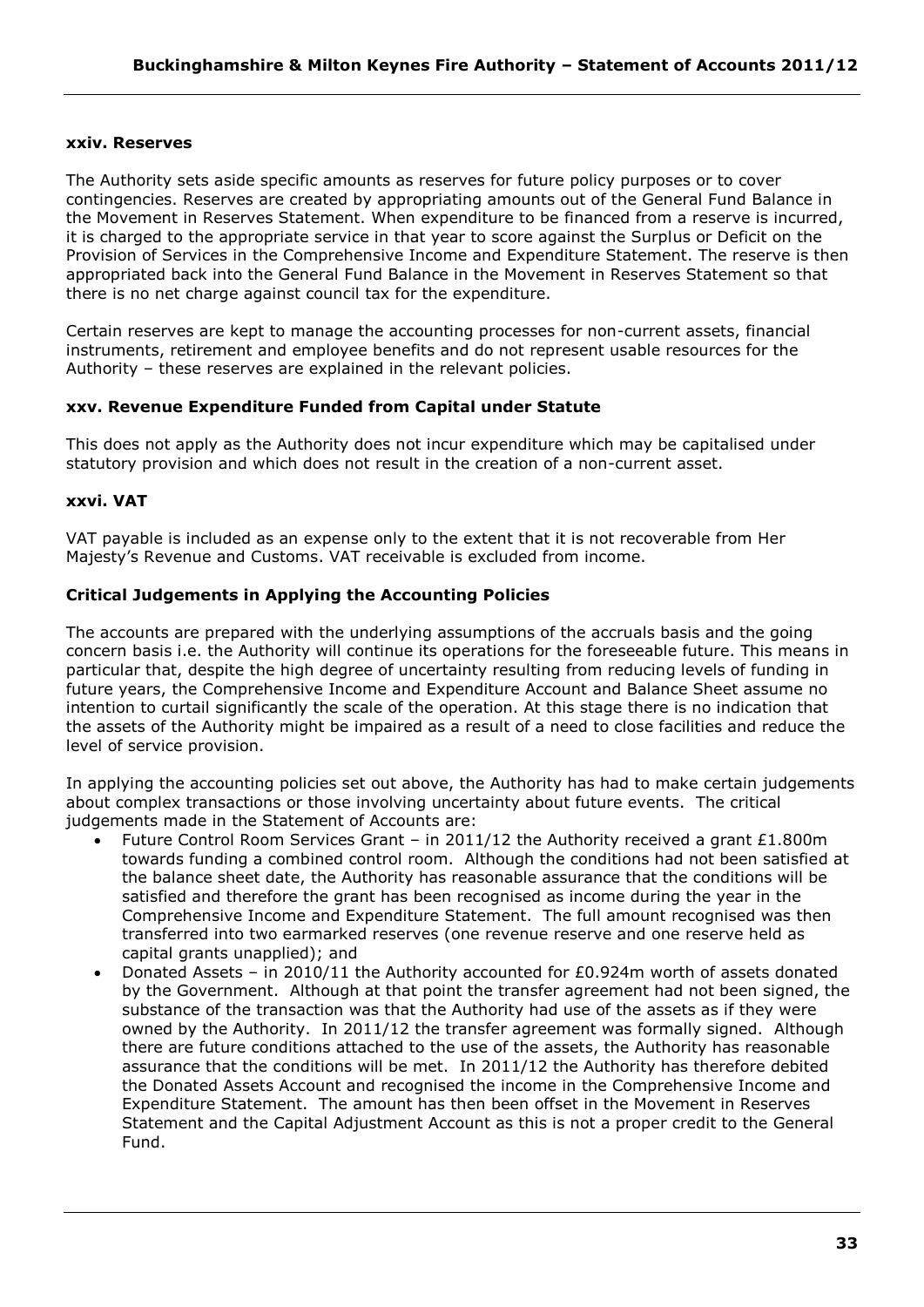**xxiv. Reserves**

The Authority sets aside specific amounts as reserves for future policy purposes or to cover contingencies. Reserves are created by appropriating amounts out of the General Fund Balance in the Movement in Reserves Statement. When expenditure to be financed from a reserve is incurred, it is charged to the appropriate service in that year to score against the Surplus or Deficit on the Provision of Services in the Comprehensive Income and Expenditure Statement. The reserve is then appropriated back into the General Fund Balance in the Movement in Reserves Statement so that there is no net charge against council tax for the expenditure.

Certain reserves are kept to manage the accounting processes for non-current assets, financial instruments, retirement and employee benefits and do not represent usable resources for the Authority – these reserves are explained in the relevant policies.

**xxv. Revenue Expenditure Funded from Capital under Statute**

This does not apply as the Authority does not incur expenditure which may be capitalised under statutory provision and which does not result in the creation of a non-current asset.

**xxvi. VAT**

VAT payable is included as an expense only to the extent that it is not recoverable from Her Majesty's Revenue and Customs. VAT receivable is excluded from income.

**Critical Judgements in Applying the Accounting Policies**

The accounts are prepared with the underlying assumptions of the accruals basis and the going concern basis i.e. the Authority will continue its operations for the foreseeable future. This means in particular that, despite the high degree of uncertainty resulting from reducing levels of funding in future years, the Comprehensive Income and Expenditure Account and Balance Sheet assume no intention to curtail significantly the scale of the operation. At this stage there is no indication that the assets of the Authority might be impaired as a result of a need to close facilities and reduce the level of service provision.

In applying the accounting policies set out above, the Authority has had to make certain judgements about complex transactions or those involving uncertainty about future events. The critical judgements made in the Statement of Accounts are:

- Future Control Room Services Grant – in 2011/12 the Authority received a grant £1.800m towards funding a combined control room. Although the conditions had not been satisfied at the balance sheet date, the Authority has reasonable assurance that the conditions will be satisfied and therefore the grant has been recognised as income during the year in the Comprehensive Income and Expenditure Statement. The full amount recognised was then transferred into two earmarked reserves (one revenue reserve and one reserve held as capital grants unapplied); and
- Donated Assets – in 2010/11 the Authority accounted for £0.924m worth of assets donated by the Government. Although at that point the transfer agreement had not been signed, the substance of the transaction was that the Authority had use of the assets as if they were owned by the Authority. In 2011/12 the transfer agreement was formally signed. Although there are future conditions attached to the use of the assets, the Authority has reasonable assurance that the conditions will be met. In 2011/12 the Authority has therefore debited the Donated Assets Account and recognised the income in the Comprehensive Income and Expenditure Statement. The amount has then been offset in the Movement in Reserves Statement and the Capital Adjustment Account as this is not a proper credit to the General Fund.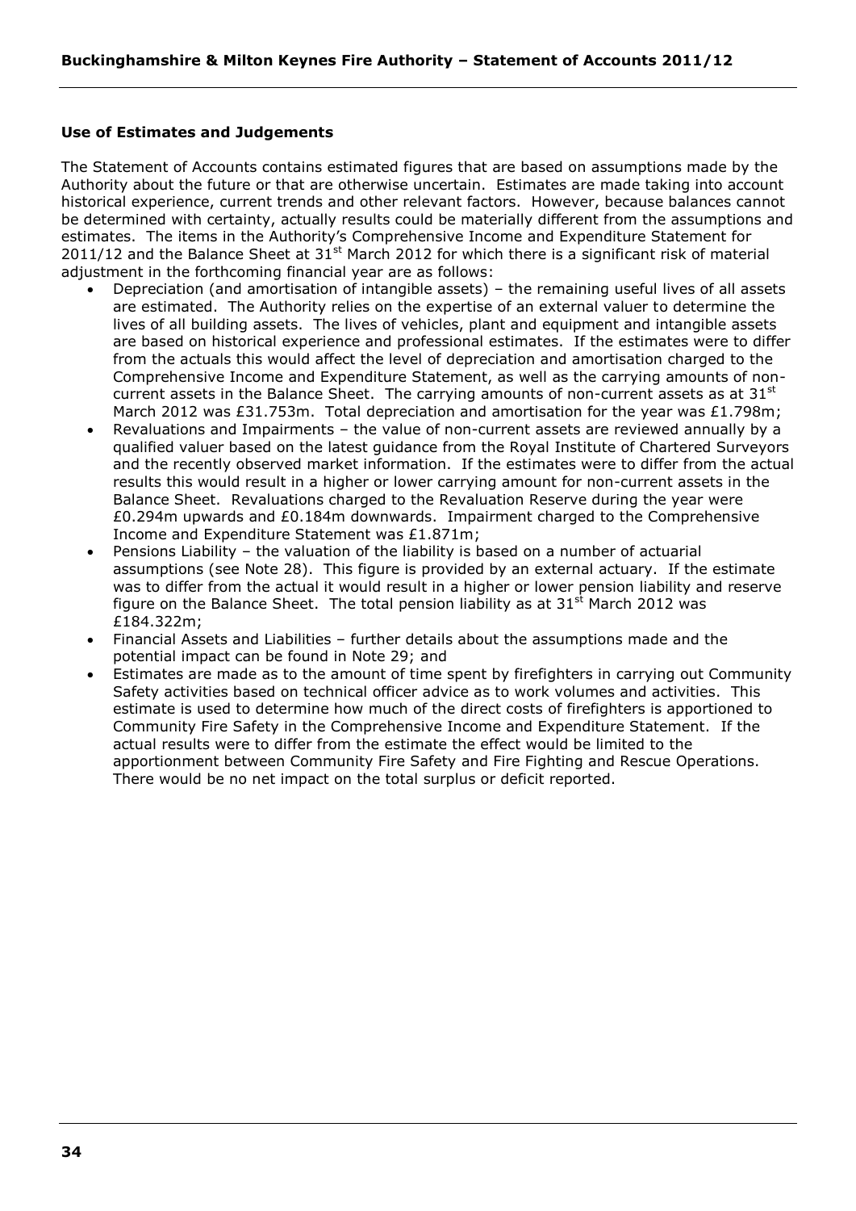### Use of Estimates and Judgements

The Statement of Accounts contains estimated figures that are based on assumptions made by the Authority about the future or that are otherwise uncertain. Estimates are made taking into account historical experience, current trends and other relevant factors. However, because balances cannot be determined with certainty, actually results could be materially different from the assumptions and estimates. The items in the Authority's Comprehensive Income and Expenditure Statement for 2011/12 and the Balance Sheet at 31st March 2012 for which there is a significant risk of material adjustment in the forthcoming financial year are as follows:

- Depreciation (and amortisation of intangible assets) – the remaining useful lives of all assets are estimated. The Authority relies on the expertise of an external valuer to determine the lives of all building assets. The lives of vehicles, plant and equipment and intangible assets are based on historical experience and professional estimates. If the estimates were to differ from the actuals this would affect the level of depreciation and amortisation charged to the Comprehensive Income and Expenditure Statement, as well as the carrying amounts of non-current assets in the Balance Sheet. The carrying amounts of non-current assets as at 31st March 2012 was £31.753m. Total depreciation and amortisation for the year was £1.798m;
- Revaluations and Impairments – the value of non-current assets are reviewed annually by a qualified valuer based on the latest guidance from the Royal Institute of Chartered Surveyors and the recently observed market information. If the estimates were to differ from the actual results this would result in a higher or lower carrying amount for non-current assets in the Balance Sheet. Revaluations charged to the Revaluation Reserve during the year were £0.294m upwards and £0.184m downwards. Impairment charged to the Comprehensive Income and Expenditure Statement was £1.871m;
- Pensions Liability – the valuation of the liability is based on a number of actuarial assumptions (see Note 28). This figure is provided by an external actuary. If the estimate was to differ from the actual it would result in a higher or lower pension liability and reserve figure on the Balance Sheet. The total pension liability as at 31st March 2012 was £184.322m;
- Financial Assets and Liabilities – further details about the assumptions made and the potential impact can be found in Note 29; and
- Estimates are made as to the amount of time spent by firefighters in carrying out Community Safety activities based on technical officer advice as to work volumes and activities. This estimate is used to determine how much of the direct costs of firefighters is apportioned to Community Fire Safety in the Comprehensive Income and Expenditure Statement. If the actual results were to differ from the estimate the effect would be limited to the apportionment between Community Fire Safety and Fire Fighting and Rescue Operations. There would be no net impact on the total surplus or deficit reported.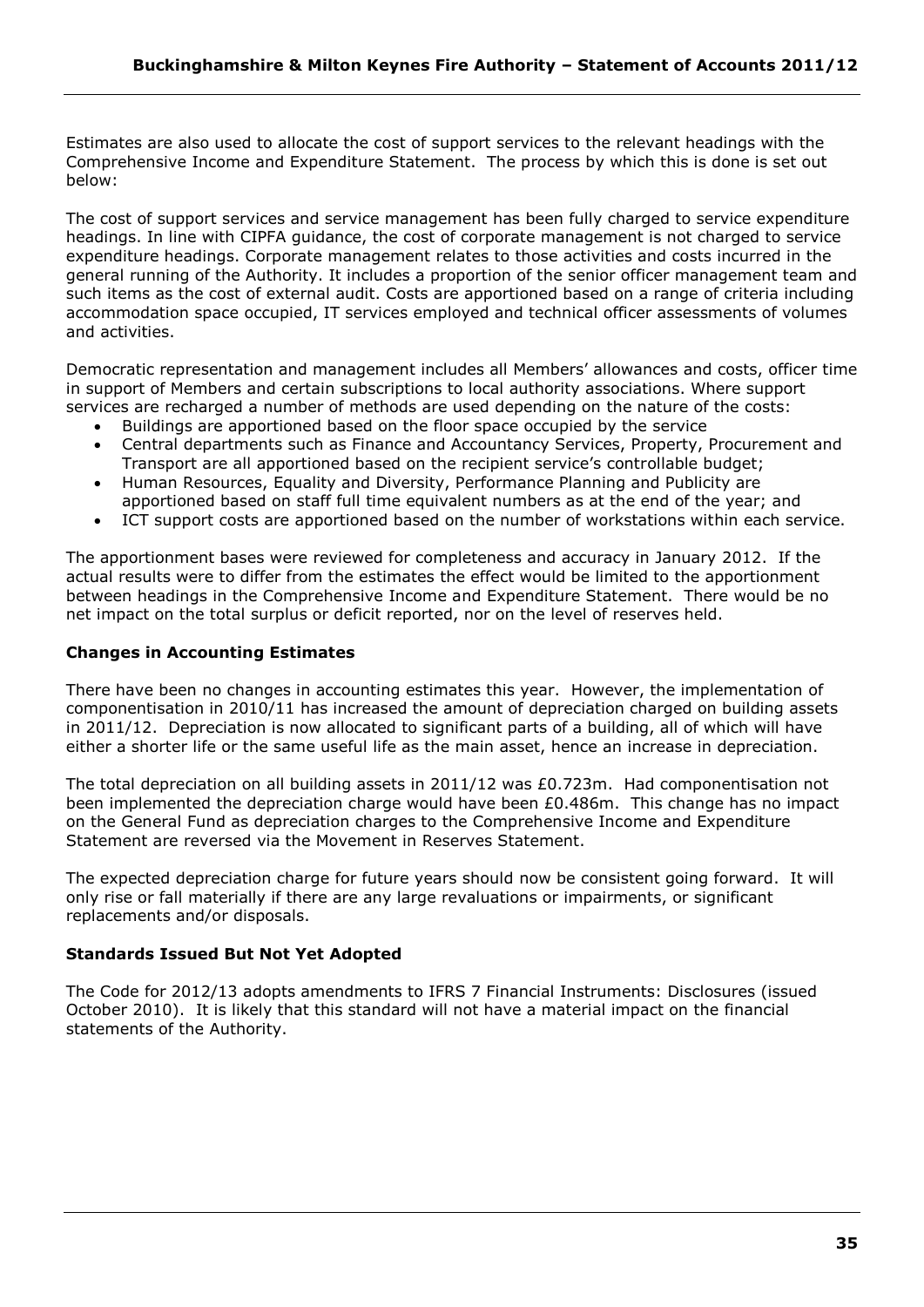Estimates are also used to allocate the cost of support services to the relevant headings with the Comprehensive Income and Expenditure Statement. The process by which this is done is set out below:

The cost of support services and service management has been fully charged to service expenditure headings. In line with CIPFA guidance, the cost of corporate management is not charged to service expenditure headings. Corporate management relates to those activities and costs incurred in the general running of the Authority. It includes a proportion of the senior officer management team and such items as the cost of external audit. Costs are apportioned based on a range of criteria including accommodation space occupied, IT services employed and technical officer assessments of volumes and activities.

Democratic representation and management includes all Members' allowances and costs, officer time in support of Members and certain subscriptions to local authority associations. Where support services are recharged a number of methods are used depending on the nature of the costs:

- Buildings are apportioned based on the floor space occupied by the service
- Central departments such as Finance and Accountancy Services, Property, Procurement and Transport are all apportioned based on the recipient service's controllable budget;
- Human Resources, Equality and Diversity, Performance Planning and Publicity are apportioned based on staff full time equivalent numbers as at the end of the year; and
- ICT support costs are apportioned based on the number of workstations within each service.

The apportionment bases were reviewed for completeness and accuracy in January 2012. If the actual results were to differ from the estimates the effect would be limited to the apportionment between headings in the Comprehensive Income and Expenditure Statement. There would be no net impact on the total surplus or deficit reported, nor on the level of reserves held.

**Changes in Accounting Estimates**

There have been no changes in accounting estimates this year. However, the implementation of componentisation in 2010/11 has increased the amount of depreciation charged on building assets in 2011/12. Depreciation is now allocated to significant parts of a building, all of which will have either a shorter life or the same useful life as the main asset, hence an increase in depreciation.

The total depreciation on all building assets in 2011/12 was £0.723m. Had componentisation not been implemented the depreciation charge would have been £0.486m. This change has no impact on the General Fund as depreciation charges to the Comprehensive Income and Expenditure Statement are reversed via the Movement in Reserves Statement.

The expected depreciation charge for future years should now be consistent going forward. It will only rise or fall materially if there are any large revaluations or impairments, or significant replacements and/or disposals.

**Standards Issued But Not Yet Adopted**

The Code for 2012/13 adopts amendments to IFRS 7 Financial Instruments: Disclosures (issued October 2010). It is likely that this standard will not have a material impact on the financial statements of the Authority.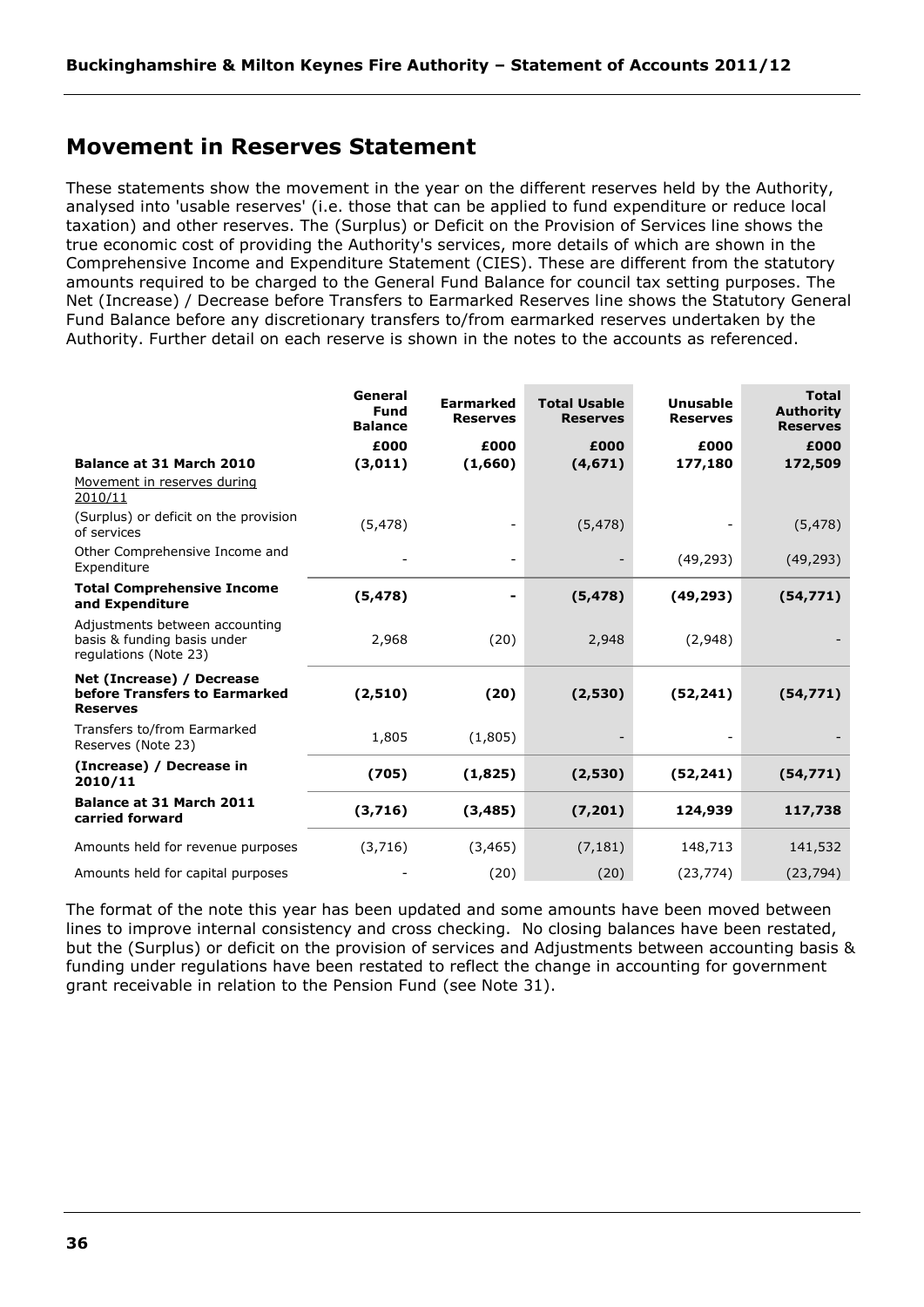## Movement in Reserves Statement

These statements show the movement in the year on the different reserves held by the Authority, analysed into 'usable reserves' (i.e. those that can be applied to fund expenditure or reduce local taxation) and other reserves. The (Surplus) or Deficit on the Provision of Services line shows the true economic cost of providing the Authority's services, more details of which are shown in the Comprehensive Income and Expenditure Statement (CIES). These are different from the statutory amounts required to be charged to the General Fund Balance for council tax setting purposes. The Net (Increase) / Decrease before Transfers to Earmarked Reserves line shows the Statutory General Fund Balance before any discretionary transfers to/from earmarked reserves undertaken by the Authority. Further detail on each reserve is shown in the notes to the accounts as referenced.

| | General Fund Balance | Earmarked Reserves | Total Usable Reserves | Unusable Reserves | Total Authority Reserves |
|---|---|---|---|---|---|
| | £000 | £000 | £000 | £000 | £000 |
| **Balance at 31 March 2010** | **(3,011)** | **(1,660)** | **(4,671)** | **177,180** | **172,509** |
| Movement in reserves during 2010/11 | | | | | |
| (Surplus) or deficit on the provision of services | (5,478) | - | (5,478) | - | (5,478) |
| Other Comprehensive Income and Expenditure | - | - | - | (49,293) | (49,293) |
| **Total Comprehensive Income and Expenditure** | **(5,478)** | **-** | **(5,478)** | **(49,293)** | **(54,771)** |
| Adjustments between accounting basis & funding basis under regulations (Note 23) | 2,968 | (20) | 2,948 | (2,948) | - |
| **Net (Increase) / Decrease before Transfers to Earmarked Reserves** | **(2,510)** | **(20)** | **(2,530)** | **(52,241)** | **(54,771)** |
| Transfers to/from Earmarked Reserves (Note 23) | 1,805 | (1,805) | - | - | - |
| **(Increase) / Decrease in 2010/11** | **(705)** | **(1,825)** | **(2,530)** | **(52,241)** | **(54,771)** |
| **Balance at 31 March 2011 carried forward** | **(3,716)** | **(3,485)** | **(7,201)** | **124,939** | **117,738** |
| Amounts held for revenue purposes | (3,716) | (3,465) | (7,181) | 148,713 | 141,532 |
| Amounts held for capital purposes | - | (20) | (20) | (23,774) | (23,794) |

The format of the note this year has been updated and some amounts have been moved between lines to improve internal consistency and cross checking. No closing balances have been restated, but the (Surplus) or deficit on the provision of services and Adjustments between accounting basis & funding under regulations have been restated to reflect the change in accounting for government grant receivable in relation to the Pension Fund (see Note 31).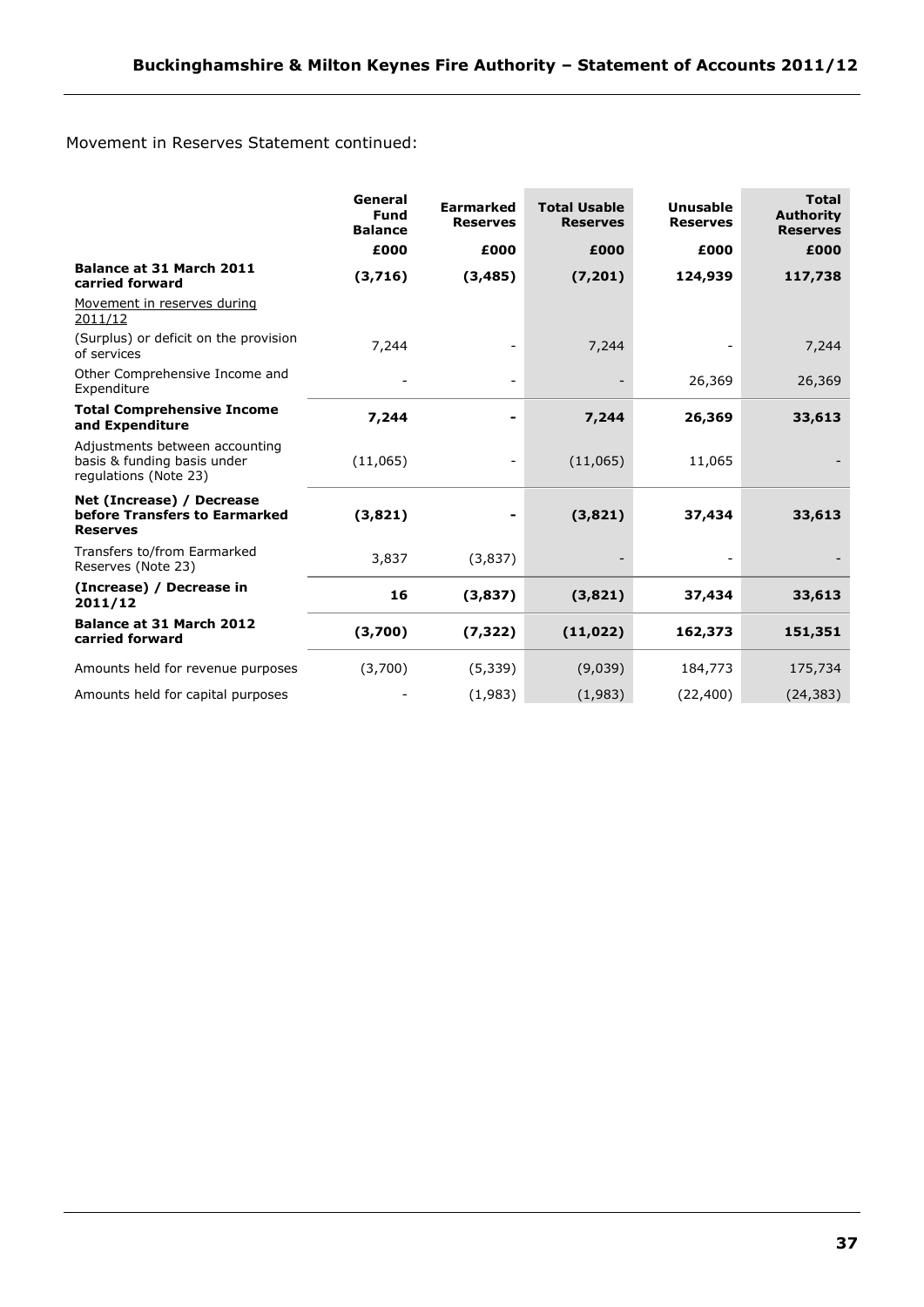Movement in Reserves Statement continued:

| | General Fund Balance | Earmarked Reserves | Total Usable Reserves | Unusable Reserves | Total Authority Reserves |
|---|---|---|---|---|---|
| | £000 | £000 | £000 | £000 | £000 |
| **Balance at 31 March 2011 carried forward** | **(3,716)** | **(3,485)** | **(7,201)** | **124,939** | **117,738** |
| Movement in reserves during 2011/12 | | | | | |
| (Surplus) or deficit on the provision of services | 7,244 | - | 7,244 | - | 7,244 |
| Other Comprehensive Income and Expenditure | - | - | - | 26,369 | 26,369 |
| **Total Comprehensive Income and Expenditure** | **7,244** | **-** | **7,244** | **26,369** | **33,613** |
| Adjustments between accounting basis & funding basis under regulations (Note 23) | (11,065) | - | (11,065) | 11,065 | - |
| **Net (Increase) / Decrease before Transfers to Earmarked Reserves** | **(3,821)** | **-** | **(3,821)** | **37,434** | **33,613** |
| Transfers to/from Earmarked Reserves (Note 23) | 3,837 | (3,837) | - | - | - |
| **(Increase) / Decrease in 2011/12** | **16** | **(3,837)** | **(3,821)** | **37,434** | **33,613** |
| **Balance at 31 March 2012 carried forward** | **(3,700)** | **(7,322)** | **(11,022)** | **162,373** | **151,351** |
| Amounts held for revenue purposes | (3,700) | (5,339) | (9,039) | 184,773 | 175,734 |
| Amounts held for capital purposes | - | (1,983) | (1,983) | (22,400) | (24,383) |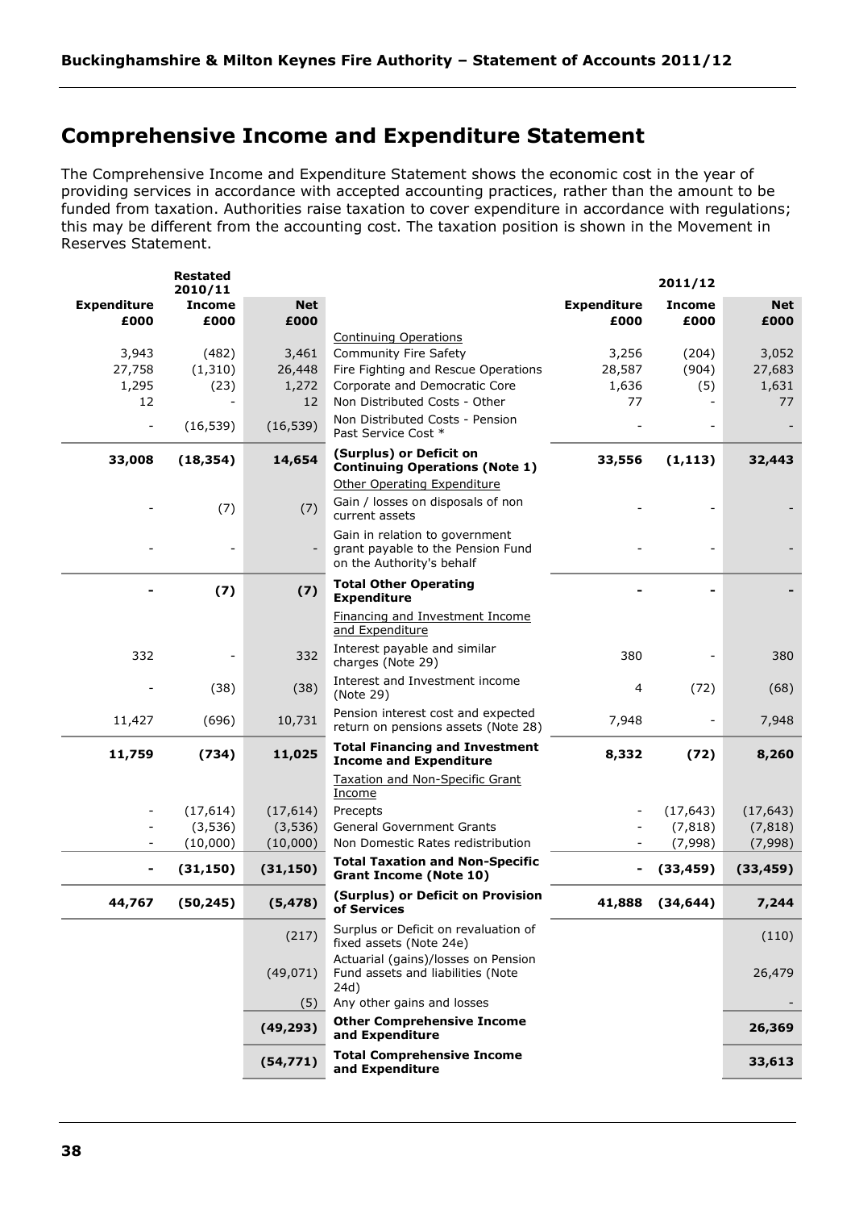# Comprehensive Income and Expenditure Statement

The Comprehensive Income and Expenditure Statement shows the economic cost in the year of providing services in accordance with accepted accounting practices, rather than the amount to be funded from taxation. Authorities raise taxation to cover expenditure in accordance with regulations; this may be different from the accounting cost. The taxation position is shown in the Movement in Reserves Statement.

| Restated 2010/11 | | | | 2011/12 | | |
|---|---|---|---|---|---|---|
| **Expenditure £000** | **Income £000** | **Net £000** | | **Expenditure £000** | **Income £000** | **Net £000** |
| | | | Continuing Operations | | | |
| 3,943 | (482) | 3,461 | Community Fire Safety | 3,256 | (204) | 3,052 |
| 27,758 | (1,310) | 26,448 | Fire Fighting and Rescue Operations | 28,587 | (904) | 27,683 |
| 1,295 | (23) | 1,272 | Corporate and Democratic Core | 1,636 | (5) | 1,631 |
| 12 | - | 12 | Non Distributed Costs - Other | 77 | - | 77 |
| - | (16,539) | (16,539) | Non Distributed Costs - Pension Past Service Cost * | - | - | - |
| **33,008** | **(18,354)** | **14,654** | **(Surplus) or Deficit on Continuing Operations (Note 1)** | **33,556** | **(1,113)** | **32,443** |
| | | | Other Operating Expenditure | | | |
| - | (7) | (7) | Gain / losses on disposals of non current assets | - | - | - |
| - | - | - | Gain in relation to government grant payable to the Pension Fund on the Authority's behalf | - | - | - |
| **-** | **(7)** | **(7)** | **Total Other Operating Expenditure** | **-** | **-** | **-** |
| | | | Financing and Investment Income and Expenditure | | | |
| 332 | - | 332 | Interest payable and similar charges (Note 29) | 380 | - | 380 |
| - | (38) | (38) | Interest and Investment income (Note 29) | 4 | (72) | (68) |
| 11,427 | (696) | 10,731 | Pension interest cost and expected return on pensions assets (Note 28) | 7,948 | - | 7,948 |
| **11,759** | **(734)** | **11,025** | **Total Financing and Investment Income and Expenditure** | **8,332** | **(72)** | **8,260** |
| | | | Taxation and Non-Specific Grant Income | | | |
| - | (17,614) | (17,614) | Precepts | - | (17,643) | (17,643) |
| - | (3,536) | (3,536) | General Government Grants | - | (7,818) | (7,818) |
| - | (10,000) | (10,000) | Non Domestic Rates redistribution | - | (7,998) | (7,998) |
| **-** | **(31,150)** | **(31,150)** | **Total Taxation and Non-Specific Grant Income (Note 10)** | **-** | **(33,459)** | **(33,459)** |
| **44,767** | **(50,245)** | **(5,478)** | **(Surplus) or Deficit on Provision of Services** | **41,888** | **(34,644)** | **7,244** |
| | | (217) | Surplus or Deficit on revaluation of fixed assets (Note 24e) | | | (110) |
| | | (49,071) | Actuarial (gains)/losses on Pension Fund assets and liabilities (Note 24d) | | | 26,479 |
| | | (5) | Any other gains and losses | | | - |
| | | **(49,293)** | **Other Comprehensive Income and Expenditure** | | | **26,369** |
| | | **(54,771)** | **Total Comprehensive Income and Expenditure** | | | **33,613** |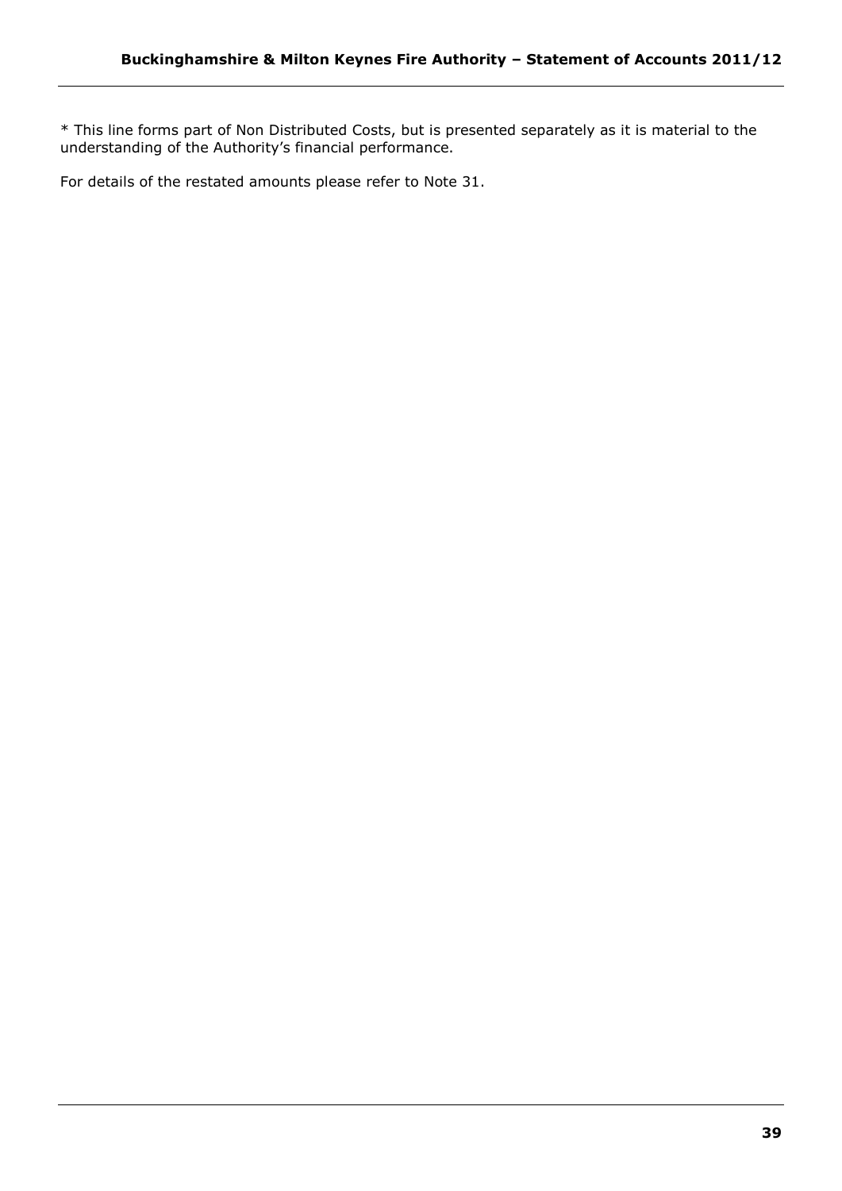* This line forms part of Non Distributed Costs, but is presented separately as it is material to the understanding of the Authority's financial performance.

For details of the restated amounts please refer to Note 31.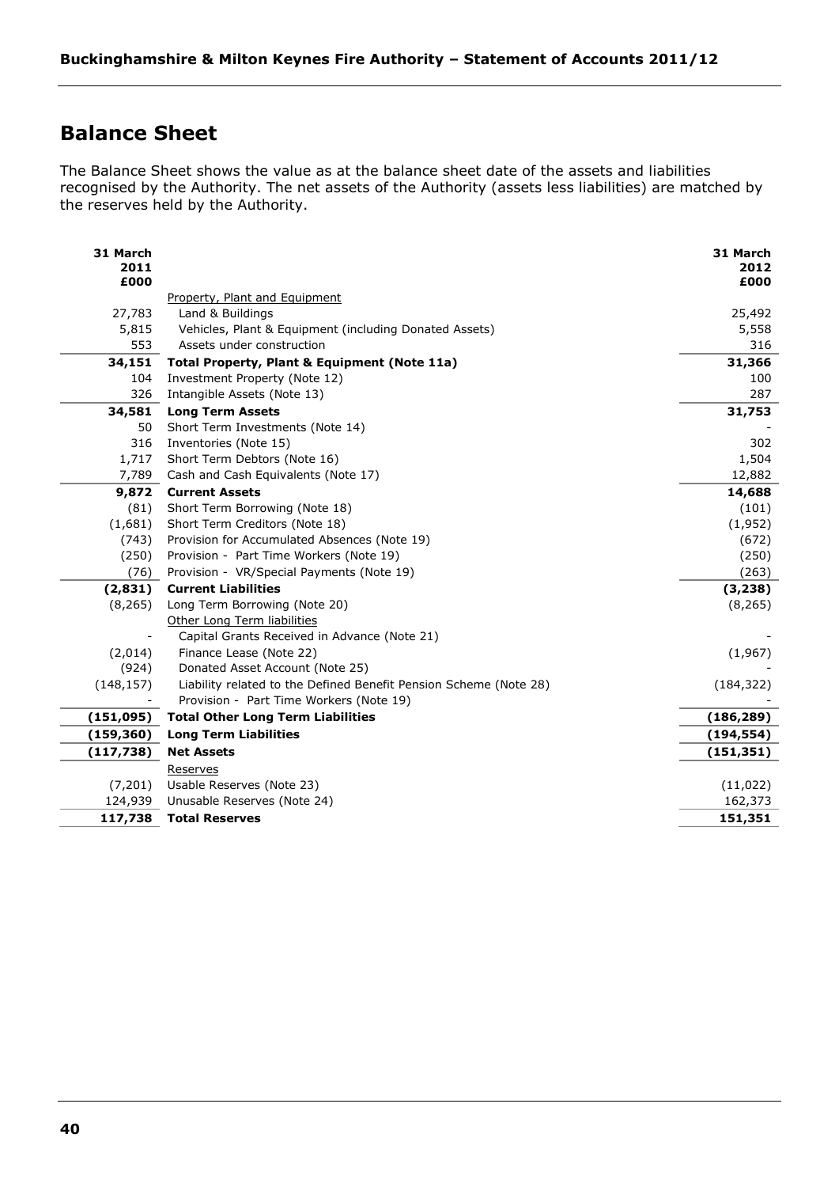## Balance Sheet

The Balance Sheet shows the value as at the balance sheet date of the assets and liabilities recognised by the Authority. The net assets of the Authority (assets less liabilities) are matched by the reserves held by the Authority.

| 31 March 2011 £000 | | 31 March 2012 £000 |
|---|---|---|
| | Property, Plant and Equipment | |
| 27,783 | Land & Buildings | 25,492 |
| 5,815 | Vehicles, Plant & Equipment (including Donated Assets) | 5,558 |
| 553 | Assets under construction | 316 |
| **34,151** | **Total Property, Plant & Equipment (Note 11a)** | **31,366** |
| 104 | Investment Property (Note 12) | 100 |
| 326 | Intangible Assets (Note 13) | 287 |
| **34,581** | **Long Term Assets** | **31,753** |
| 50 | Short Term Investments (Note 14) | - |
| 316 | Inventories (Note 15) | 302 |
| 1,717 | Short Term Debtors (Note 16) | 1,504 |
| 7,789 | Cash and Cash Equivalents (Note 17) | 12,882 |
| **9,872** | **Current Assets** | **14,688** |
| (81) | Short Term Borrowing (Note 18) | (101) |
| (1,681) | Short Term Creditors (Note 18) | (1,952) |
| (743) | Provision for Accumulated Absences (Note 19) | (672) |
| (250) | Provision - Part Time Workers (Note 19) | (250) |
| (76) | Provision - VR/Special Payments (Note 19) | (263) |
| **(2,831)** | **Current Liabilities** | **(3,238)** |
| (8,265) | Long Term Borrowing (Note 20) | (8,265) |
| | Other Long Term liabilities | |
| - | Capital Grants Received in Advance (Note 21) | - |
| (2,014) | Finance Lease (Note 22) | (1,967) |
| (924) | Donated Asset Account (Note 25) | - |
| (148,157) | Liability related to the Defined Benefit Pension Scheme (Note 28) | (184,322) |
| - | Provision - Part Time Workers (Note 19) | - |
| **(151,095)** | **Total Other Long Term Liabilities** | **(186,289)** |
| **(159,360)** | **Long Term Liabilities** | **(194,554)** |
| **(117,738)** | **Net Assets** | **(151,351)** |
| | Reserves | |
| (7,201) | Usable Reserves (Note 23) | (11,022) |
| 124,939 | Unusable Reserves (Note 24) | 162,373 |
| **117,738** | **Total Reserves** | **151,351** |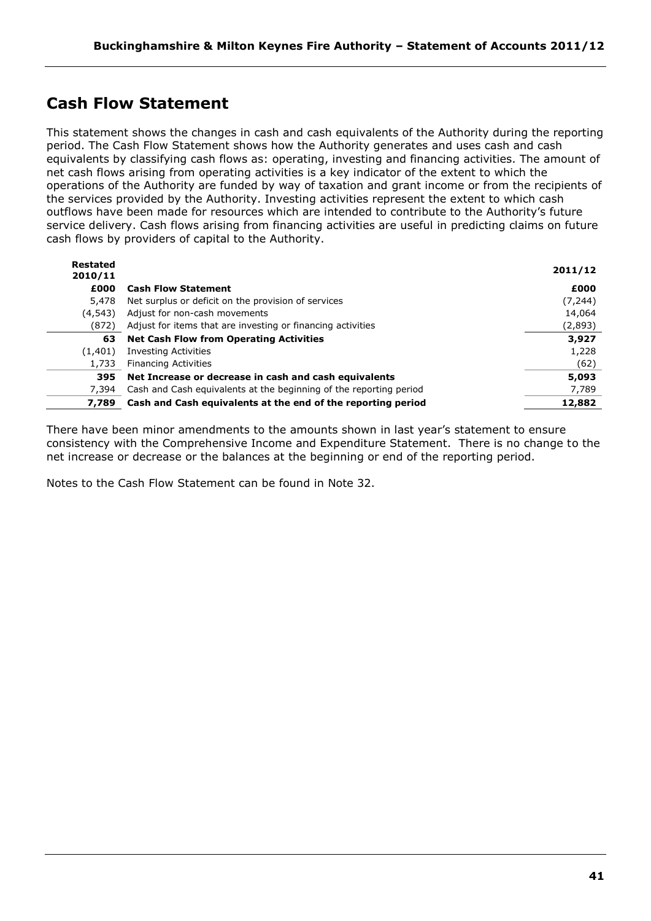# Cash Flow Statement

This statement shows the changes in cash and cash equivalents of the Authority during the reporting period. The Cash Flow Statement shows how the Authority generates and uses cash and cash equivalents by classifying cash flows as: operating, investing and financing activities. The amount of net cash flows arising from operating activities is a key indicator of the extent to which the operations of the Authority are funded by way of taxation and grant income or from the recipients of the services provided by the Authority. Investing activities represent the extent to which cash outflows have been made for resources which are intended to contribute to the Authority's future service delivery. Cash flows arising from financing activities are useful in predicting claims on future cash flows by providers of capital to the Authority.

| **Restated 2010/11** | | **2011/12** |
|---:|---|---:|
| **£000** | **Cash Flow Statement** | **£000** |
| 5,478 | Net surplus or deficit on the provision of services | (7,244) |
| (4,543) | Adjust for non-cash movements | 14,064 |
| (872) | Adjust for items that are investing or financing activities | (2,893) |
| **63** | **Net Cash Flow from Operating Activities** | **3,927** |
| (1,401) | Investing Activities | 1,228 |
| 1,733 | Financing Activities | (62) |
| **395** | **Net Increase or decrease in cash and cash equivalents** | **5,093** |
| 7,394 | Cash and Cash equivalents at the beginning of the reporting period | 7,789 |
| **7,789** | **Cash and Cash equivalents at the end of the reporting period** | **12,882** |

There have been minor amendments to the amounts shown in last year's statement to ensure consistency with the Comprehensive Income and Expenditure Statement. There is no change to the net increase or decrease or the balances at the beginning or end of the reporting period.

Notes to the Cash Flow Statement can be found in Note 32.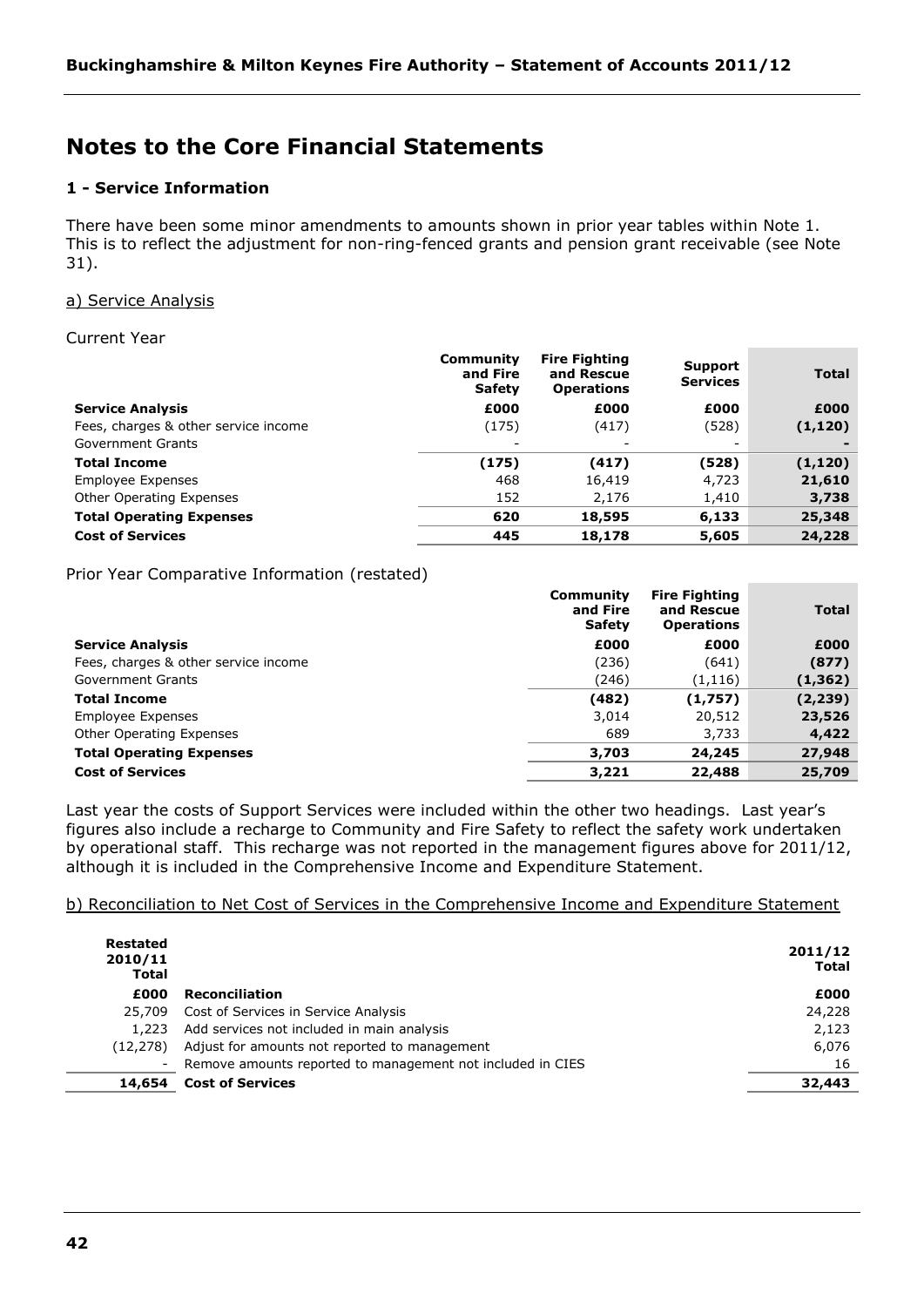# Notes to the Core Financial Statements

### 1 - Service Information

There have been some minor amendments to amounts shown in prior year tables within Note 1. This is to reflect the adjustment for non-ring-fenced grants and pension grant receivable (see Note 31).

a) Service Analysis

Current Year

| | Community and Fire Safety | Fire Fighting and Rescue Operations | Support Services | Total |
|---|---|---|---|---|
| **Service Analysis** | **£000** | **£000** | **£000** | **£000** |
| Fees, charges & other service income | (175) | (417) | (528) | **(1,120)** |
| Government Grants | - | - | - | **-** |
| **Total Income** | **(175)** | **(417)** | **(528)** | **(1,120)** |
| Employee Expenses | 468 | 16,419 | 4,723 | **21,610** |
| Other Operating Expenses | 152 | 2,176 | 1,410 | **3,738** |
| **Total Operating Expenses** | **620** | **18,595** | **6,133** | **25,348** |
| **Cost of Services** | **445** | **18,178** | **5,605** | **24,228** |

Prior Year Comparative Information (restated)

| | Community and Fire Safety | Fire Fighting and Rescue Operations | Total |
|---|---|---|---|
| **Service Analysis** | **£000** | **£000** | **£000** |
| Fees, charges & other service income | (236) | (641) | **(877)** |
| Government Grants | (246) | (1,116) | **(1,362)** |
| **Total Income** | **(482)** | **(1,757)** | **(2,239)** |
| Employee Expenses | 3,014 | 20,512 | **23,526** |
| Other Operating Expenses | 689 | 3,733 | **4,422** |
| **Total Operating Expenses** | **3,703** | **24,245** | **27,948** |
| **Cost of Services** | **3,221** | **22,488** | **25,709** |

Last year the costs of Support Services were included within the other two headings. Last year's figures also include a recharge to Community and Fire Safety to reflect the safety work undertaken by operational staff. This recharge was not reported in the management figures above for 2011/12, although it is included in the Comprehensive Income and Expenditure Statement.

b) Reconciliation to Net Cost of Services in the Comprehensive Income and Expenditure Statement

| Restated 2010/11 Total | | 2011/12 Total |
|---|---|---|
| **£000** | **Reconciliation** | **£000** |
| 25,709 | Cost of Services in Service Analysis | 24,228 |
| 1,223 | Add services not included in main analysis | 2,123 |
| (12,278) | Adjust for amounts not reported to management | 6,076 |
| - | Remove amounts reported to management not included in CIES | 16 |
| **14,654** | **Cost of Services** | **32,443** |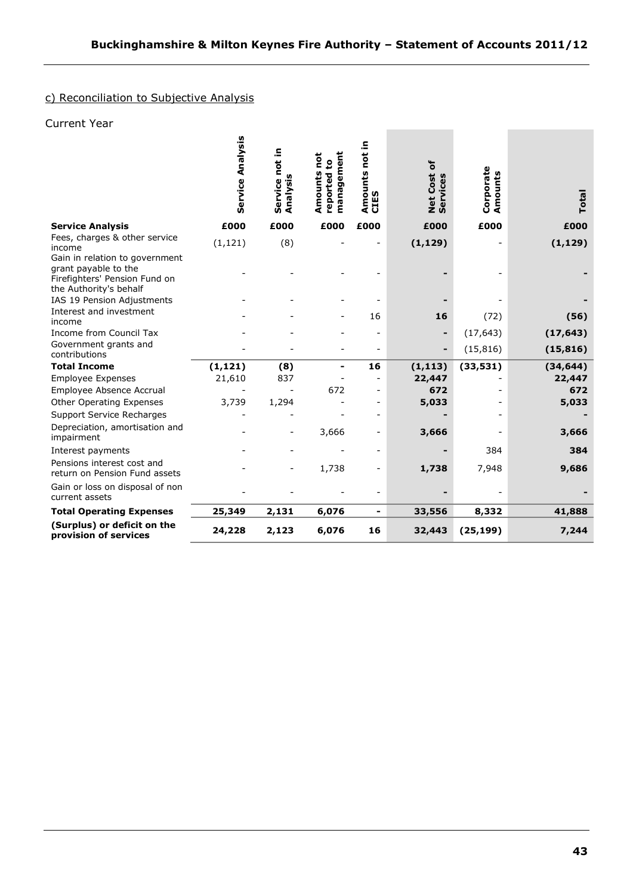## c) Reconciliation to Subjective Analysis

Current Year

| Service Analysis | Service Analysis | Service not in Analysis | Amounts not reported to management | Amounts not in CIES | Net Cost of Services | Corporate Amounts | Total |
|---|---|---|---|---|---|---|---|
| | £000 | £000 | £000 | £000 | £000 | £000 | £000 |
| Fees, charges & other service income | (1,121) | (8) | - | - | **(1,129)** | - | **(1,129)** |
| Gain in relation to government grant payable to the Firefighters' Pension Fund on the Authority's behalf | - | - | - | - | **-** | - | **-** |
| IAS 19 Pension Adjustments | - | - | - | - | **-** | - | **-** |
| Interest and investment income | - | - | - | 16 | **16** | (72) | **(56)** |
| Income from Council Tax | - | - | - | - | **-** | (17,643) | **(17,643)** |
| Government grants and contributions | - | - | - | - | **-** | (15,816) | **(15,816)** |
| **Total Income** | **(1,121)** | **(8)** | **-** | **16** | **(1,113)** | **(33,531)** | **(34,644)** |
| Employee Expenses | 21,610 | 837 | - | - | **22,447** | - | **22,447** |
| Employee Absence Accrual | - | - | 672 | - | **672** | - | **672** |
| Other Operating Expenses | 3,739 | 1,294 | - | - | **5,033** | - | **5,033** |
| Support Service Recharges | - | - | - | - | **-** | - | **-** |
| Depreciation, amortisation and impairment | - | - | 3,666 | - | **3,666** | - | **3,666** |
| Interest payments | - | - | - | - | **-** | 384 | **384** |
| Pensions interest cost and return on Pension Fund assets | - | - | 1,738 | - | **1,738** | 7,948 | **9,686** |
| Gain or loss on disposal of non current assets | - | - | - | - | **-** | - | **-** |
| **Total Operating Expenses** | **25,349** | **2,131** | **6,076** | **-** | **33,556** | **8,332** | **41,888** |
| **(Surplus) or deficit on the provision of services** | **24,228** | **2,123** | **6,076** | **16** | **32,443** | **(25,199)** | **7,244** |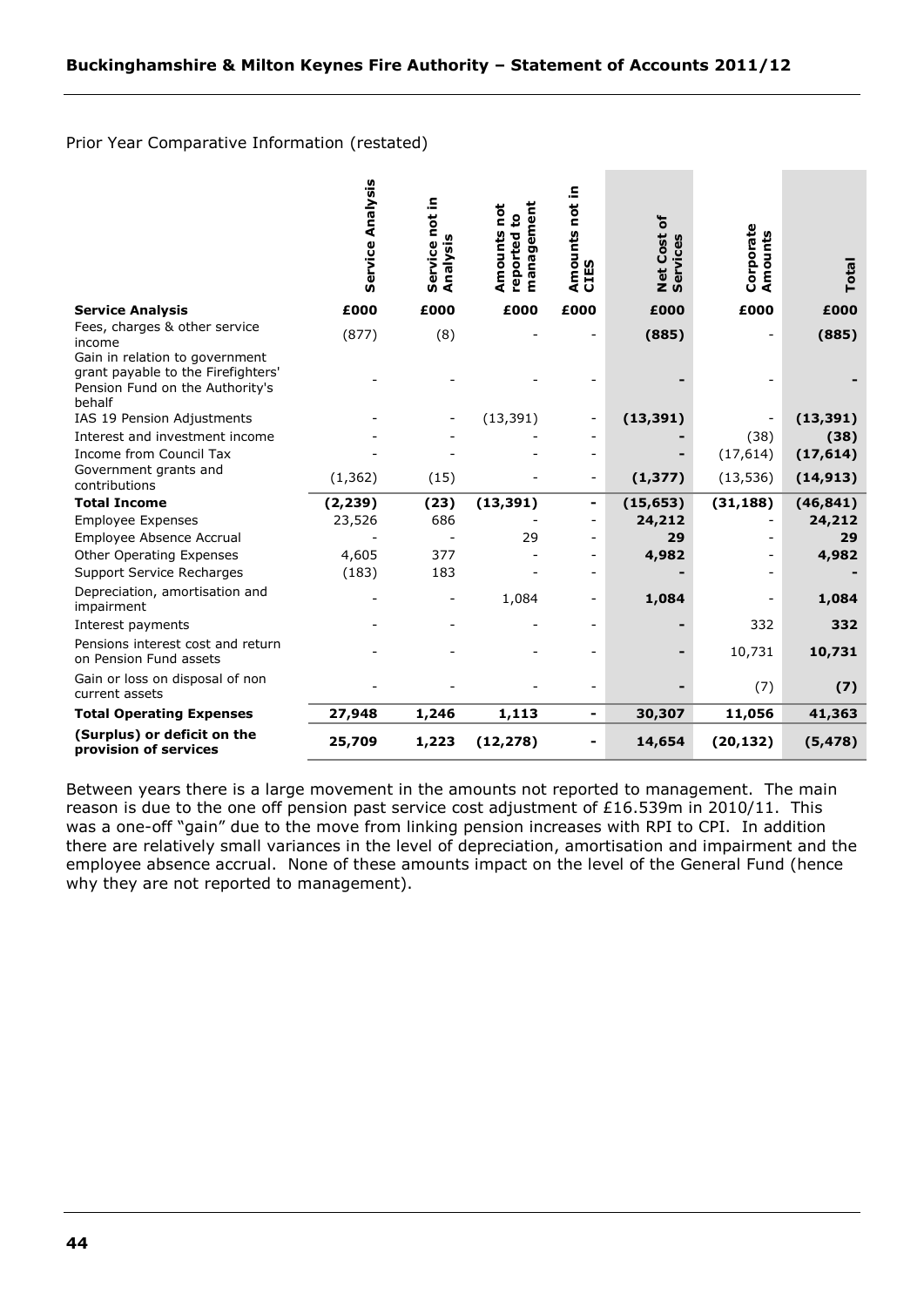Prior Year Comparative Information (restated)

| | Service Analysis | Service not in Analysis | Amounts not reported to management | Amounts not in CIES | Net Cost of Services | Corporate Amounts | Total |
|---|---|---|---|---|---|---|---|
| **Service Analysis** | **£000** | **£000** | **£000** | **£000** | **£000** | **£000** | **£000** |
| Fees, charges & other service income | (877) | (8) | - | - | **(885)** | - | **(885)** |
| Gain in relation to government grant payable to the Firefighters' Pension Fund on the Authority's behalf | - | - | - | - | **-** | - | **-** |
| IAS 19 Pension Adjustments | - | - | (13,391) | - | **(13,391)** | - | **(13,391)** |
| Interest and investment income | - | - | - | - | **-** | (38) | **(38)** |
| Income from Council Tax | - | - | - | - | **-** | (17,614) | **(17,614)** |
| Government grants and contributions | (1,362) | (15) | - | - | **(1,377)** | (13,536) | **(14,913)** |
| **Total Income** | **(2,239)** | **(23)** | **(13,391)** | **-** | **(15,653)** | **(31,188)** | **(46,841)** |
| Employee Expenses | 23,526 | 686 | - | - | **24,212** | - | **24,212** |
| Employee Absence Accrual | - | - | 29 | - | **29** | - | **29** |
| Other Operating Expenses | 4,605 | 377 | - | - | **4,982** | - | **4,982** |
| Support Service Recharges | (183) | 183 | - | - | **-** | - | **-** |
| Depreciation, amortisation and impairment | - | - | 1,084 | - | **1,084** | - | **1,084** |
| Interest payments | - | - | - | - | **-** | 332 | **332** |
| Pensions interest cost and return on Pension Fund assets | - | - | - | - | **-** | 10,731 | **10,731** |
| Gain or loss on disposal of non current assets | - | - | - | - | **-** | (7) | **(7)** |
| **Total Operating Expenses** | **27,948** | **1,246** | **1,113** | **-** | **30,307** | **11,056** | **41,363** |
| **(Surplus) or deficit on the provision of services** | **25,709** | **1,223** | **(12,278)** | **-** | **14,654** | **(20,132)** | **(5,478)** |

Between years there is a large movement in the amounts not reported to management. The main reason is due to the one off pension past service cost adjustment of £16.539m in 2010/11. This was a one-off "gain" due to the move from linking pension increases with RPI to CPI. In addition there are relatively small variances in the level of depreciation, amortisation and impairment and the employee absence accrual. None of these amounts impact on the level of the General Fund (hence why they are not reported to management).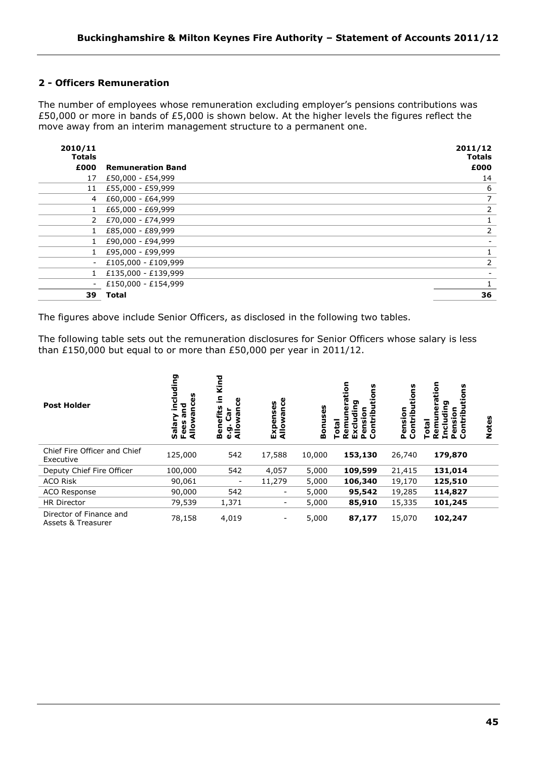## 2 - Officers Remuneration

The number of employees whose remuneration excluding employer's pensions contributions was £50,000 or more in bands of £5,000 is shown below. At the higher levels the figures reflect the move away from an interim management structure to a permanent one.

| 2010/11 Totals £000 | Remuneration Band | 2011/12 Totals £000 |
|---|---|---|
| 17 | £50,000 - £54,999 | 14 |
| 11 | £55,000 - £59,999 | 6 |
| 4 | £60,000 - £64,999 | 7 |
| 1 | £65,000 - £69,999 | 2 |
| 2 | £70,000 - £74,999 | 1 |
| 1 | £85,000 - £89,999 | 2 |
| 1 | £90,000 - £94,999 | - |
| 1 | £95,000 - £99,999 | 1 |
| - | £105,000 - £109,999 | 2 |
| 1 | £135,000 - £139,999 | - |
| - | £150,000 - £154,999 | 1 |
| **39** | **Total** | **36** |

The figures above include Senior Officers, as disclosed in the following two tables.

The following table sets out the remuneration disclosures for Senior Officers whose salary is less than £150,000 but equal to or more than £50,000 per year in 2011/12.

| Post Holder | Salary including Fees and Allowances | Benefits in Kind e.g. Car Allowance | Expenses Allowance | Bonuses | Total Remuneration Excluding Pension Contributions | Pension Contributions | Total Remuneration Including Pension Contributions | Notes |
|---|---|---|---|---|---|---|---|---|
| Chief Fire Officer and Chief Executive | 125,000 | 542 | 17,588 | 10,000 | **153,130** | 26,740 | **179,870** | |
| Deputy Chief Fire Officer | 100,000 | 542 | 4,057 | 5,000 | **109,599** | 21,415 | **131,014** | |
| ACO Risk | 90,061 | - | 11,279 | 5,000 | **106,340** | 19,170 | **125,510** | |
| ACO Response | 90,000 | 542 | - | 5,000 | **95,542** | 19,285 | **114,827** | |
| HR Director | 79,539 | 1,371 | - | 5,000 | **85,910** | 15,335 | **101,245** | |
| Director of Finance and Assets & Treasurer | 78,158 | 4,019 | - | 5,000 | **87,177** | 15,070 | **102,247** | |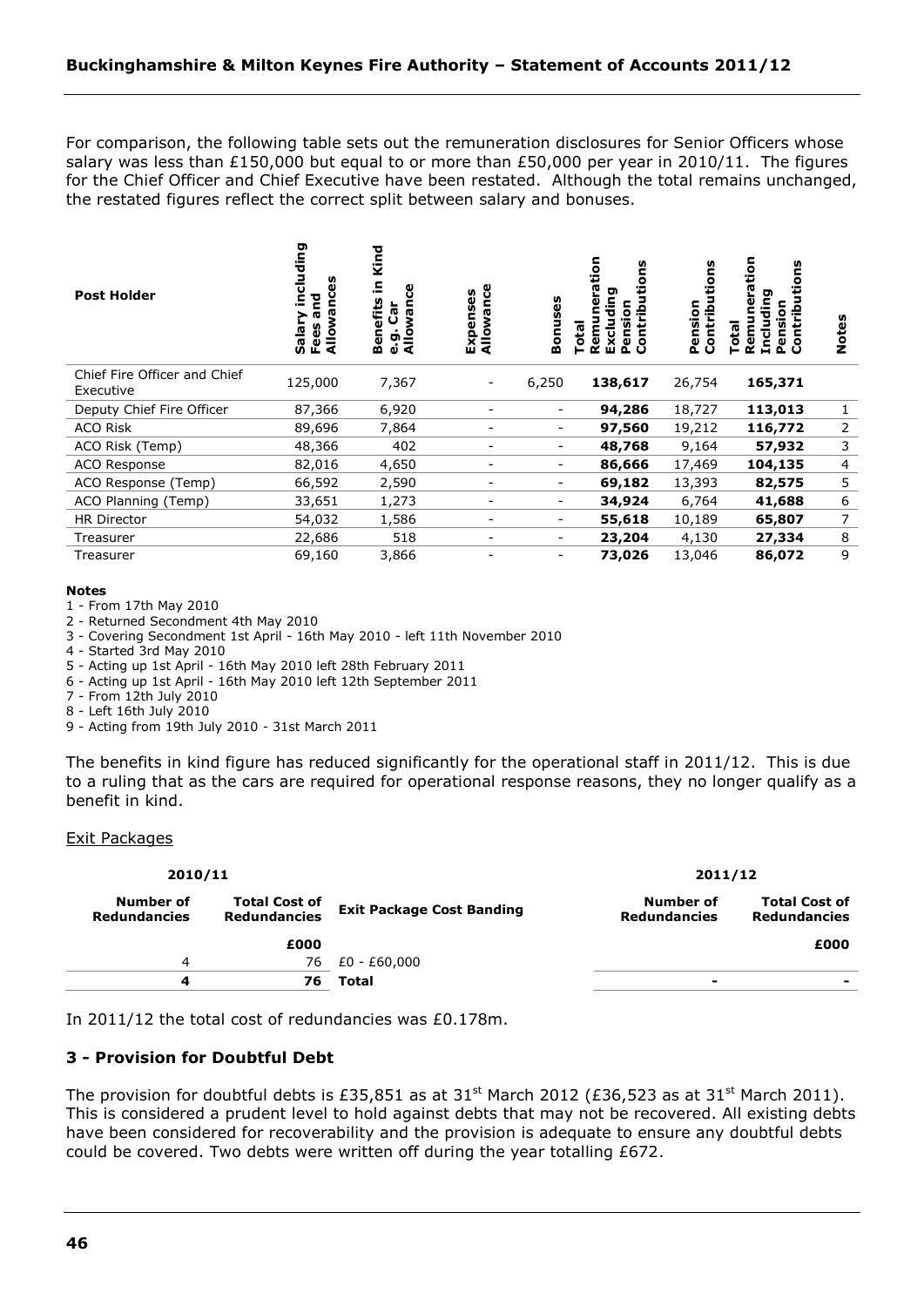For comparison, the following table sets out the remuneration disclosures for Senior Officers whose salary was less than £150,000 but equal to or more than £50,000 per year in 2010/11. The figures for the Chief Officer and Chief Executive have been restated. Although the total remains unchanged, the restated figures reflect the correct split between salary and bonuses.

| Post Holder | Salary including Fees and Allowances | Benefits in Kind e.g. Car Allowance | Expenses Allowance | Bonuses | Total Remuneration Excluding Pension Contributions | Pension Contributions | Total Remuneration Including Pension Contributions | Notes |
|---|---|---|---|---|---|---|---|---|
| Chief Fire Officer and Chief Executive | 125,000 | 7,367 | - | 6,250 | **138,617** | 26,754 | **165,371** | |
| Deputy Chief Fire Officer | 87,366 | 6,920 | - | - | **94,286** | 18,727 | **113,013** | 1 |
| ACO Risk | 89,696 | 7,864 | - | - | **97,560** | 19,212 | **116,772** | 2 |
| ACO Risk (Temp) | 48,366 | 402 | - | - | **48,768** | 9,164 | **57,932** | 3 |
| ACO Response | 82,016 | 4,650 | - | - | **86,666** | 17,469 | **104,135** | 4 |
| ACO Response (Temp) | 66,592 | 2,590 | - | - | **69,182** | 13,393 | **82,575** | 5 |
| ACO Planning (Temp) | 33,651 | 1,273 | - | - | **34,924** | 6,764 | **41,688** | 6 |
| HR Director | 54,032 | 1,586 | - | - | **55,618** | 10,189 | **65,807** | 7 |
| Treasurer | 22,686 | 518 | - | - | **23,204** | 4,130 | **27,334** | 8 |
| Treasurer | 69,160 | 3,866 | - | - | **73,026** | 13,046 | **86,072** | 9 |

**Notes**

1 - From 17th May 2010
2 - Returned Secondment 4th May 2010
3 - Covering Secondment 1st April - 16th May 2010 - left 11th November 2010
4 - Started 3rd May 2010
5 - Acting up 1st April - 16th May 2010 left 28th February 2011
6 - Acting up 1st April - 16th May 2010 left 12th September 2011
7 - From 12th July 2010
8 - Left 16th July 2010
9 - Acting from 19th July 2010 - 31st March 2011

The benefits in kind figure has reduced significantly for the operational staff in 2011/12. This is due to a ruling that as the cars are required for operational response reasons, they no longer qualify as a benefit in kind.

Exit Packages

| 2010/11 | | | 2011/12 | |
|---|---|---|---|---|
| **Number of Redundancies** | **Total Cost of Redundancies** | **Exit Package Cost Banding** | **Number of Redundancies** | **Total Cost of Redundancies** |
| | **£000** | | | **£000** |
| 4 | 76 | £0 - £60,000 | | |
| **4** | **76** | **Total** | **-** | **-** |

In 2011/12 the total cost of redundancies was £0.178m.

## 3 - Provision for Doubtful Debt

The provision for doubtful debts is £35,851 as at 31st March 2012 (£36,523 as at 31st March 2011). This is considered a prudent level to hold against debts that may not be recovered. All existing debts have been considered for recoverability and the provision is adequate to ensure any doubtful debts could be covered. Two debts were written off during the year totalling £672.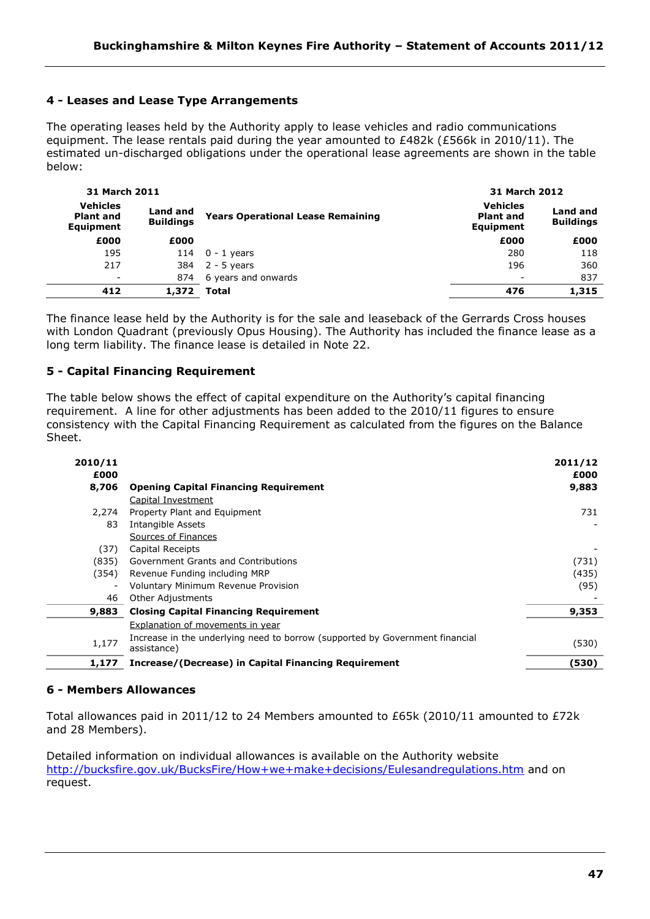## 4 - Leases and Lease Type Arrangements

The operating leases held by the Authority apply to lease vehicles and radio communications equipment. The lease rentals paid during the year amounted to £482k (£566k in 2010/11). The estimated un-discharged obligations under the operational lease agreements are shown in the table below:

| 31 March 2011 | | | 31 March 2012 | |
|---|---|---|---|---|
| Vehicles Plant and Equipment | Land and Buildings | Years Operational Lease Remaining | Vehicles Plant and Equipment | Land and Buildings |
| £000 | £000 | | £000 | £000 |
| 195 | 114 | 0 - 1 years | 280 | 118 |
| 217 | 384 | 2 - 5 years | 196 | 360 |
| - | 874 | 6 years and onwards | - | 837 |
| **412** | **1,372** | **Total** | **476** | **1,315** |

The finance lease held by the Authority is for the sale and leaseback of the Gerrards Cross houses with London Quadrant (previously Opus Housing). The Authority has included the finance lease as a long term liability. The finance lease is detailed in Note 22.

## 5 - Capital Financing Requirement

The table below shows the effect of capital expenditure on the Authority's capital financing requirement. A line for other adjustments has been added to the 2010/11 figures to ensure consistency with the Capital Financing Requirement as calculated from the figures on the Balance Sheet.

| 2010/11 £000 | | 2011/12 £000 |
|---|---|---|
| **8,706** | **Opening Capital Financing Requirement** | **9,883** |
| | Capital Investment | |
| 2,274 | Property Plant and Equipment | 731 |
| 83 | Intangible Assets | - |
| | Sources of Finances | |
| (37) | Capital Receipts | - |
| (835) | Government Grants and Contributions | (731) |
| (354) | Revenue Funding including MRP | (435) |
| - | Voluntary Minimum Revenue Provision | (95) |
| 46 | Other Adjustments | - |
| **9,883** | **Closing Capital Financing Requirement** | **9,353** |
| | Explanation of movements in year | |
| 1,177 | Increase in the underlying need to borrow (supported by Government financial assistance) | (530) |
| **1,177** | **Increase/(Decrease) in Capital Financing Requirement** | **(530)** |

## 6 - Members Allowances

Total allowances paid in 2011/12 to 24 Members amounted to £65k (2010/11 amounted to £72k and 28 Members).

Detailed information on individual allowances is available on the Authority website http://bucksfire.gov.uk/BucksFire/How+we+make+decisions/Eulesandregulations.htm and on request.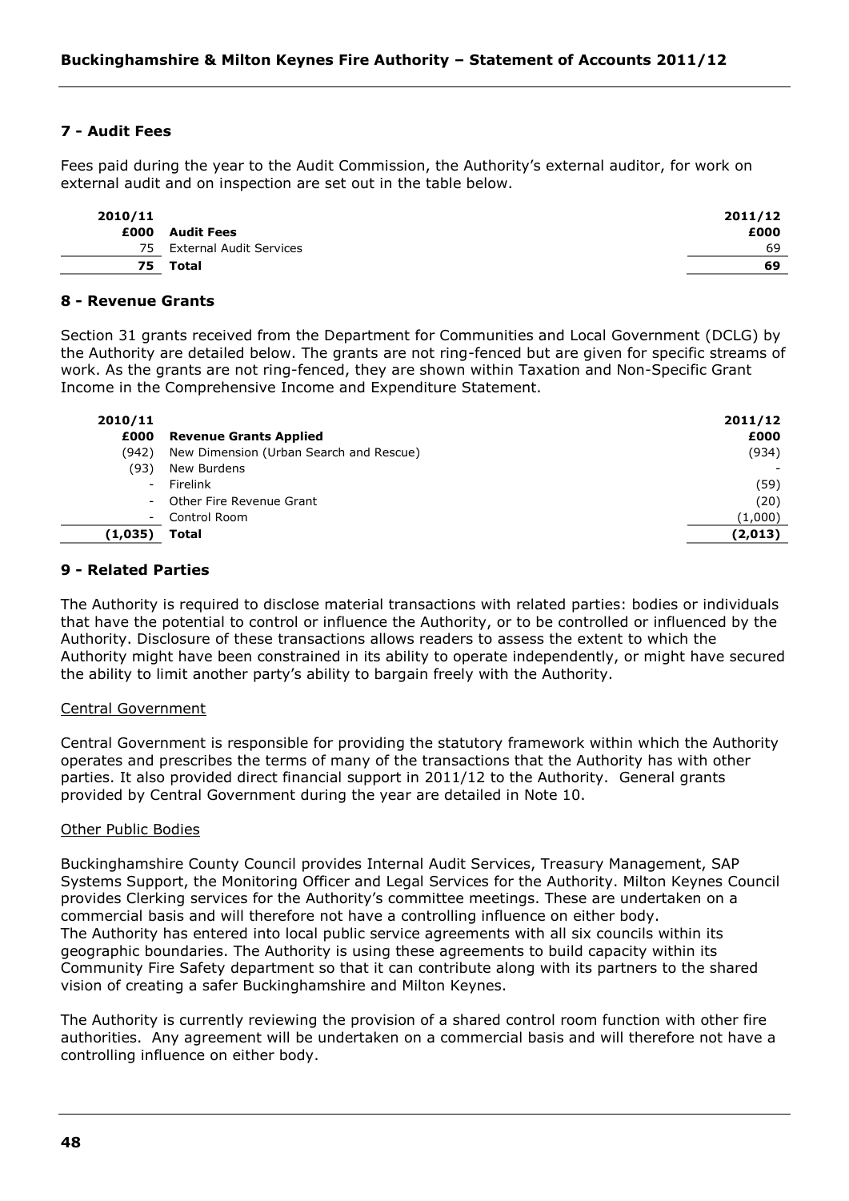## 7 - Audit Fees

Fees paid during the year to the Audit Commission, the Authority's external auditor, for work on external audit and on inspection are set out in the table below.

| 2010/11 £000 | Audit Fees | 2011/12 £000 |
|---|---|---|
| 75 | External Audit Services | 69 |
| **75** | **Total** | **69** |

## 8 - Revenue Grants

Section 31 grants received from the Department for Communities and Local Government (DCLG) by the Authority are detailed below. The grants are not ring-fenced but are given for specific streams of work. As the grants are not ring-fenced, they are shown within Taxation and Non-Specific Grant Income in the Comprehensive Income and Expenditure Statement.

| 2010/11 £000 | Revenue Grants Applied | 2011/12 £000 |
|---|---|---|
| (942) | New Dimension (Urban Search and Rescue) | (934) |
| (93) | New Burdens | - |
| - | Firelink | (59) |
| - | Other Fire Revenue Grant | (20) |
| - | Control Room | (1,000) |
| **(1,035)** | **Total** | **(2,013)** |

## 9 - Related Parties

The Authority is required to disclose material transactions with related parties: bodies or individuals that have the potential to control or influence the Authority, or to be controlled or influenced by the Authority. Disclosure of these transactions allows readers to assess the extent to which the Authority might have been constrained in its ability to operate independently, or might have secured the ability to limit another party's ability to bargain freely with the Authority.

Central Government

Central Government is responsible for providing the statutory framework within which the Authority operates and prescribes the terms of many of the transactions that the Authority has with other parties. It also provided direct financial support in 2011/12 to the Authority. General grants provided by Central Government during the year are detailed in Note 10.

Other Public Bodies

Buckinghamshire County Council provides Internal Audit Services, Treasury Management, SAP Systems Support, the Monitoring Officer and Legal Services for the Authority. Milton Keynes Council provides Clerking services for the Authority's committee meetings. These are undertaken on a commercial basis and will therefore not have a controlling influence on either body.
The Authority has entered into local public service agreements with all six councils within its geographic boundaries. The Authority is using these agreements to build capacity within its Community Fire Safety department so that it can contribute along with its partners to the shared vision of creating a safer Buckinghamshire and Milton Keynes.

The Authority is currently reviewing the provision of a shared control room function with other fire authorities. Any agreement will be undertaken on a commercial basis and will therefore not have a controlling influence on either body.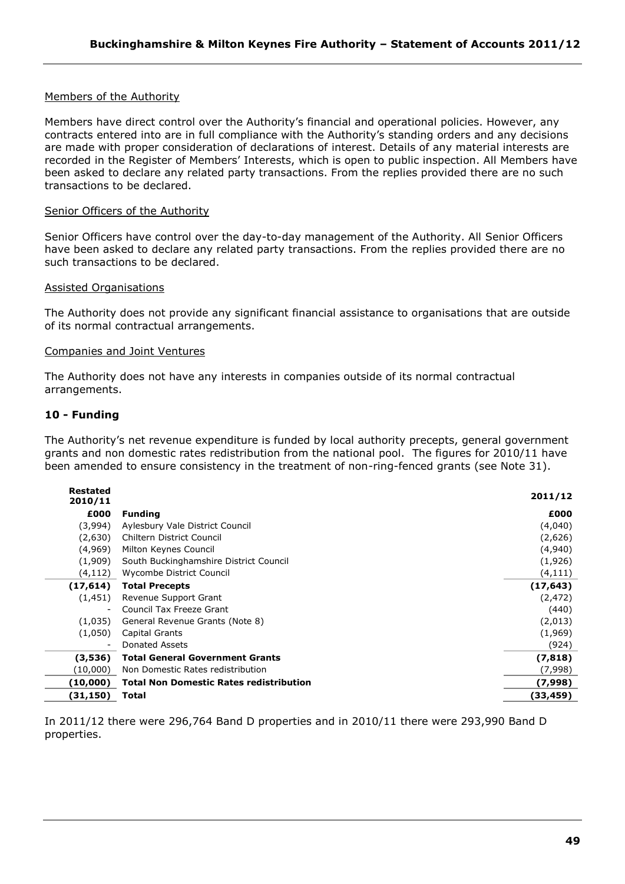Members of the Authority

Members have direct control over the Authority's financial and operational policies. However, any contracts entered into are in full compliance with the Authority's standing orders and any decisions are made with proper consideration of declarations of interest. Details of any material interests are recorded in the Register of Members' Interests, which is open to public inspection. All Members have been asked to declare any related party transactions. From the replies provided there are no such transactions to be declared.

Senior Officers of the Authority

Senior Officers have control over the day-to-day management of the Authority. All Senior Officers have been asked to declare any related party transactions. From the replies provided there are no such transactions to be declared.

Assisted Organisations

The Authority does not provide any significant financial assistance to organisations that are outside of its normal contractual arrangements.

Companies and Joint Ventures

The Authority does not have any interests in companies outside of its normal contractual arrangements.

## 10 - Funding

The Authority's net revenue expenditure is funded by local authority precepts, general government grants and non domestic rates redistribution from the national pool. The figures for 2010/11 have been amended to ensure consistency in the treatment of non-ring-fenced grants (see Note 31).

| Restated 2010/11 | | 2011/12 |
|---|---|---|
| **£000** | **Funding** | **£000** |
| (3,994) | Aylesbury Vale District Council | (4,040) |
| (2,630) | Chiltern District Council | (2,626) |
| (4,969) | Milton Keynes Council | (4,940) |
| (1,909) | South Buckinghamshire District Council | (1,926) |
| (4,112) | Wycombe District Council | (4,111) |
| **(17,614)** | **Total Precepts** | **(17,643)** |
| (1,451) | Revenue Support Grant | (2,472) |
| - | Council Tax Freeze Grant | (440) |
| (1,035) | General Revenue Grants (Note 8) | (2,013) |
| (1,050) | Capital Grants | (1,969) |
| - | Donated Assets | (924) |
| **(3,536)** | **Total General Government Grants** | **(7,818)** |
| (10,000) | Non Domestic Rates redistribution | (7,998) |
| **(10,000)** | **Total Non Domestic Rates redistribution** | **(7,998)** |
| **(31,150)** | **Total** | **(33,459)** |

In 2011/12 there were 296,764 Band D properties and in 2010/11 there were 293,990 Band D properties.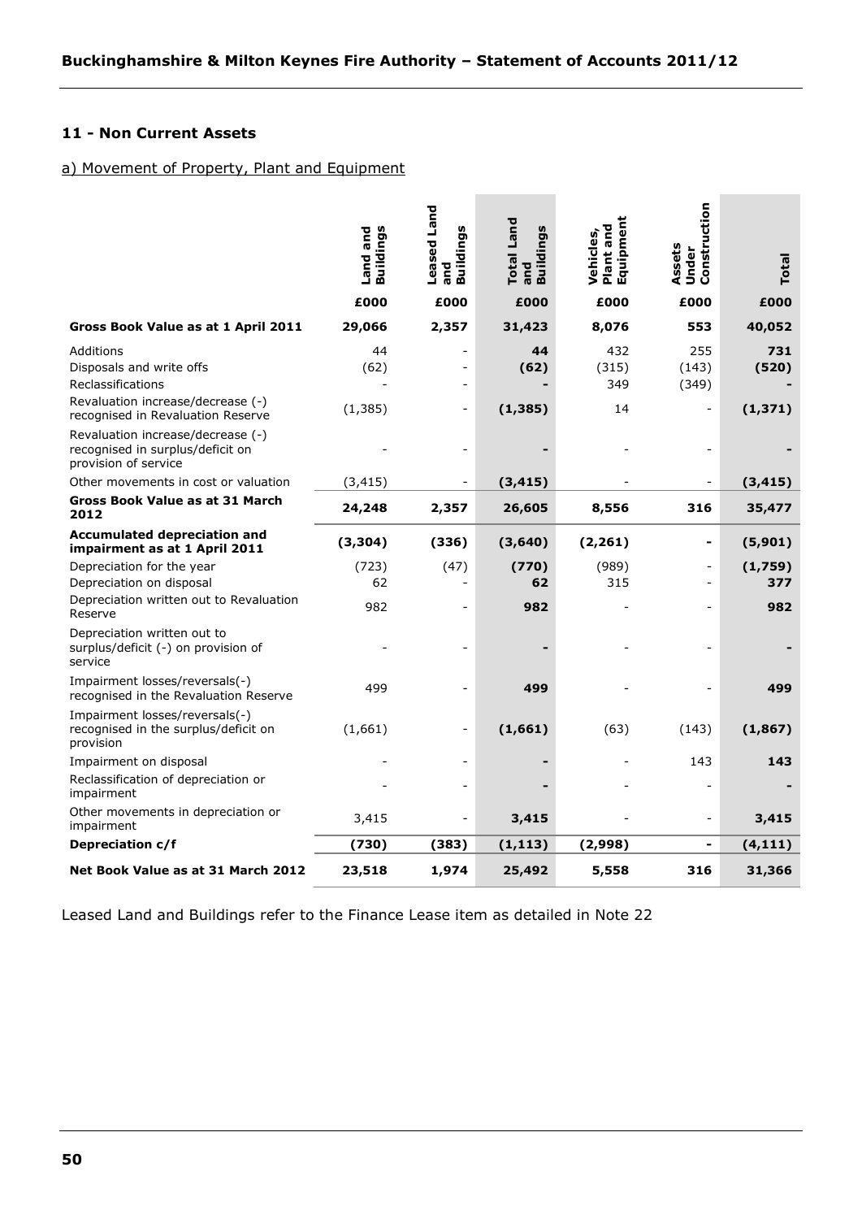## 11 - Non Current Assets

a) Movement of Property, Plant and Equipment

| | Land and Buildings | Leased Land and Buildings | Total Land and Buildings | Vehicles, Plant and Equipment | Assets Under Construction | Total |
|---|---|---|---|---|---|---|
| | £000 | £000 | £000 | £000 | £000 | £000 |
| **Gross Book Value as at 1 April 2011** | **29,066** | **2,357** | **31,423** | **8,076** | **553** | **40,052** |
| Additions | 44 | - | **44** | 432 | 255 | **731** |
| Disposals and write offs | (62) | - | **(62)** | (315) | (143) | **(520)** |
| Reclassifications | - | - | **-** | 349 | (349) | **-** |
| Revaluation increase/decrease (-) recognised in Revaluation Reserve | (1,385) | - | **(1,385)** | 14 | - | **(1,371)** |
| Revaluation increase/decrease (-) recognised in surplus/deficit on provision of service | - | - | **-** | - | - | **-** |
| Other movements in cost or valuation | (3,415) | - | **(3,415)** | - | - | **(3,415)** |
| **Gross Book Value as at 31 March 2012** | **24,248** | **2,357** | **26,605** | **8,556** | **316** | **35,477** |
| **Accumulated depreciation and impairment as at 1 April 2011** | **(3,304)** | **(336)** | **(3,640)** | **(2,261)** | **-** | **(5,901)** |
| Depreciation for the year | (723) | (47) | **(770)** | (989) | - | **(1,759)** |
| Depreciation on disposal | 62 | - | **62** | 315 | - | **377** |
| Depreciation written out to Revaluation Reserve | 982 | - | **982** | - | - | **982** |
| Depreciation written out to surplus/deficit (-) on provision of service | - | - | **-** | - | - | **-** |
| Impairment losses/reversals(-) recognised in the Revaluation Reserve | 499 | - | **499** | - | - | **499** |
| Impairment losses/reversals(-) recognised in the surplus/deficit on provision | (1,661) | - | **(1,661)** | (63) | (143) | **(1,867)** |
| Impairment on disposal | - | - | **-** | - | 143 | **143** |
| Reclassification of depreciation or impairment | - | - | **-** | - | - | **-** |
| Other movements in depreciation or impairment | 3,415 | - | **3,415** | - | - | **3,415** |
| **Depreciation c/f** | **(730)** | **(383)** | **(1,113)** | **(2,998)** | **-** | **(4,111)** |
| **Net Book Value as at 31 March 2012** | **23,518** | **1,974** | **25,492** | **5,558** | **316** | **31,366** |

Leased Land and Buildings refer to the Finance Lease item as detailed in Note 22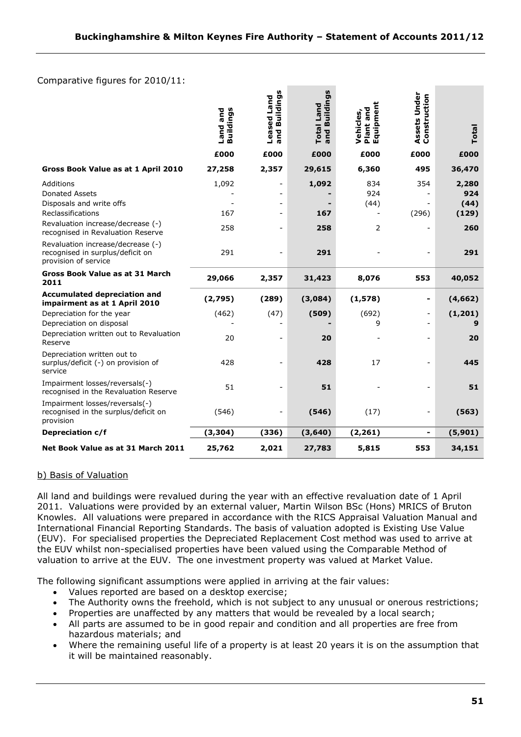Comparative figures for 2010/11:

| | Land and Buildings | Leased Land and Buildings | Total Land and Buildings | Vehicles, Plant and Equipment | Assets Under Construction | Total |
|---|---|---|---|---|---|---|
| | £000 | £000 | £000 | £000 | £000 | £000 |
| **Gross Book Value as at 1 April 2010** | **27,258** | **2,357** | **29,615** | **6,360** | **495** | **36,470** |
| Additions | 1,092 | - | **1,092** | 834 | 354 | **2,280** |
| Donated Assets | - | - | **-** | 924 | - | **924** |
| Disposals and write offs | - | - | **-** | (44) | - | **(44)** |
| Reclassifications | 167 | - | **167** | - | (296) | **(129)** |
| Revaluation increase/decrease (-) recognised in Revaluation Reserve | 258 | - | **258** | 2 | - | **260** |
| Revaluation increase/decrease (-) recognised in surplus/deficit on provision of service | 291 | - | **291** | - | - | **291** |
| **Gross Book Value as at 31 March 2011** | **29,066** | **2,357** | **31,423** | **8,076** | **553** | **40,052** |
| **Accumulated depreciation and impairment as at 1 April 2010** | **(2,795)** | **(289)** | **(3,084)** | **(1,578)** | **-** | **(4,662)** |
| Depreciation for the year | (462) | (47) | **(509)** | (692) | - | **(1,201)** |
| Depreciation on disposal | - | - | **-** | 9 | - | **9** |
| Depreciation written out to Revaluation Reserve | 20 | - | **20** | - | - | **20** |
| Depreciation written out to surplus/deficit (-) on provision of service | 428 | - | **428** | 17 | - | **445** |
| Impairment losses/reversals(-) recognised in the Revaluation Reserve | 51 | - | **51** | - | - | **51** |
| Impairment losses/reversals(-) recognised in the surplus/deficit on provision | (546) | - | **(546)** | (17) | - | **(563)** |
| **Depreciation c/f** | **(3,304)** | **(336)** | **(3,640)** | **(2,261)** | **-** | **(5,901)** |
| **Net Book Value as at 31 March 2011** | **25,762** | **2,021** | **27,783** | **5,815** | **553** | **34,151** |

b) Basis of Valuation

All land and buildings were revalued during the year with an effective revaluation date of 1 April 2011. Valuations were provided by an external valuer, Martin Wilson BSc (Hons) MRICS of Bruton Knowles. All valuations were prepared in accordance with the RICS Appraisal Valuation Manual and International Financial Reporting Standards. The basis of valuation adopted is Existing Use Value (EUV). For specialised properties the Depreciated Replacement Cost method was used to arrive at the EUV whilst non-specialised properties have been valued using the Comparable Method of valuation to arrive at the EUV. The one investment property was valued at Market Value.

The following significant assumptions were applied in arriving at the fair values:

- Values reported are based on a desktop exercise;
- The Authority owns the freehold, which is not subject to any unusual or onerous restrictions;
- Properties are unaffected by any matters that would be revealed by a local search;
- All parts are assumed to be in good repair and condition and all properties are free from hazardous materials; and
- Where the remaining useful life of a property is at least 20 years it is on the assumption that it will be maintained reasonably.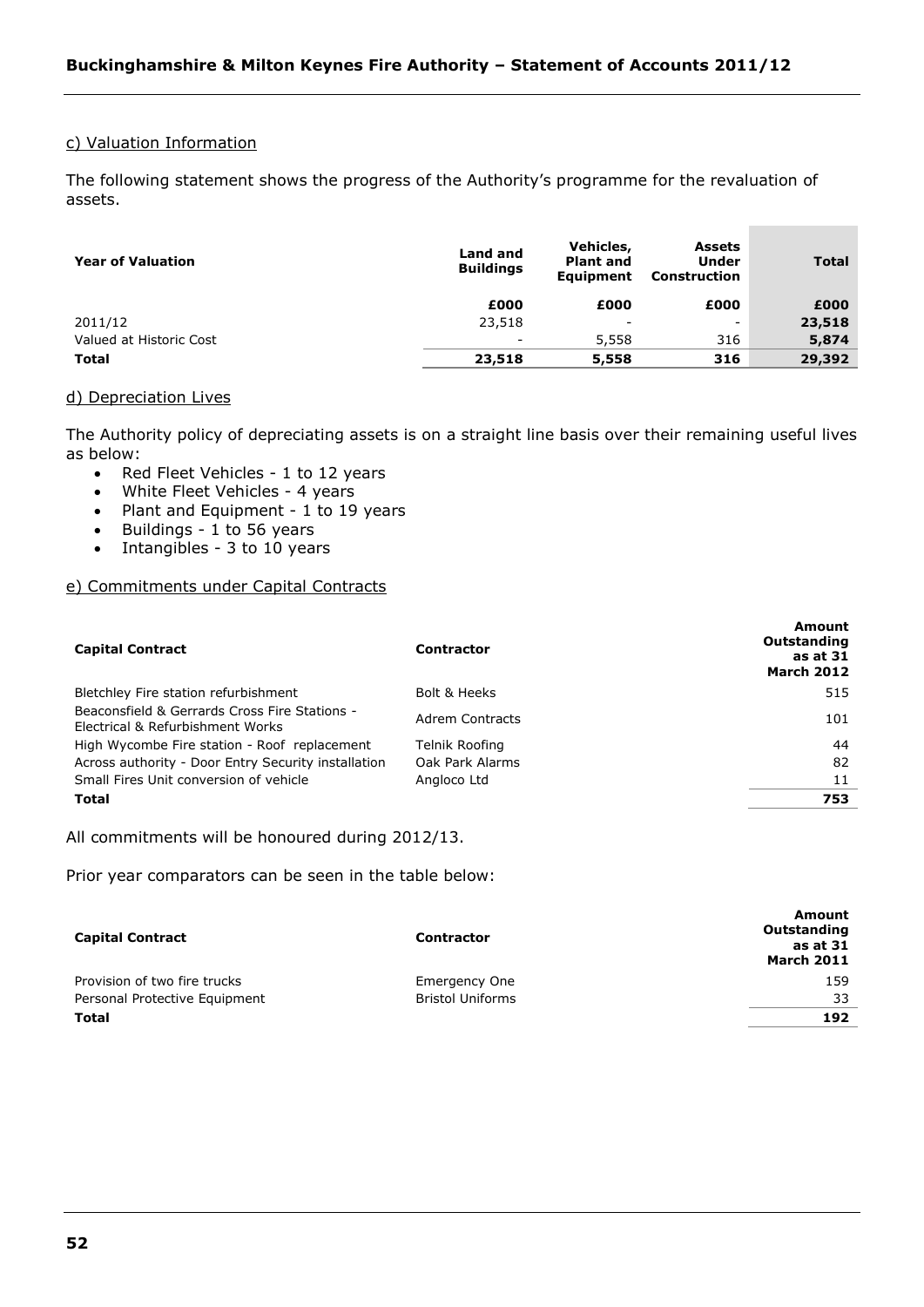c) Valuation Information

The following statement shows the progress of the Authority's programme for the revaluation of assets.

| Year of Valuation | Land and Buildings | Vehicles, Plant and Equipment | Assets Under Construction | Total |
|---|---|---|---|---|
| | £000 | £000 | £000 | £000 |
| 2011/12 | 23,518 | - | - | 23,518 |
| Valued at Historic Cost | - | 5,558 | 316 | 5,874 |
| **Total** | **23,518** | **5,558** | **316** | **29,392** |

d) Depreciation Lives

The Authority policy of depreciating assets is on a straight line basis over their remaining useful lives as below:

- Red Fleet Vehicles - 1 to 12 years
- White Fleet Vehicles - 4 years
- Plant and Equipment - 1 to 19 years
- Buildings - 1 to 56 years
- Intangibles - 3 to 10 years

e) Commitments under Capital Contracts

| Capital Contract | Contractor | Amount Outstanding as at 31 March 2012 |
|---|---|---|
| Bletchley Fire station refurbishment | Bolt & Heeks | 515 |
| Beaconsfield & Gerrards Cross Fire Stations - Electrical & Refurbishment Works | Adrem Contracts | 101 |
| High Wycombe Fire station - Roof replacement | Telnik Roofing | 44 |
| Across authority - Door Entry Security installation | Oak Park Alarms | 82 |
| Small Fires Unit conversion of vehicle | Angloco Ltd | 11 |
| **Total** | | **753** |

All commitments will be honoured during 2012/13.

Prior year comparators can be seen in the table below:

| Capital Contract | Contractor | Amount Outstanding as at 31 March 2011 |
|---|---|---|
| Provision of two fire trucks | Emergency One | 159 |
| Personal Protective Equipment | Bristol Uniforms | 33 |
| **Total** | | **192** |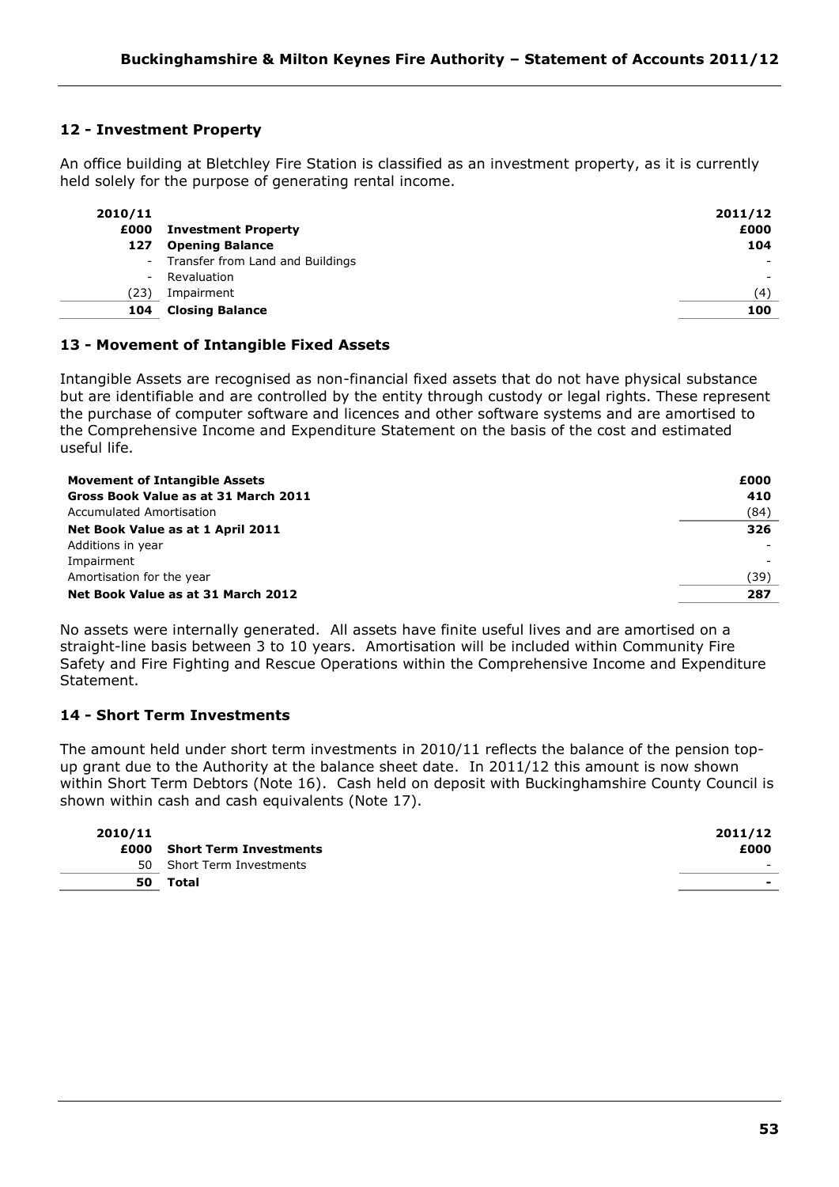## 12 - Investment Property

An office building at Bletchley Fire Station is classified as an investment property, as it is currently held solely for the purpose of generating rental income.

| 2010/11 | | 2011/12 |
|---|---|---|
| **£000** | **Investment Property** | **£000** |
| **127** | **Opening Balance** | **104** |
| - | Transfer from Land and Buildings | - |
| - | Revaluation | - |
| (23) | Impairment | (4) |
| **104** | **Closing Balance** | **100** |

## 13 - Movement of Intangible Fixed Assets

Intangible Assets are recognised as non-financial fixed assets that do not have physical substance but are identifiable and are controlled by the entity through custody or legal rights. These represent the purchase of computer software and licences and other software systems and are amortised to the Comprehensive Income and Expenditure Statement on the basis of the cost and estimated useful life.

| **Movement of Intangible Assets** | **£000** |
|---|---|
| **Gross Book Value as at 31 March 2011** | **410** |
| Accumulated Amortisation | (84) |
| **Net Book Value as at 1 April 2011** | **326** |
| Additions in year | - |
| Impairment | - |
| Amortisation for the year | (39) |
| **Net Book Value as at 31 March 2012** | **287** |

No assets were internally generated. All assets have finite useful lives and are amortised on a straight-line basis between 3 to 10 years. Amortisation will be included within Community Fire Safety and Fire Fighting and Rescue Operations within the Comprehensive Income and Expenditure Statement.

## 14 - Short Term Investments

The amount held under short term investments in 2010/11 reflects the balance of the pension top-up grant due to the Authority at the balance sheet date. In 2011/12 this amount is now shown within Short Term Debtors (Note 16). Cash held on deposit with Buckinghamshire County Council is shown within cash and cash equivalents (Note 17).

| 2010/11 | | 2011/12 |
|---|---|---|
| **£000** | **Short Term Investments** | **£000** |
| 50 | Short Term Investments | - |
| **50** | **Total** | **-** |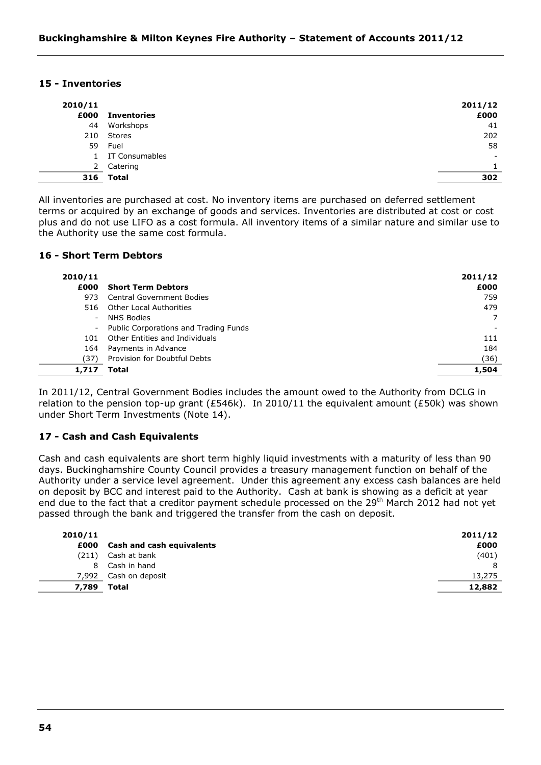## 15 - Inventories

| 2010/11 £000 | Inventories | 2011/12 £000 |
|---|---|---|
| 44 | Workshops | 41 |
| 210 | Stores | 202 |
| 59 | Fuel | 58 |
| 1 | IT Consumables | - |
| 2 | Catering | 1 |
| **316** | **Total** | **302** |

All inventories are purchased at cost. No inventory items are purchased on deferred settlement terms or acquired by an exchange of goods and services. Inventories are distributed at cost or cost plus and do not use LIFO as a cost formula. All inventory items of a similar nature and similar use to the Authority use the same cost formula.

## 16 - Short Term Debtors

| 2010/11 £000 | Short Term Debtors | 2011/12 £000 |
|---|---|---|
| 973 | Central Government Bodies | 759 |
| 516 | Other Local Authorities | 479 |
| - | NHS Bodies | 7 |
| - | Public Corporations and Trading Funds | - |
| 101 | Other Entities and Individuals | 111 |
| 164 | Payments in Advance | 184 |
| (37) | Provision for Doubtful Debts | (36) |
| **1,717** | **Total** | **1,504** |

In 2011/12, Central Government Bodies includes the amount owed to the Authority from DCLG in relation to the pension top-up grant (£546k). In 2010/11 the equivalent amount (£50k) was shown under Short Term Investments (Note 14).

## 17 - Cash and Cash Equivalents

Cash and cash equivalents are short term highly liquid investments with a maturity of less than 90 days. Buckinghamshire County Council provides a treasury management function on behalf of the Authority under a service level agreement. Under this agreement any excess cash balances are held on deposit by BCC and interest paid to the Authority. Cash at bank is showing as a deficit at year end due to the fact that a creditor payment schedule processed on the 29th March 2012 had not yet passed through the bank and triggered the transfer from the cash on deposit.

| 2010/11 £000 | Cash and cash equivalents | 2011/12 £000 |
|---|---|---|
| (211) | Cash at bank | (401) |
| 8 | Cash in hand | 8 |
| 7,992 | Cash on deposit | 13,275 |
| **7,789** | **Total** | **12,882** |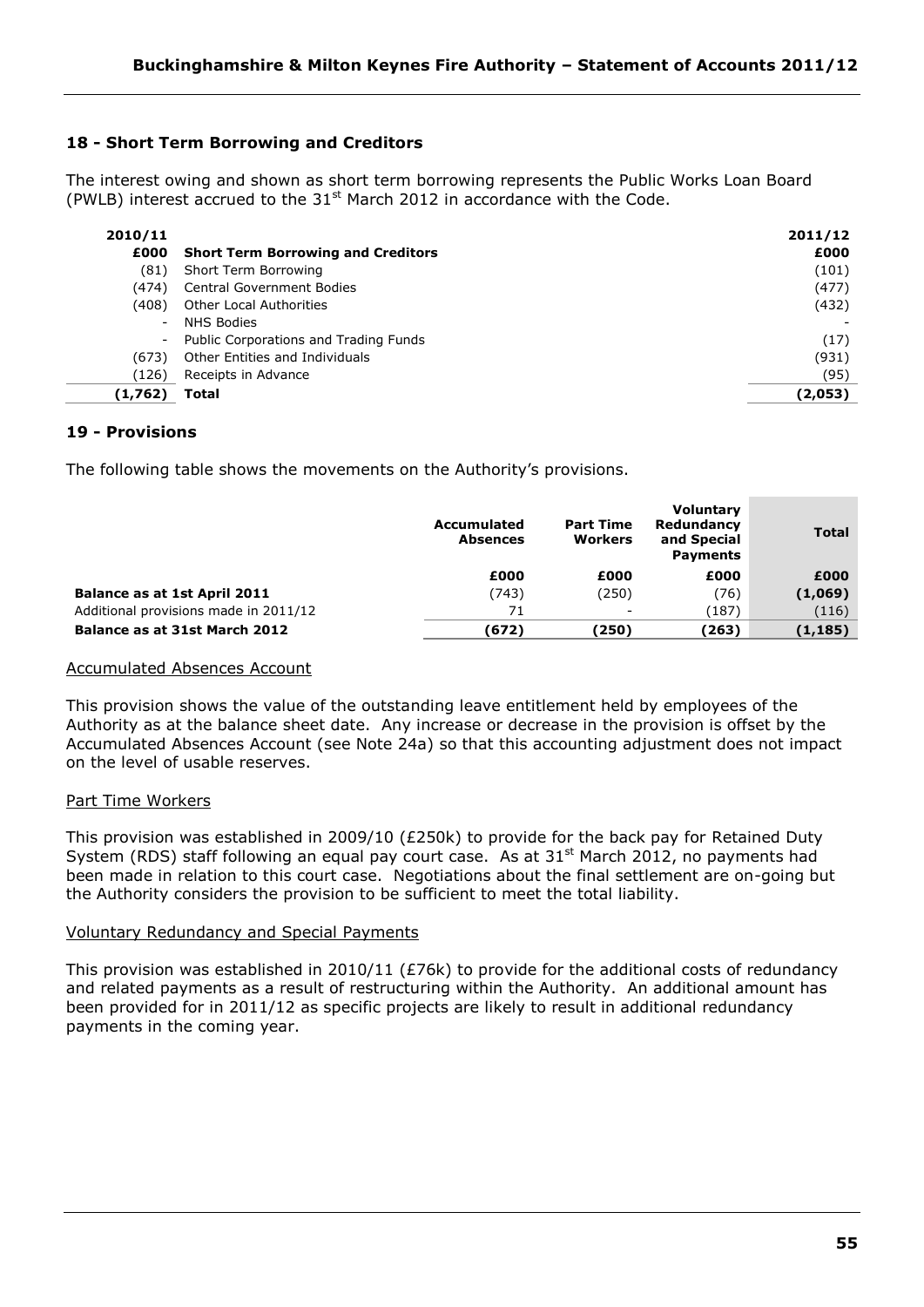## 18 - Short Term Borrowing and Creditors

The interest owing and shown as short term borrowing represents the Public Works Loan Board (PWLB) interest accrued to the 31st March 2012 in accordance with the Code.

| 2010/11 | | 2011/12 |
|---|---|---|
| £000 | **Short Term Borrowing and Creditors** | £000 |
| (81) | Short Term Borrowing | (101) |
| (474) | Central Government Bodies | (477) |
| (408) | Other Local Authorities | (432) |
| - | NHS Bodies | - |
| - | Public Corporations and Trading Funds | (17) |
| (673) | Other Entities and Individuals | (931) |
| (126) | Receipts in Advance | (95) |
| **(1,762)** | **Total** | **(2,053)** |

## 19 - Provisions

The following table shows the movements on the Authority's provisions.

| | Accumulated Absences | Part Time Workers | Voluntary Redundancy and Special Payments | Total |
|---|---|---|---|---|
| | £000 | £000 | £000 | £000 |
| **Balance as at 1st April 2011** | (743) | (250) | (76) | **(1,069)** |
| Additional provisions made in 2011/12 | 71 | - | (187) | (116) |
| **Balance as at 31st March 2012** | **(672)** | **(250)** | **(263)** | **(1,185)** |

Accumulated Absences Account

This provision shows the value of the outstanding leave entitlement held by employees of the Authority as at the balance sheet date. Any increase or decrease in the provision is offset by the Accumulated Absences Account (see Note 24a) so that this accounting adjustment does not impact on the level of usable reserves.

Part Time Workers

This provision was established in 2009/10 (£250k) to provide for the back pay for Retained Duty System (RDS) staff following an equal pay court case. As at 31st March 2012, no payments had been made in relation to this court case. Negotiations about the final settlement are on-going but the Authority considers the provision to be sufficient to meet the total liability.

Voluntary Redundancy and Special Payments

This provision was established in 2010/11 (£76k) to provide for the additional costs of redundancy and related payments as a result of restructuring within the Authority. An additional amount has been provided for in 2011/12 as specific projects are likely to result in additional redundancy payments in the coming year.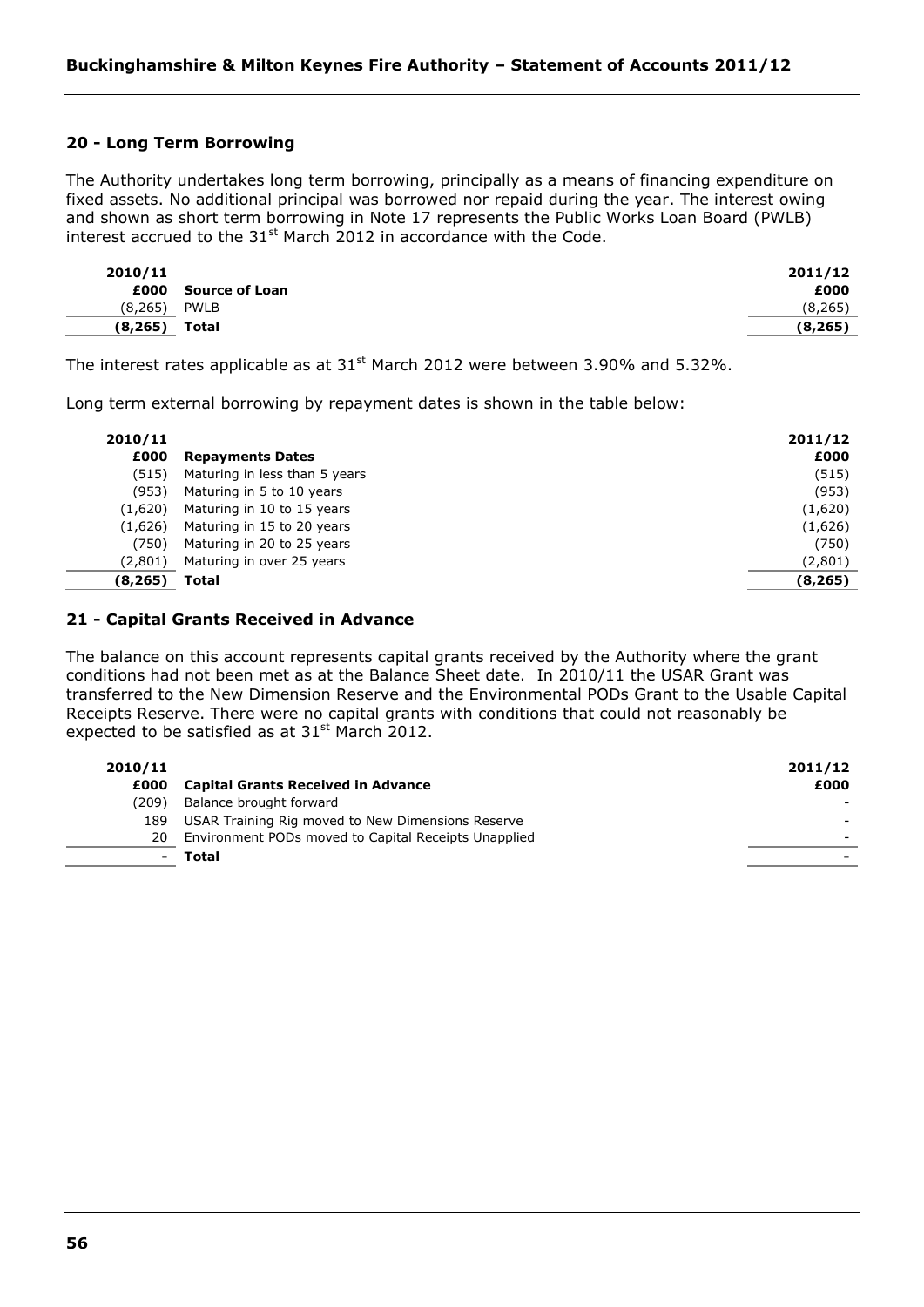## 20 - Long Term Borrowing

The Authority undertakes long term borrowing, principally as a means of financing expenditure on fixed assets. No additional principal was borrowed nor repaid during the year. The interest owing and shown as short term borrowing in Note 17 represents the Public Works Loan Board (PWLB) interest accrued to the 31st March 2012 in accordance with the Code.

| 2010/11 £000 | Source of Loan | 2011/12 £000 |
|---|---|---|
| (8,265) | PWLB | (8,265) |
| **(8,265)** | **Total** | **(8,265)** |

The interest rates applicable as at 31st March 2012 were between 3.90% and 5.32%.

Long term external borrowing by repayment dates is shown in the table below:

| 2010/11 £000 | Repayments Dates | 2011/12 £000 |
|---|---|---|
| (515) | Maturing in less than 5 years | (515) |
| (953) | Maturing in 5 to 10 years | (953) |
| (1,620) | Maturing in 10 to 15 years | (1,620) |
| (1,626) | Maturing in 15 to 20 years | (1,626) |
| (750) | Maturing in 20 to 25 years | (750) |
| (2,801) | Maturing in over 25 years | (2,801) |
| **(8,265)** | **Total** | **(8,265)** |

## 21 - Capital Grants Received in Advance

The balance on this account represents capital grants received by the Authority where the grant conditions had not been met as at the Balance Sheet date. In 2010/11 the USAR Grant was transferred to the New Dimension Reserve and the Environmental PODs Grant to the Usable Capital Receipts Reserve. There were no capital grants with conditions that could not reasonably be expected to be satisfied as at 31st March 2012.

| 2010/11 £000 | Capital Grants Received in Advance | 2011/12 £000 |
|---|---|---|
| (209) | Balance brought forward | - |
| 189 | USAR Training Rig moved to New Dimensions Reserve | - |
| 20 | Environment PODs moved to Capital Receipts Unapplied | - |
| **-** | **Total** | **-** |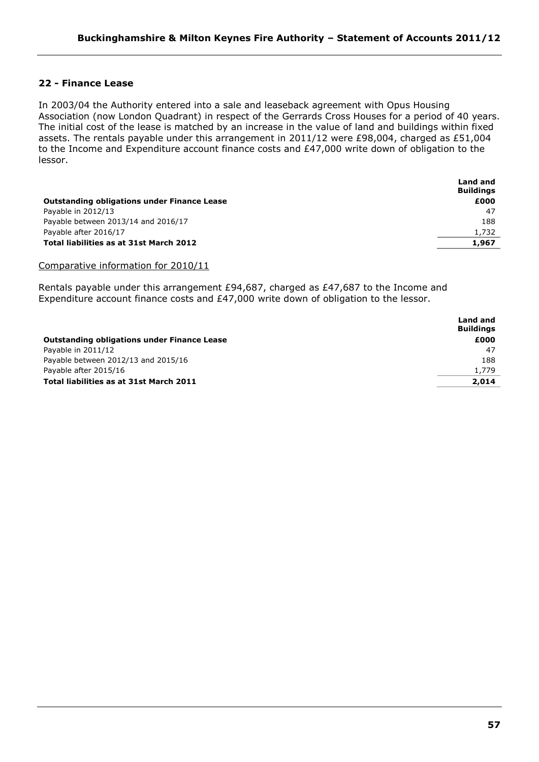## 22 - Finance Lease

In 2003/04 the Authority entered into a sale and leaseback agreement with Opus Housing Association (now London Quadrant) in respect of the Gerrards Cross Houses for a period of 40 years. The initial cost of the lease is matched by an increase in the value of land and buildings within fixed assets. The rentals payable under this arrangement in 2011/12 were £98,004, charged as £51,004 to the Income and Expenditure account finance costs and £47,000 write down of obligation to the lessor.

| | Land and Buildings |
|---|---|
| **Outstanding obligations under Finance Lease** | **£000** |
| Payable in 2012/13 | 47 |
| Payable between 2013/14 and 2016/17 | 188 |
| Payable after 2016/17 | 1,732 |
| **Total liabilities as at 31st March 2012** | **1,967** |

Comparative information for 2010/11

Rentals payable under this arrangement £94,687, charged as £47,687 to the Income and Expenditure account finance costs and £47,000 write down of obligation to the lessor.

| | Land and Buildings |
|---|---|
| **Outstanding obligations under Finance Lease** | **£000** |
| Payable in 2011/12 | 47 |
| Payable between 2012/13 and 2015/16 | 188 |
| Payable after 2015/16 | 1,779 |
| **Total liabilities as at 31st March 2011** | **2,014** |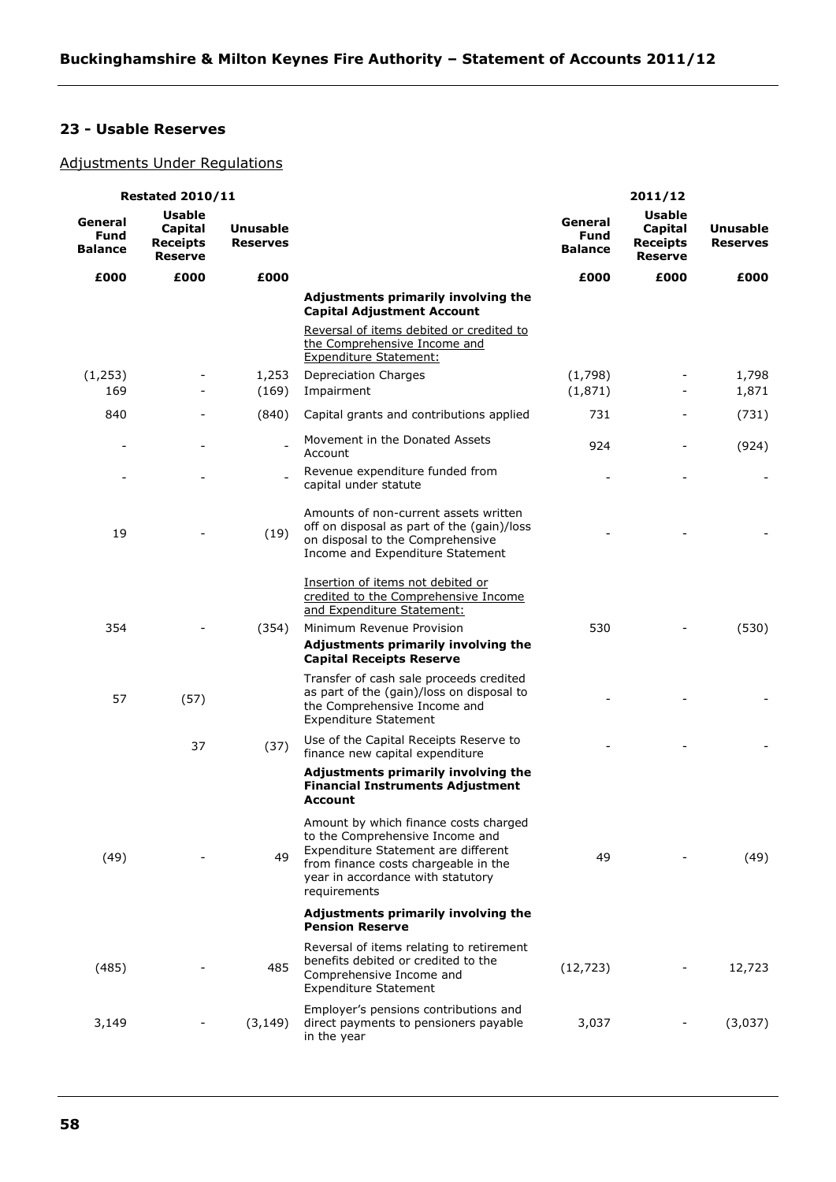## 23 - Usable Reserves

Adjustments Under Regulations

| Restated 2010/11 | | | | 2011/12 | | |
|---|---|---|---|---|---|---|
| **General Fund Balance** | **Usable Capital Receipts Reserve** | **Unusable Reserves** | | **General Fund Balance** | **Usable Capital Receipts Reserve** | **Unusable Reserves** |
| **£000** | **£000** | **£000** | | **£000** | **£000** | **£000** |
| | | | **Adjustments primarily involving the Capital Adjustment Account** | | | |
| | | | Reversal of items debited or credited to the Comprehensive Income and Expenditure Statement: | | | |
| (1,253) | - | 1,253 | Depreciation Charges | (1,798) | - | 1,798 |
| 169 | - | (169) | Impairment | (1,871) | - | 1,871 |
| 840 | - | (840) | Capital grants and contributions applied | 731 | - | (731) |
| - | - | - | Movement in the Donated Assets Account | 924 | - | (924) |
| - | - | - | Revenue expenditure funded from capital under statute | - | - | - |
| 19 | - | (19) | Amounts of non-current assets written off on disposal as part of the (gain)/loss on disposal to the Comprehensive Income and Expenditure Statement | - | - | - |
| | | | Insertion of items not debited or credited to the Comprehensive Income and Expenditure Statement: | | | |
| 354 | - | (354) | Minimum Revenue Provision | 530 | - | (530) |
| | | | **Adjustments primarily involving the Capital Receipts Reserve** | | | |
| 57 | (57) | | Transfer of cash sale proceeds credited as part of the (gain)/loss on disposal to the Comprehensive Income and Expenditure Statement | - | - | - |
| | 37 | (37) | Use of the Capital Receipts Reserve to finance new capital expenditure | - | - | - |
| | | | **Adjustments primarily involving the Financial Instruments Adjustment Account** | | | |
| (49) | - | 49 | Amount by which finance costs charged to the Comprehensive Income and Expenditure Statement are different from finance costs chargeable in the year in accordance with statutory requirements | 49 | - | (49) |
| | | | **Adjustments primarily involving the Pension Reserve** | | | |
| (485) | - | 485 | Reversal of items relating to retirement benefits debited or credited to the Comprehensive Income and Expenditure Statement | (12,723) | - | 12,723 |
| 3,149 | - | (3,149) | Employer's pensions contributions and direct payments to pensioners payable in the year | 3,037 | - | (3,037) |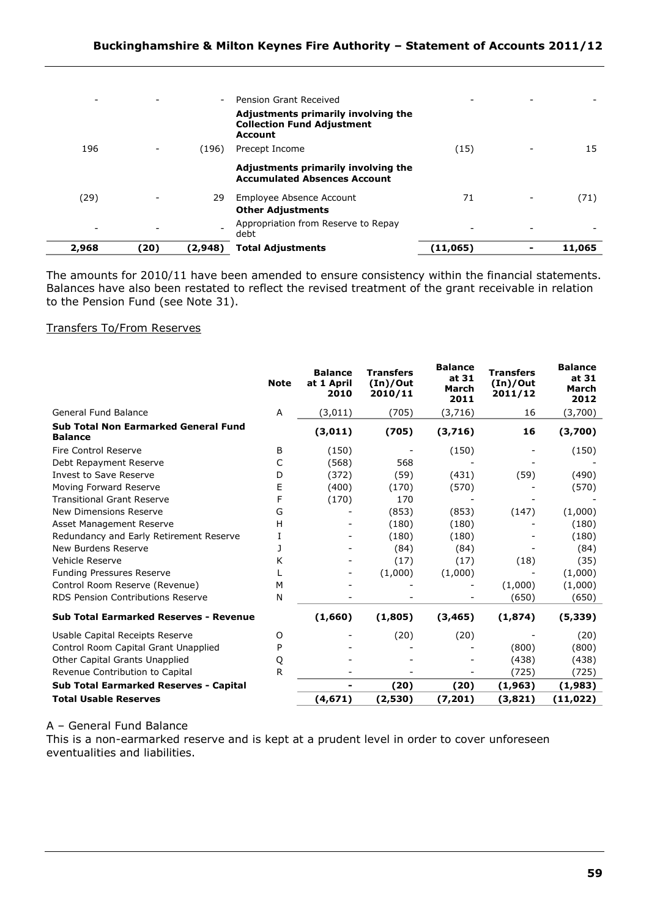| | | | | | | |
|---|---|---|---|---|---|---|
| - | - | - | Pension Grant Received | - | - | - |
| | | | **Adjustments primarily involving the Collection Fund Adjustment Account** | | | |
| 196 | - | (196) | Precept Income | (15) | - | 15 |
| | | | **Adjustments primarily involving the Accumulated Absences Account** | | | |
| (29) | - | 29 | Employee Absence Account | 71 | - | (71) |
| | | | **Other Adjustments** | | | |
| - | - | - | Appropriation from Reserve to Repay debt | - | - | - |
| **2,968** | **(20)** | **(2,948)** | **Total Adjustments** | **(11,065)** | **-** | **11,065** |

The amounts for 2010/11 have been amended to ensure consistency within the financial statements. Balances have also been restated to reflect the revised treatment of the grant receivable in relation to the Pension Fund (see Note 31).

Transfers To/From Reserves

| | Note | Balance at 1 April 2010 | Transfers (In)/Out 2010/11 | Balance at 31 March 2011 | Transfers (In)/Out 2011/12 | Balance at 31 March 2012 |
|---|---|---|---|---|---|---|
| General Fund Balance | A | (3,011) | (705) | (3,716) | 16 | (3,700) |
| **Sub Total Non Earmarked General Fund Balance** | | **(3,011)** | **(705)** | **(3,716)** | **16** | **(3,700)** |
| Fire Control Reserve | B | (150) | - | (150) | - | (150) |
| Debt Repayment Reserve | C | (568) | 568 | - | - | - |
| Invest to Save Reserve | D | (372) | (59) | (431) | (59) | (490) |
| Moving Forward Reserve | E | (400) | (170) | (570) | - | (570) |
| Transitional Grant Reserve | F | (170) | 170 | - | - | - |
| New Dimensions Reserve | G | - | (853) | (853) | (147) | (1,000) |
| Asset Management Reserve | H | - | (180) | (180) | - | (180) |
| Redundancy and Early Retirement Reserve | I | - | (180) | (180) | - | (180) |
| New Burdens Reserve | J | - | (84) | (84) | - | (84) |
| Vehicle Reserve | K | - | (17) | (17) | (18) | (35) |
| Funding Pressures Reserve | L | - | (1,000) | (1,000) | - | (1,000) |
| Control Room Reserve (Revenue) | M | - | - | - | (1,000) | (1,000) |
| RDS Pension Contributions Reserve | N | - | - | - | (650) | (650) |
| **Sub Total Earmarked Reserves - Revenue** | | **(1,660)** | **(1,805)** | **(3,465)** | **(1,874)** | **(5,339)** |
| Usable Capital Receipts Reserve | O | - | (20) | (20) | - | (20) |
| Control Room Capital Grant Unapplied | P | - | - | - | (800) | (800) |
| Other Capital Grants Unapplied | Q | - | - | - | (438) | (438) |
| Revenue Contribution to Capital | R | - | - | - | (725) | (725) |
| **Sub Total Earmarked Reserves - Capital** | | **-** | **(20)** | **(20)** | **(1,963)** | **(1,983)** |
| **Total Usable Reserves** | | **(4,671)** | **(2,530)** | **(7,201)** | **(3,821)** | **(11,022)** |

A – General Fund Balance

This is a non-earmarked reserve and is kept at a prudent level in order to cover unforeseen eventualities and liabilities.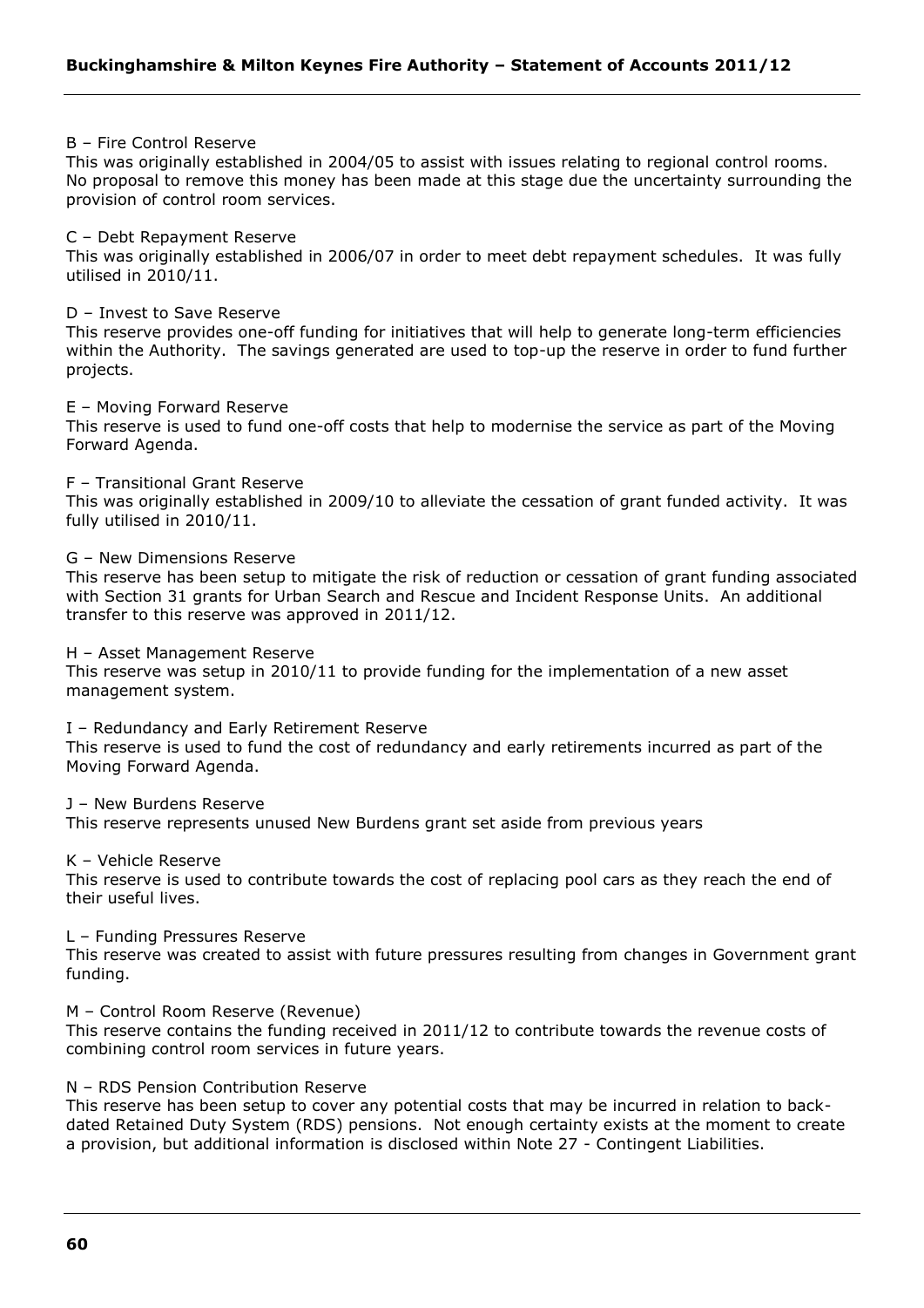B – Fire Control Reserve

This was originally established in 2004/05 to assist with issues relating to regional control rooms. No proposal to remove this money has been made at this stage due the uncertainty surrounding the provision of control room services.

C – Debt Repayment Reserve

This was originally established in 2006/07 in order to meet debt repayment schedules. It was fully utilised in 2010/11.

D – Invest to Save Reserve

This reserve provides one-off funding for initiatives that will help to generate long-term efficiencies within the Authority. The savings generated are used to top-up the reserve in order to fund further projects.

E – Moving Forward Reserve

This reserve is used to fund one-off costs that help to modernise the service as part of the Moving Forward Agenda.

F – Transitional Grant Reserve

This was originally established in 2009/10 to alleviate the cessation of grant funded activity. It was fully utilised in 2010/11.

G – New Dimensions Reserve

This reserve has been setup to mitigate the risk of reduction or cessation of grant funding associated with Section 31 grants for Urban Search and Rescue and Incident Response Units. An additional transfer to this reserve was approved in 2011/12.

H – Asset Management Reserve

This reserve was setup in 2010/11 to provide funding for the implementation of a new asset management system.

I – Redundancy and Early Retirement Reserve

This reserve is used to fund the cost of redundancy and early retirements incurred as part of the Moving Forward Agenda.

J – New Burdens Reserve

This reserve represents unused New Burdens grant set aside from previous years

K – Vehicle Reserve

This reserve is used to contribute towards the cost of replacing pool cars as they reach the end of their useful lives.

L – Funding Pressures Reserve

This reserve was created to assist with future pressures resulting from changes in Government grant funding.

M – Control Room Reserve (Revenue)

This reserve contains the funding received in 2011/12 to contribute towards the revenue costs of combining control room services in future years.

N – RDS Pension Contribution Reserve

This reserve has been setup to cover any potential costs that may be incurred in relation to back-dated Retained Duty System (RDS) pensions. Not enough certainty exists at the moment to create a provision, but additional information is disclosed within Note 27 - Contingent Liabilities.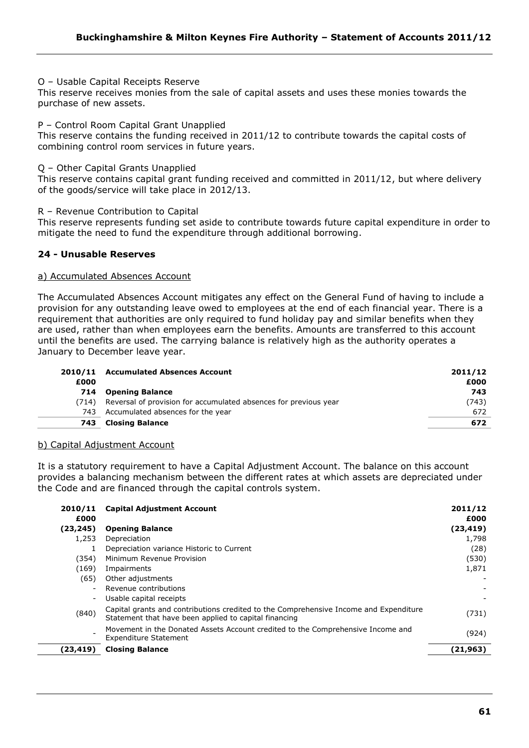O – Usable Capital Receipts Reserve
This reserve receives monies from the sale of capital assets and uses these monies towards the purchase of new assets.

P – Control Room Capital Grant Unapplied
This reserve contains the funding received in 2011/12 to contribute towards the capital costs of combining control room services in future years.

Q – Other Capital Grants Unapplied
This reserve contains capital grant funding received and committed in 2011/12, but where delivery of the goods/service will take place in 2012/13.

R – Revenue Contribution to Capital
This reserve represents funding set aside to contribute towards future capital expenditure in order to mitigate the need to fund the expenditure through additional borrowing.

## 24 - Unusable Reserves

### a) Accumulated Absences Account

The Accumulated Absences Account mitigates any effect on the General Fund of having to include a provision for any outstanding leave owed to employees at the end of each financial year. There is a requirement that authorities are only required to fund holiday pay and similar benefits when they are used, rather than when employees earn the benefits. Amounts are transferred to this account until the benefits are used. The carrying balance is relatively high as the authority operates a January to December leave year.

| 2010/11 £000 | Accumulated Absences Account | 2011/12 £000 |
|---|---|---|
| **714** | **Opening Balance** | **743** |
| (714) | Reversal of provision for accumulated absences for previous year | (743) |
| 743 | Accumulated absences for the year | 672 |
| **743** | **Closing Balance** | **672** |

### b) Capital Adjustment Account

It is a statutory requirement to have a Capital Adjustment Account. The balance on this account provides a balancing mechanism between the different rates at which assets are depreciated under the Code and are financed through the capital controls system.

| 2010/11 £000 | Capital Adjustment Account | 2011/12 £000 |
|---|---|---|
| **(23,245)** | **Opening Balance** | **(23,419)** |
| 1,253 | Depreciation | 1,798 |
| 1 | Depreciation variance Historic to Current | (28) |
| (354) | Minimum Revenue Provision | (530) |
| (169) | Impairments | 1,871 |
| (65) | Other adjustments | - |
| - | Revenue contributions | - |
| - | Usable capital receipts | - |
| (840) | Capital grants and contributions credited to the Comprehensive Income and Expenditure Statement that have been applied to capital financing | (731) |
| - | Movement in the Donated Assets Account credited to the Comprehensive Income and Expenditure Statement | (924) |
| **(23,419)** | **Closing Balance** | **(21,963)** |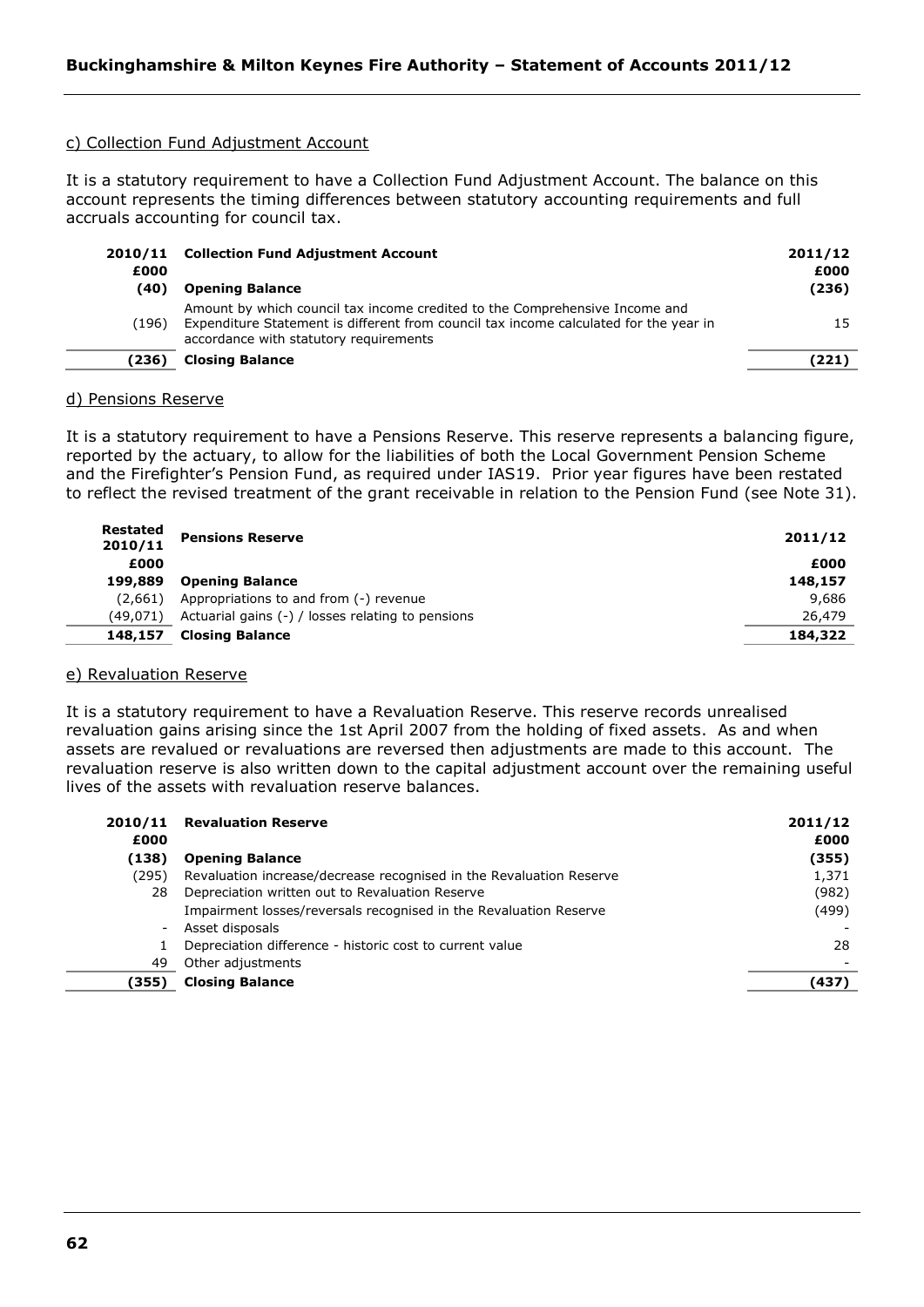c) Collection Fund Adjustment Account

It is a statutory requirement to have a Collection Fund Adjustment Account. The balance on this account represents the timing differences between statutory accounting requirements and full accruals accounting for council tax.

| 2010/11 £000 | Collection Fund Adjustment Account | 2011/12 £000 |
|---|---|---|
| **(40)** | **Opening Balance** | **(236)** |
| (196) | Amount by which council tax income credited to the Comprehensive Income and Expenditure Statement is different from council tax income calculated for the year in accordance with statutory requirements | 15 |
| **(236)** | **Closing Balance** | **(221)** |

d) Pensions Reserve

It is a statutory requirement to have a Pensions Reserve. This reserve represents a balancing figure, reported by the actuary, to allow for the liabilities of both the Local Government Pension Scheme and the Firefighter's Pension Fund, as required under IAS19. Prior year figures have been restated to reflect the revised treatment of the grant receivable in relation to the Pension Fund (see Note 31).

| Restated 2010/11 | Pensions Reserve | 2011/12 |
|---|---|---|
| £000 | | £000 |
| **199,889** | **Opening Balance** | **148,157** |
| (2,661) | Appropriations to and from (-) revenue | 9,686 |
| (49,071) | Actuarial gains (-) / losses relating to pensions | 26,479 |
| **148,157** | **Closing Balance** | **184,322** |

e) Revaluation Reserve

It is a statutory requirement to have a Revaluation Reserve. This reserve records unrealised revaluation gains arising since the 1st April 2007 from the holding of fixed assets. As and when assets are revalued or revaluations are reversed then adjustments are made to this account. The revaluation reserve is also written down to the capital adjustment account over the remaining useful lives of the assets with revaluation reserve balances.

| 2010/11 | Revaluation Reserve | 2011/12 |
|---|---|---|
| £000 | | £000 |
| **(138)** | **Opening Balance** | **(355)** |
| (295) | Revaluation increase/decrease recognised in the Revaluation Reserve | 1,371 |
| 28 | Depreciation written out to Revaluation Reserve | (982) |
| | Impairment losses/reversals recognised in the Revaluation Reserve | (499) |
| - | Asset disposals | - |
| 1 | Depreciation difference - historic cost to current value | 28 |
| 49 | Other adjustments | - |
| **(355)** | **Closing Balance** | **(437)** |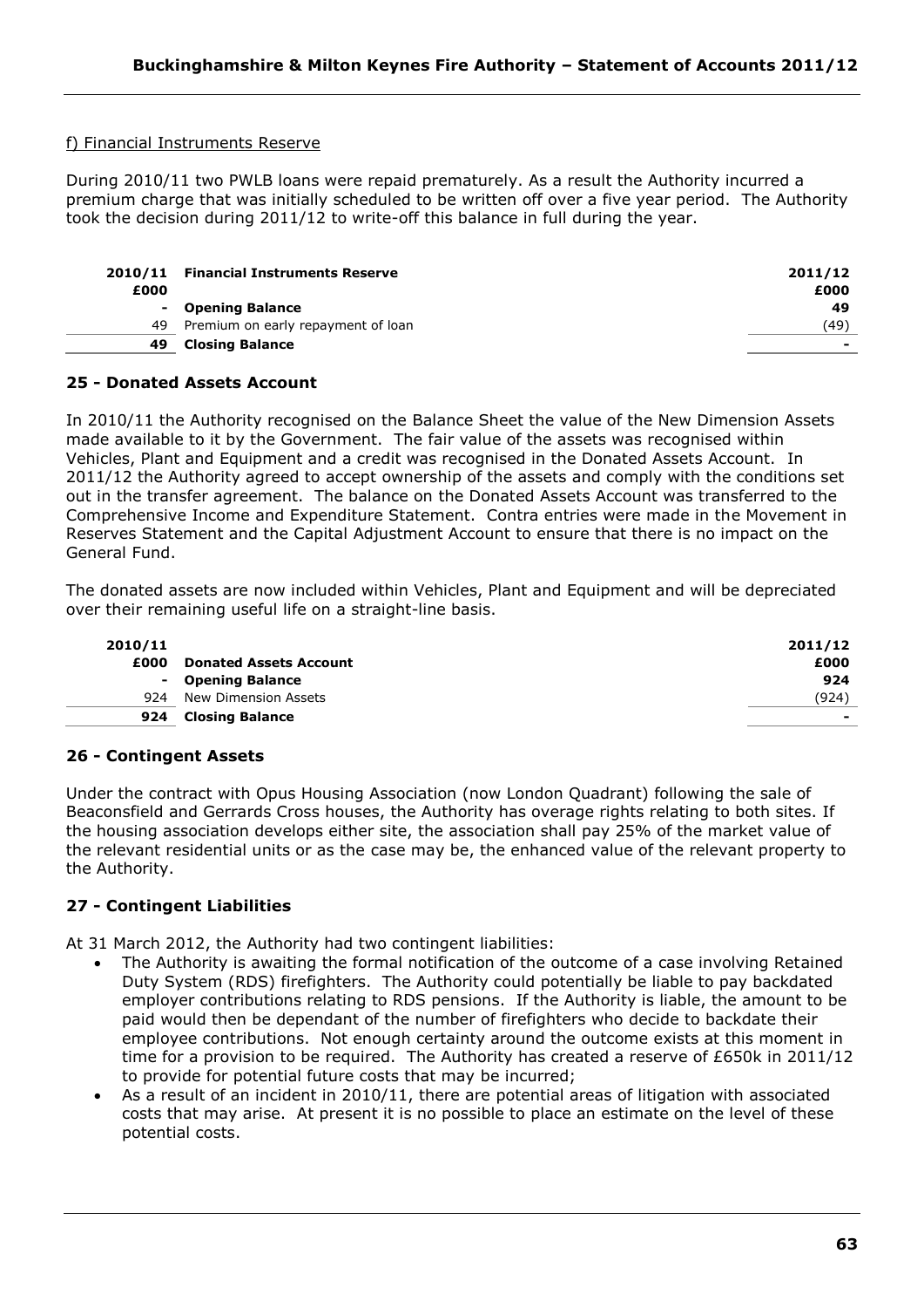f) Financial Instruments Reserve

During 2010/11 two PWLB loans were repaid prematurely. As a result the Authority incurred a premium charge that was initially scheduled to be written off over a five year period. The Authority took the decision during 2011/12 to write-off this balance in full during the year.

| 2010/11 £000 | Financial Instruments Reserve | 2011/12 £000 |
|---|---|---|
| - | **Opening Balance** | **49** |
| 49 | Premium on early repayment of loan | (49) |
| **49** | **Closing Balance** | **-** |

## 25 - Donated Assets Account

In 2010/11 the Authority recognised on the Balance Sheet the value of the New Dimension Assets made available to it by the Government. The fair value of the assets was recognised within Vehicles, Plant and Equipment and a credit was recognised in the Donated Assets Account. In 2011/12 the Authority agreed to accept ownership of the assets and comply with the conditions set out in the transfer agreement. The balance on the Donated Assets Account was transferred to the Comprehensive Income and Expenditure Statement. Contra entries were made in the Movement in Reserves Statement and the Capital Adjustment Account to ensure that there is no impact on the General Fund.

The donated assets are now included within Vehicles, Plant and Equipment and will be depreciated over their remaining useful life on a straight-line basis.

| 2010/11 £000 | Donated Assets Account | 2011/12 £000 |
|---|---|---|
| - | **Opening Balance** | **924** |
| 924 | New Dimension Assets | (924) |
| **924** | **Closing Balance** | **-** |

## 26 - Contingent Assets

Under the contract with Opus Housing Association (now London Quadrant) following the sale of Beaconsfield and Gerrards Cross houses, the Authority has overage rights relating to both sites. If the housing association develops either site, the association shall pay 25% of the market value of the relevant residential units or as the case may be, the enhanced value of the relevant property to the Authority.

## 27 - Contingent Liabilities

At 31 March 2012, the Authority had two contingent liabilities:

- The Authority is awaiting the formal notification of the outcome of a case involving Retained Duty System (RDS) firefighters. The Authority could potentially be liable to pay backdated employer contributions relating to RDS pensions. If the Authority is liable, the amount to be paid would then be dependant of the number of firefighters who decide to backdate their employee contributions. Not enough certainty around the outcome exists at this moment in time for a provision to be required. The Authority has created a reserve of £650k in 2011/12 to provide for potential future costs that may be incurred;
- As a result of an incident in 2010/11, there are potential areas of litigation with associated costs that may arise. At present it is no possible to place an estimate on the level of these potential costs.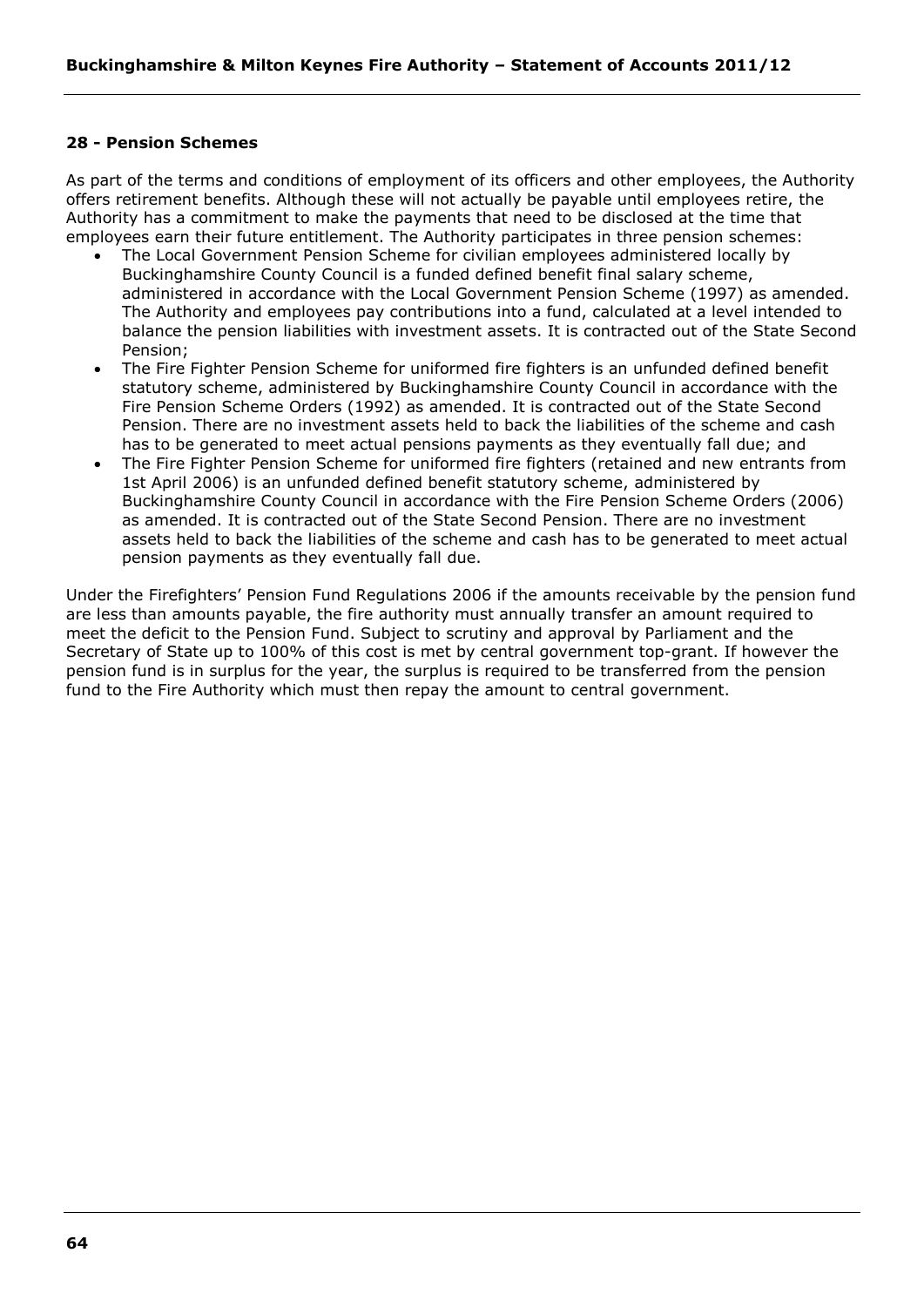## 28 - Pension Schemes

As part of the terms and conditions of employment of its officers and other employees, the Authority offers retirement benefits. Although these will not actually be payable until employees retire, the Authority has a commitment to make the payments that need to be disclosed at the time that employees earn their future entitlement. The Authority participates in three pension schemes:

- The Local Government Pension Scheme for civilian employees administered locally by Buckinghamshire County Council is a funded defined benefit final salary scheme, administered in accordance with the Local Government Pension Scheme (1997) as amended. The Authority and employees pay contributions into a fund, calculated at a level intended to balance the pension liabilities with investment assets. It is contracted out of the State Second Pension;
- The Fire Fighter Pension Scheme for uniformed fire fighters is an unfunded defined benefit statutory scheme, administered by Buckinghamshire County Council in accordance with the Fire Pension Scheme Orders (1992) as amended. It is contracted out of the State Second Pension. There are no investment assets held to back the liabilities of the scheme and cash has to be generated to meet actual pensions payments as they eventually fall due; and
- The Fire Fighter Pension Scheme for uniformed fire fighters (retained and new entrants from 1st April 2006) is an unfunded defined benefit statutory scheme, administered by Buckinghamshire County Council in accordance with the Fire Pension Scheme Orders (2006) as amended. It is contracted out of the State Second Pension. There are no investment assets held to back the liabilities of the scheme and cash has to be generated to meet actual pension payments as they eventually fall due.

Under the Firefighters' Pension Fund Regulations 2006 if the amounts receivable by the pension fund are less than amounts payable, the fire authority must annually transfer an amount required to meet the deficit to the Pension Fund. Subject to scrutiny and approval by Parliament and the Secretary of State up to 100% of this cost is met by central government top-grant. If however the pension fund is in surplus for the year, the surplus is required to be transferred from the pension fund to the Fire Authority which must then repay the amount to central government.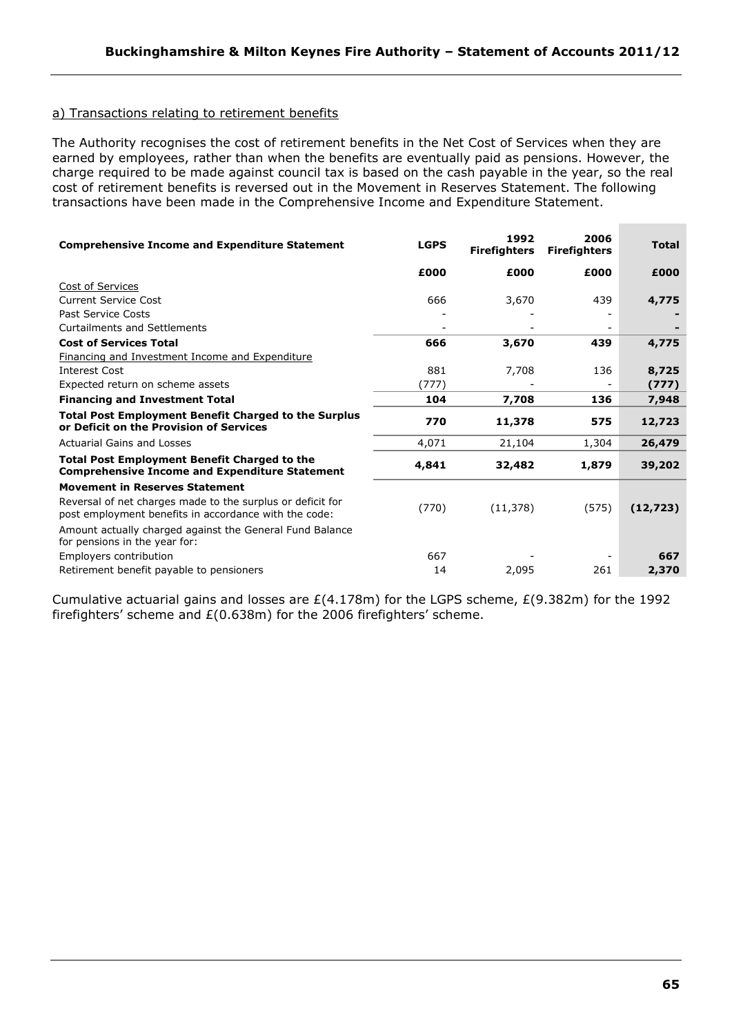a) Transactions relating to retirement benefits

The Authority recognises the cost of retirement benefits in the Net Cost of Services when they are earned by employees, rather than when the benefits are eventually paid as pensions. However, the charge required to be made against council tax is based on the cash payable in the year, so the real cost of retirement benefits is reversed out in the Movement in Reserves Statement. The following transactions have been made in the Comprehensive Income and Expenditure Statement.

| **Comprehensive Income and Expenditure Statement** | **LGPS** | **1992 Firefighters** | **2006 Firefighters** | **Total** |
|---|---|---|---|---|
| | **£000** | **£000** | **£000** | **£000** |
| Cost of Services | | | | |
| Current Service Cost | 666 | 3,670 | 439 | **4,775** |
| Past Service Costs | - | - | - | **-** |
| Curtailments and Settlements | - | - | - | **-** |
| **Cost of Services Total** | **666** | **3,670** | **439** | **4,775** |
| Financing and Investment Income and Expenditure | | | | |
| Interest Cost | 881 | 7,708 | 136 | **8,725** |
| Expected return on scheme assets | (777) | - | - | **(777)** |
| **Financing and Investment Total** | **104** | **7,708** | **136** | **7,948** |
| **Total Post Employment Benefit Charged to the Surplus or Deficit on the Provision of Services** | **770** | **11,378** | **575** | **12,723** |
| Actuarial Gains and Losses | 4,071 | 21,104 | 1,304 | **26,479** |
| **Total Post Employment Benefit Charged to the Comprehensive Income and Expenditure Statement** | **4,841** | **32,482** | **1,879** | **39,202** |
| **Movement in Reserves Statement** | | | | |
| Reversal of net charges made to the surplus or deficit for post employment benefits in accordance with the code: | (770) | (11,378) | (575) | **(12,723)** |
| Amount actually charged against the General Fund Balance for pensions in the year for: | | | | |
| Employers contribution | 667 | - | - | **667** |
| Retirement benefit payable to pensioners | 14 | 2,095 | 261 | **2,370** |

Cumulative actuarial gains and losses are £(4.178m) for the LGPS scheme, £(9.382m) for the 1992 firefighters' scheme and £(0.638m) for the 2006 firefighters' scheme.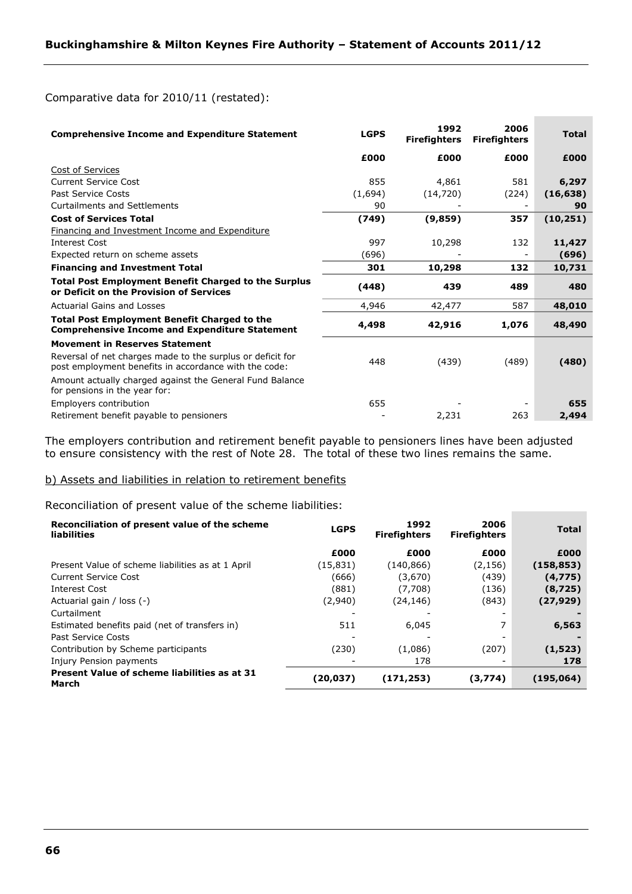Comparative data for 2010/11 (restated):

| Comprehensive Income and Expenditure Statement | LGPS | 1992 Firefighters | 2006 Firefighters | Total |
|---|---|---|---|---|
| | £000 | £000 | £000 | £000 |
| Cost of Services | | | | |
| Current Service Cost | 855 | 4,861 | 581 | **6,297** |
| Past Service Costs | (1,694) | (14,720) | (224) | **(16,638)** |
| Curtailments and Settlements | 90 | - | - | **90** |
| **Cost of Services Total** | **(749)** | **(9,859)** | **357** | **(10,251)** |
| Financing and Investment Income and Expenditure | | | | |
| Interest Cost | 997 | 10,298 | 132 | **11,427** |
| Expected return on scheme assets | (696) | - | - | **(696)** |
| **Financing and Investment Total** | **301** | **10,298** | **132** | **10,731** |
| **Total Post Employment Benefit Charged to the Surplus or Deficit on the Provision of Services** | **(448)** | **439** | **489** | **480** |
| Actuarial Gains and Losses | 4,946 | 42,477 | 587 | **48,010** |
| **Total Post Employment Benefit Charged to the Comprehensive Income and Expenditure Statement** | **4,498** | **42,916** | **1,076** | **48,490** |
| **Movement in Reserves Statement** | | | | |
| Reversal of net charges made to the surplus or deficit for post employment benefits in accordance with the code: | 448 | (439) | (489) | **(480)** |
| Amount actually charged against the General Fund Balance for pensions in the year for: | | | | |
| Employers contribution | 655 | - | - | **655** |
| Retirement benefit payable to pensioners | - | 2,231 | 263 | **2,494** |

The employers contribution and retirement benefit payable to pensioners lines have been adjusted to ensure consistency with the rest of Note 28. The total of these two lines remains the same.

b) Assets and liabilities in relation to retirement benefits

Reconciliation of present value of the scheme liabilities:

| Reconciliation of present value of the scheme liabilities | LGPS | 1992 Firefighters | 2006 Firefighters | Total |
|---|---|---|---|---|
| | £000 | £000 | £000 | £000 |
| Present Value of scheme liabilities as at 1 April | (15,831) | (140,866) | (2,156) | **(158,853)** |
| Current Service Cost | (666) | (3,670) | (439) | **(4,775)** |
| Interest Cost | (881) | (7,708) | (136) | **(8,725)** |
| Actuarial gain / loss (-) | (2,940) | (24,146) | (843) | **(27,929)** |
| Curtailment | - | - | - | **-** |
| Estimated benefits paid (net of transfers in) | 511 | 6,045 | 7 | **6,563** |
| Past Service Costs | - | - | - | **-** |
| Contribution by Scheme participants | (230) | (1,086) | (207) | **(1,523)** |
| Injury Pension payments | - | 178 | - | **178** |
| **Present Value of scheme liabilities as at 31 March** | **(20,037)** | **(171,253)** | **(3,774)** | **(195,064)** |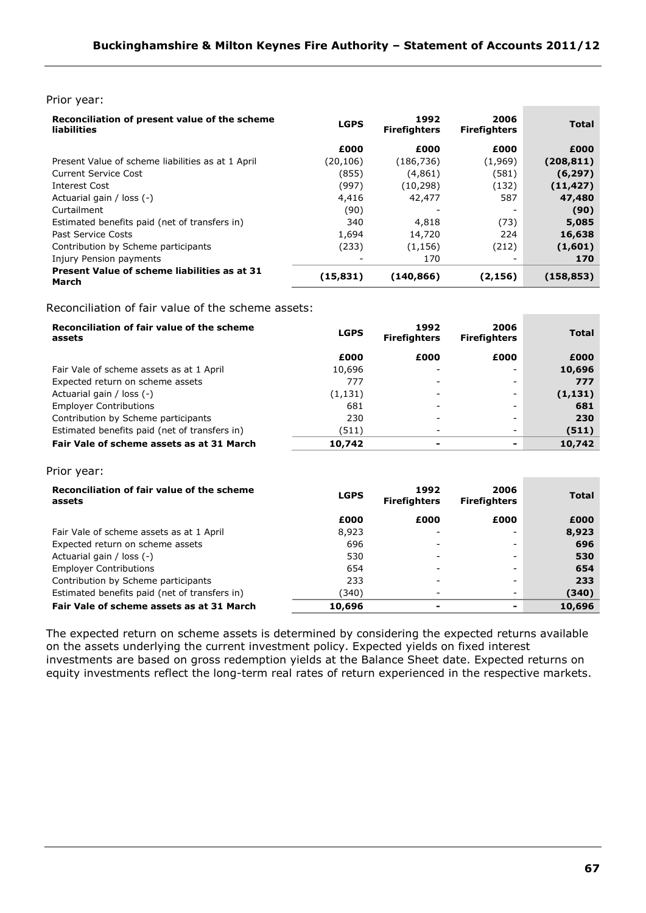Prior year:

| Reconciliation of present value of the scheme liabilities | LGPS | 1992 Firefighters | 2006 Firefighters | Total |
|---|---|---|---|---|
| | £000 | £000 | £000 | £000 |
| Present Value of scheme liabilities as at 1 April | (20,106) | (186,736) | (1,969) | **(208,811)** |
| Current Service Cost | (855) | (4,861) | (581) | **(6,297)** |
| Interest Cost | (997) | (10,298) | (132) | **(11,427)** |
| Actuarial gain / loss (-) | 4,416 | 42,477 | 587 | **47,480** |
| Curtailment | (90) | - | - | **(90)** |
| Estimated benefits paid (net of transfers in) | 340 | 4,818 | (73) | **5,085** |
| Past Service Costs | 1,694 | 14,720 | 224 | **16,638** |
| Contribution by Scheme participants | (233) | (1,156) | (212) | **(1,601)** |
| Injury Pension payments | - | 170 | - | **170** |
| **Present Value of scheme liabilities as at 31 March** | **(15,831)** | **(140,866)** | **(2,156)** | **(158,853)** |

Reconciliation of fair value of the scheme assets:

| Reconciliation of fair value of the scheme assets | LGPS | 1992 Firefighters | 2006 Firefighters | Total |
|---|---|---|---|---|
| | £000 | £000 | £000 | £000 |
| Fair Vale of scheme assets as at 1 April | 10,696 | - | - | **10,696** |
| Expected return on scheme assets | 777 | - | - | **777** |
| Actuarial gain / loss (-) | (1,131) | - | - | **(1,131)** |
| Employer Contributions | 681 | - | - | **681** |
| Contribution by Scheme participants | 230 | - | - | **230** |
| Estimated benefits paid (net of transfers in) | (511) | - | - | **(511)** |
| **Fair Vale of scheme assets as at 31 March** | **10,742** | **-** | **-** | **10,742** |

Prior year:

| Reconciliation of fair value of the scheme assets | LGPS | 1992 Firefighters | 2006 Firefighters | Total |
|---|---|---|---|---|
| | £000 | £000 | £000 | £000 |
| Fair Vale of scheme assets as at 1 April | 8,923 | - | - | **8,923** |
| Expected return on scheme assets | 696 | - | - | **696** |
| Actuarial gain / loss (-) | 530 | - | - | **530** |
| Employer Contributions | 654 | - | - | **654** |
| Contribution by Scheme participants | 233 | - | - | **233** |
| Estimated benefits paid (net of transfers in) | (340) | - | - | **(340)** |
| **Fair Vale of scheme assets as at 31 March** | **10,696** | **-** | **-** | **10,696** |

The expected return on scheme assets is determined by considering the expected returns available on the assets underlying the current investment policy. Expected yields on fixed interest investments are based on gross redemption yields at the Balance Sheet date. Expected returns on equity investments reflect the long-term real rates of return experienced in the respective markets.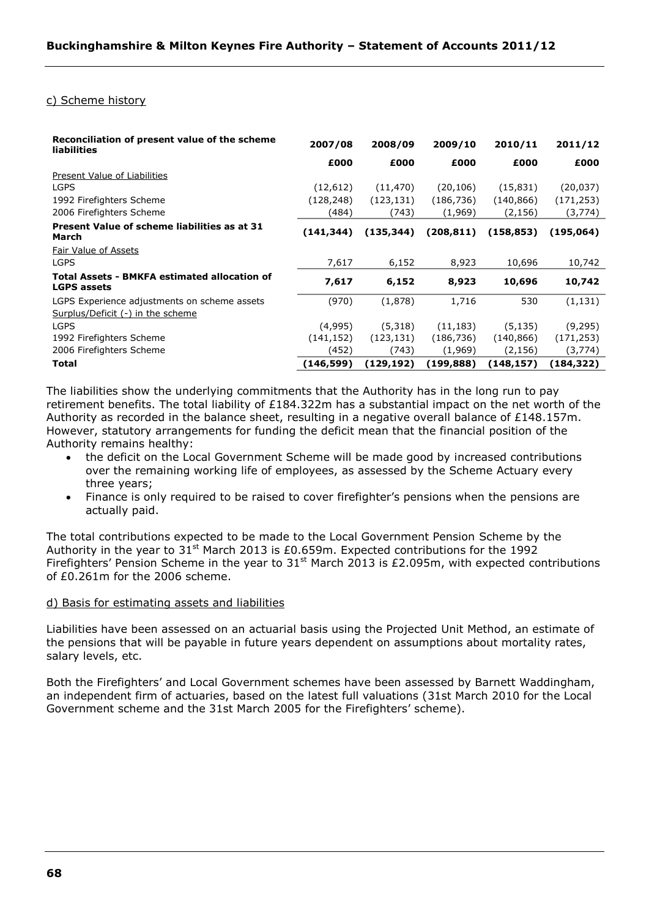c) Scheme history

| Reconciliation of present value of the scheme liabilities | 2007/08 | 2008/09 | 2009/10 | 2010/11 | 2011/12 |
|---|---|---|---|---|---|
| | £000 | £000 | £000 | £000 | £000 |
| Present Value of Liabilities | | | | | |
| LGPS | (12,612) | (11,470) | (20,106) | (15,831) | (20,037) |
| 1992 Firefighters Scheme | (128,248) | (123,131) | (186,736) | (140,866) | (171,253) |
| 2006 Firefighters Scheme | (484) | (743) | (1,969) | (2,156) | (3,774) |
| **Present Value of scheme liabilities as at 31 March** | **(141,344)** | **(135,344)** | **(208,811)** | **(158,853)** | **(195,064)** |
| Fair Value of Assets | | | | | |
| LGPS | 7,617 | 6,152 | 8,923 | 10,696 | 10,742 |
| **Total Assets - BMKFA estimated allocation of LGPS assets** | **7,617** | **6,152** | **8,923** | **10,696** | **10,742** |
| LGPS Experience adjustments on scheme assets | (970) | (1,878) | 1,716 | 530 | (1,131) |
| Surplus/Deficit (-) in the scheme | | | | | |
| LGPS | (4,995) | (5,318) | (11,183) | (5,135) | (9,295) |
| 1992 Firefighters Scheme | (141,152) | (123,131) | (186,736) | (140,866) | (171,253) |
| 2006 Firefighters Scheme | (452) | (743) | (1,969) | (2,156) | (3,774) |
| **Total** | **(146,599)** | **(129,192)** | **(199,888)** | **(148,157)** | **(184,322)** |

The liabilities show the underlying commitments that the Authority has in the long run to pay retirement benefits. The total liability of £184.322m has a substantial impact on the net worth of the Authority as recorded in the balance sheet, resulting in a negative overall balance of £148.157m. However, statutory arrangements for funding the deficit mean that the financial position of the Authority remains healthy:

- the deficit on the Local Government Scheme will be made good by increased contributions over the remaining working life of employees, as assessed by the Scheme Actuary every three years;
- Finance is only required to be raised to cover firefighter's pensions when the pensions are actually paid.

The total contributions expected to be made to the Local Government Pension Scheme by the Authority in the year to 31st March 2013 is £0.659m. Expected contributions for the 1992 Firefighters' Pension Scheme in the year to 31st March 2013 is £2.095m, with expected contributions of £0.261m for the 2006 scheme.

d) Basis for estimating assets and liabilities

Liabilities have been assessed on an actuarial basis using the Projected Unit Method, an estimate of the pensions that will be payable in future years dependent on assumptions about mortality rates, salary levels, etc.

Both the Firefighters' and Local Government schemes have been assessed by Barnett Waddingham, an independent firm of actuaries, based on the latest full valuations (31st March 2010 for the Local Government scheme and the 31st March 2005 for the Firefighters' scheme).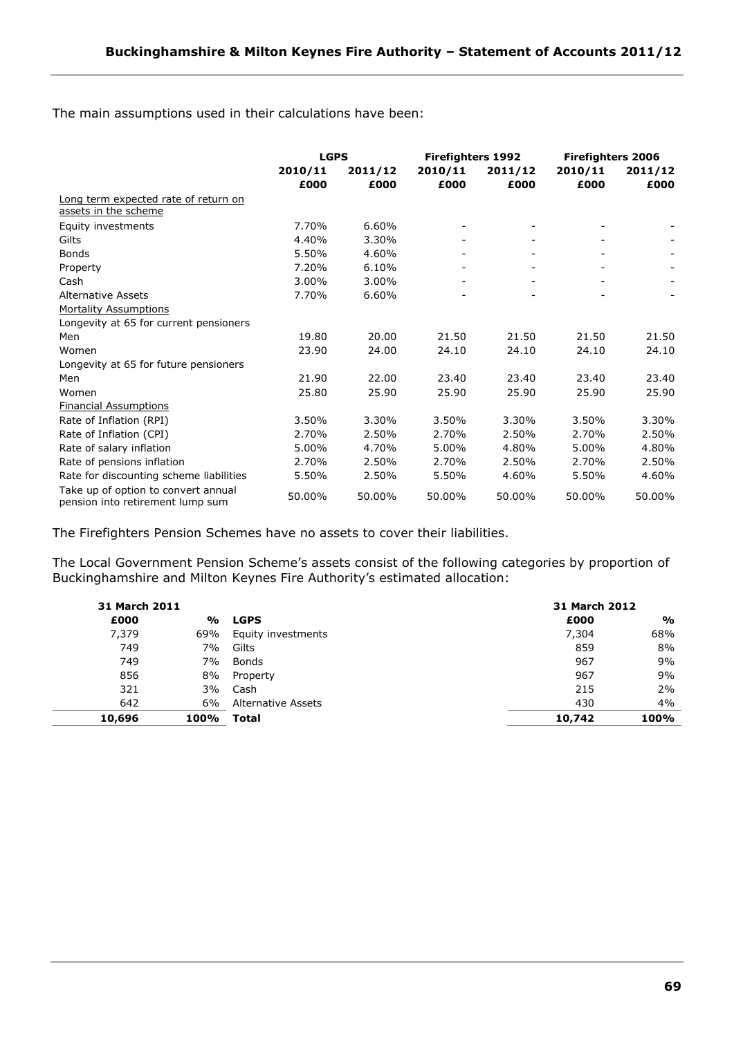The main assumptions used in their calculations have been:

| | LGPS | | Firefighters 1992 | | Firefighters 2006 | |
|---|---|---|---|---|---|---|
| | 2010/11 £000 | 2011/12 £000 | 2010/11 £000 | 2011/12 £000 | 2010/11 £000 | 2011/12 £000 |
| Long term expected rate of return on assets in the scheme | | | | | | |
| Equity investments | 7.70% | 6.60% | - | - | - | - |
| Gilts | 4.40% | 3.30% | - | - | - | - |
| Bonds | 5.50% | 4.60% | - | - | - | - |
| Property | 7.20% | 6.10% | - | - | - | - |
| Cash | 3.00% | 3.00% | - | - | - | - |
| Alternative Assets | 7.70% | 6.60% | - | - | - | - |
| Mortality Assumptions | | | | | | |
| Longevity at 65 for current pensioners | | | | | | |
| Men | 19.80 | 20.00 | 21.50 | 21.50 | 21.50 | 21.50 |
| Women | 23.90 | 24.00 | 24.10 | 24.10 | 24.10 | 24.10 |
| Longevity at 65 for future pensioners | | | | | | |
| Men | 21.90 | 22.00 | 23.40 | 23.40 | 23.40 | 23.40 |
| Women | 25.80 | 25.90 | 25.90 | 25.90 | 25.90 | 25.90 |
| Financial Assumptions | | | | | | |
| Rate of Inflation (RPI) | 3.50% | 3.30% | 3.50% | 3.30% | 3.50% | 3.30% |
| Rate of Inflation (CPI) | 2.70% | 2.50% | 2.70% | 2.50% | 2.70% | 2.50% |
| Rate of salary inflation | 5.00% | 4.70% | 5.00% | 4.80% | 5.00% | 4.80% |
| Rate of pensions inflation | 2.70% | 2.50% | 2.70% | 2.50% | 2.70% | 2.50% |
| Rate for discounting scheme liabilities | 5.50% | 2.50% | 5.50% | 4.60% | 5.50% | 4.60% |
| Take up of option to convert annual pension into retirement lump sum | 50.00% | 50.00% | 50.00% | 50.00% | 50.00% | 50.00% |

The Firefighters Pension Schemes have no assets to cover their liabilities.

The Local Government Pension Scheme's assets consist of the following categories by proportion of Buckinghamshire and Milton Keynes Fire Authority's estimated allocation:

| 31 March 2011 | | | 31 March 2012 | |
|---|---|---|---|---|
| £000 | % | LGPS | £000 | % |
| 7,379 | 69% | Equity investments | 7,304 | 68% |
| 749 | 7% | Gilts | 859 | 8% |
| 749 | 7% | Bonds | 967 | 9% |
| 856 | 8% | Property | 967 | 9% |
| 321 | 3% | Cash | 215 | 2% |
| 642 | 6% | Alternative Assets | 430 | 4% |
| **10,696** | **100%** | **Total** | **10,742** | **100%** |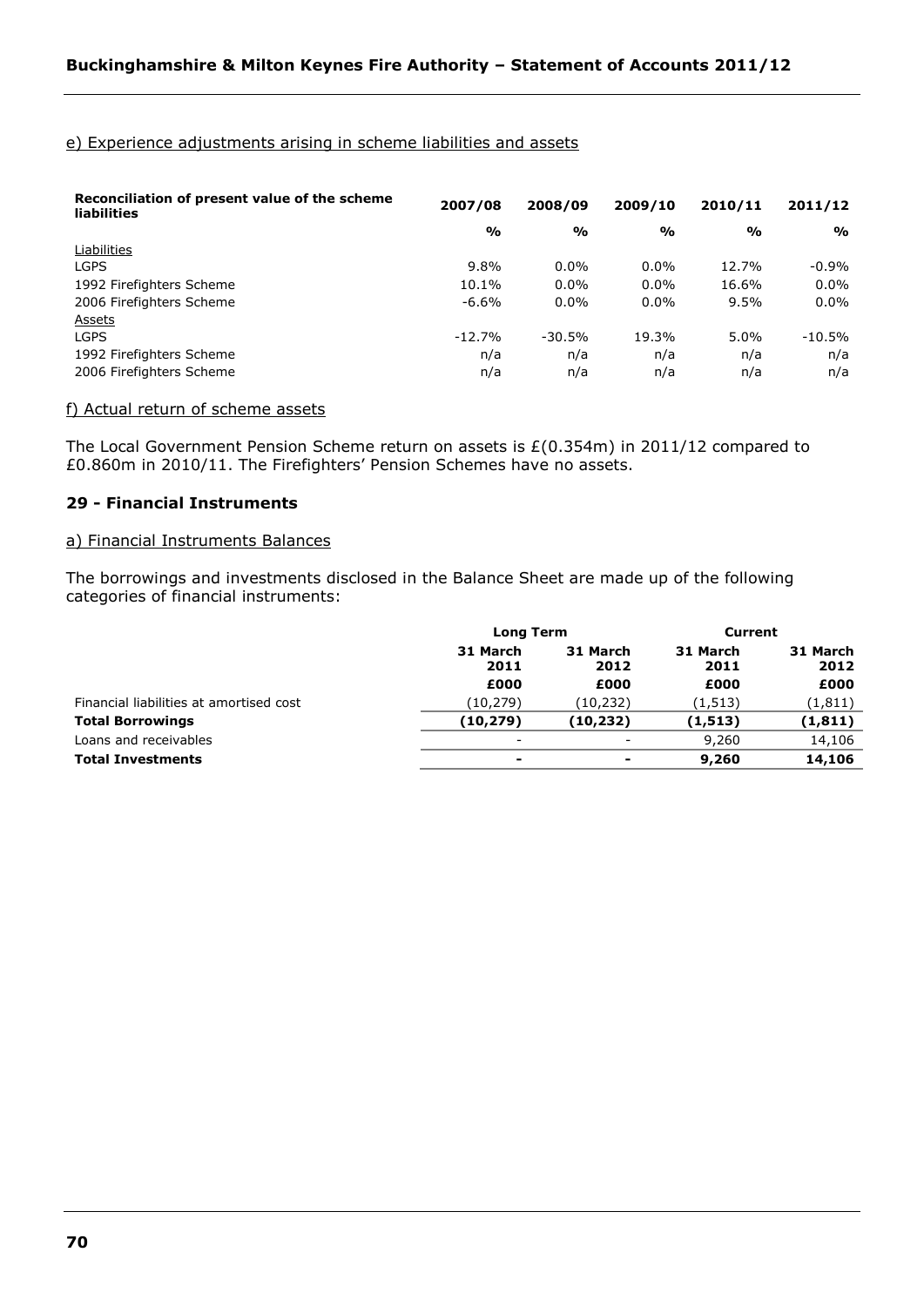e) Experience adjustments arising in scheme liabilities and assets

| Reconciliation of present value of the scheme liabilities | 2007/08 | 2008/09 | 2009/10 | 2010/11 | 2011/12 |
|---|---|---|---|---|---|
| | % | % | % | % | % |
| Liabilities | | | | | |
| LGPS | 9.8% | 0.0% | 0.0% | 12.7% | -0.9% |
| 1992 Firefighters Scheme | 10.1% | 0.0% | 0.0% | 16.6% | 0.0% |
| 2006 Firefighters Scheme | -6.6% | 0.0% | 0.0% | 9.5% | 0.0% |
| Assets | | | | | |
| LGPS | -12.7% | -30.5% | 19.3% | 5.0% | -10.5% |
| 1992 Firefighters Scheme | n/a | n/a | n/a | n/a | n/a |
| 2006 Firefighters Scheme | n/a | n/a | n/a | n/a | n/a |

f) Actual return of scheme assets

The Local Government Pension Scheme return on assets is £(0.354m) in 2011/12 compared to £0.860m in 2010/11. The Firefighters' Pension Schemes have no assets.

## 29 - Financial Instruments

a) Financial Instruments Balances

The borrowings and investments disclosed in the Balance Sheet are made up of the following categories of financial instruments:

| | Long Term | | Current | |
|---|---|---|---|---|
| | 31 March 2011 | 31 March 2012 | 31 March 2011 | 31 March 2012 |
| | £000 | £000 | £000 | £000 |
| Financial liabilities at amortised cost | (10,279) | (10,232) | (1,513) | (1,811) |
| **Total Borrowings** | **(10,279)** | **(10,232)** | **(1,513)** | **(1,811)** |
| Loans and receivables | - | - | 9,260 | 14,106 |
| **Total Investments** | **-** | **-** | **9,260** | **14,106** |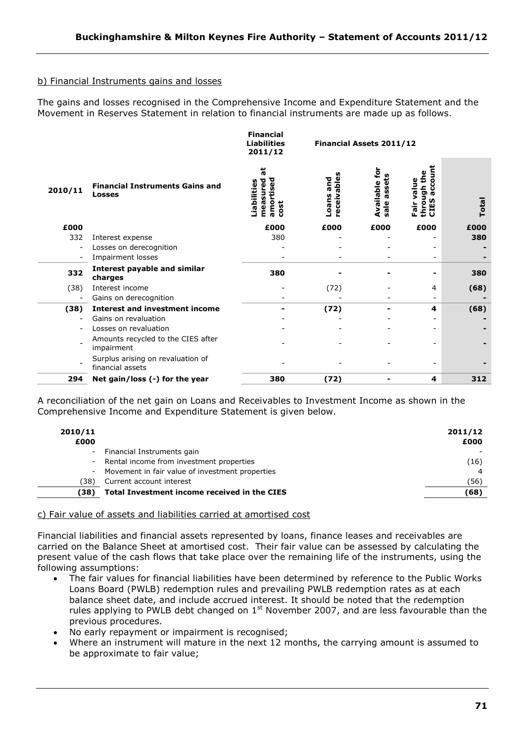b) Financial Instruments gains and losses

The gains and losses recognised in the Comprehensive Income and Expenditure Statement and the Movement in Reserves Statement in relation to financial instruments are made up as follows.

| | | Financial Liabilities 2011/12 | Financial Assets 2011/12 | | | |
|---|---|---|---|---|---|---|
| 2010/11 | Financial Instruments Gains and Losses | Liabilities measured at amortised cost | Loans and receivables | Available for sale assets | Fair value through the CIES account | Total |
| £000 | | £000 | £000 | £000 | £000 | £000 |
| 332 | Interest expense | 380 | - | - | - | 380 |
| - | Losses on derecognition | - | - | - | - | - |
| - | Impairment losses | - | - | - | - | - |
| 332 | **Interest payable and similar charges** | 380 | - | - | - | 380 |
| (38) | Interest income | - | (72) | - | 4 | (68) |
| - | Gains on derecognition | - | - | - | - | - |
| (38) | **Interest and investment income** | - | (72) | - | 4 | (68) |
| - | Gains on revaluation | - | - | - | - | - |
| - | Losses on revaluation | - | - | - | - | - |
| - | Amounts recycled to the CIES after impairment | - | - | - | - | - |
| - | Surplus arising on revaluation of financial assets | - | - | - | - | - |
| 294 | **Net gain/loss (-) for the year** | 380 | (72) | - | 4 | 312 |

A reconciliation of the net gain on Loans and Receivables to Investment Income as shown in the Comprehensive Income and Expenditure Statement is given below.

| 2010/11 £000 | | 2011/12 £000 |
|---|---|---|
| - | Financial Instruments gain | - |
| - | Rental income from investment properties | (16) |
| - | Movement in fair value of investment properties | 4 |
| (38) | Current account interest | (56) |
| (38) | **Total Investment income received in the CIES** | (68) |

c) Fair value of assets and liabilities carried at amortised cost

Financial liabilities and financial assets represented by loans, finance leases and receivables are carried on the Balance Sheet at amortised cost. Their fair value can be assessed by calculating the present value of the cash flows that take place over the remaining life of the instruments, using the following assumptions:

- The fair values for financial liabilities have been determined by reference to the Public Works Loans Board (PWLB) redemption rules and prevailing PWLB redemption rates as at each balance sheet date, and include accrued interest. It should be noted that the redemption rules applying to PWLB debt changed on 1st November 2007, and are less favourable than the previous procedures.
- No early repayment or impairment is recognised;
- Where an instrument will mature in the next 12 months, the carrying amount is assumed to be approximate to fair value;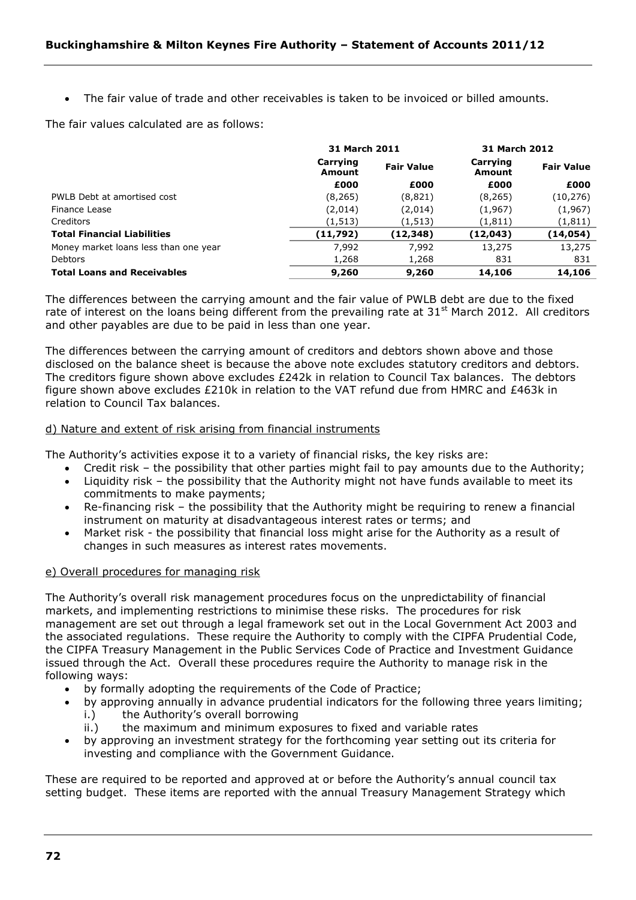- The fair value of trade and other receivables is taken to be invoiced or billed amounts.

The fair values calculated are as follows:

| | 31 March 2011 | | 31 March 2012 | |
|---|---|---|---|---|
| | Carrying Amount | Fair Value | Carrying Amount | Fair Value |
| | £000 | £000 | £000 | £000 |
| PWLB Debt at amortised cost | (8,265) | (8,821) | (8,265) | (10,276) |
| Finance Lease | (2,014) | (2,014) | (1,967) | (1,967) |
| Creditors | (1,513) | (1,513) | (1,811) | (1,811) |
| **Total Financial Liabilities** | **(11,792)** | **(12,348)** | **(12,043)** | **(14,054)** |
| Money market loans less than one year | 7,992 | 7,992 | 13,275 | 13,275 |
| Debtors | 1,268 | 1,268 | 831 | 831 |
| **Total Loans and Receivables** | **9,260** | **9,260** | **14,106** | **14,106** |

The differences between the carrying amount and the fair value of PWLB debt are due to the fixed rate of interest on the loans being different from the prevailing rate at 31st March 2012. All creditors and other payables are due to be paid in less than one year.

The differences between the carrying amount of creditors and debtors shown above and those disclosed on the balance sheet is because the above note excludes statutory creditors and debtors. The creditors figure shown above excludes £242k in relation to Council Tax balances. The debtors figure shown above excludes £210k in relation to the VAT refund due from HMRC and £463k in relation to Council Tax balances.

d) Nature and extent of risk arising from financial instruments

The Authority's activities expose it to a variety of financial risks, the key risks are:

- Credit risk – the possibility that other parties might fail to pay amounts due to the Authority;
- Liquidity risk – the possibility that the Authority might not have funds available to meet its commitments to make payments;
- Re-financing risk – the possibility that the Authority might be requiring to renew a financial instrument on maturity at disadvantageous interest rates or terms; and
- Market risk - the possibility that financial loss might arise for the Authority as a result of changes in such measures as interest rates movements.

e) Overall procedures for managing risk

The Authority's overall risk management procedures focus on the unpredictability of financial markets, and implementing restrictions to minimise these risks. The procedures for risk management are set out through a legal framework set out in the Local Government Act 2003 and the associated regulations. These require the Authority to comply with the CIPFA Prudential Code, the CIPFA Treasury Management in the Public Services Code of Practice and Investment Guidance issued through the Act. Overall these procedures require the Authority to manage risk in the following ways:

- by formally adopting the requirements of the Code of Practice;
- by approving annually in advance prudential indicators for the following three years limiting;
  - i.) the Authority's overall borrowing
  - ii.) the maximum and minimum exposures to fixed and variable rates
- by approving an investment strategy for the forthcoming year setting out its criteria for investing and compliance with the Government Guidance.

These are required to be reported and approved at or before the Authority's annual council tax setting budget. These items are reported with the annual Treasury Management Strategy which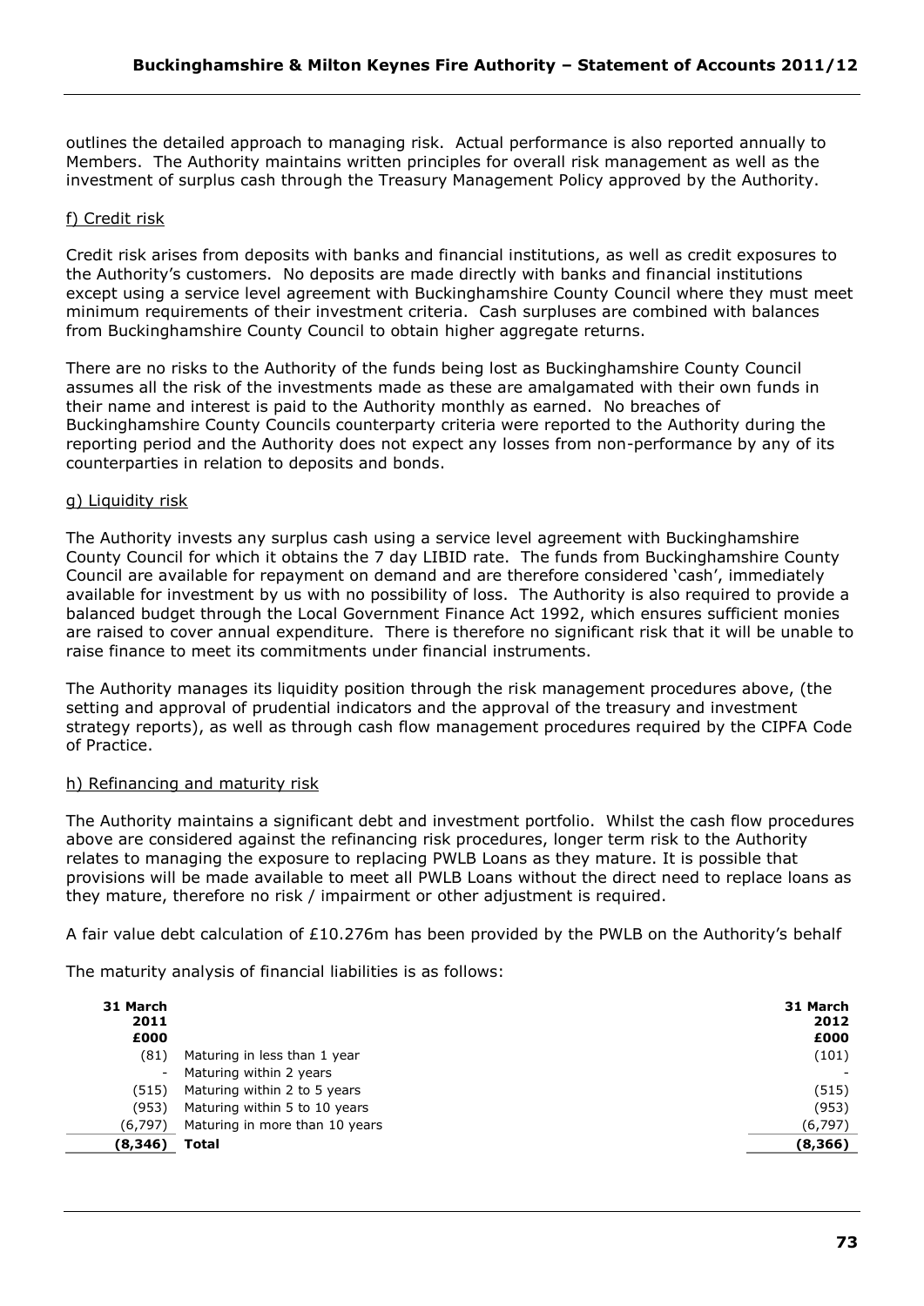outlines the detailed approach to managing risk. Actual performance is also reported annually to Members. The Authority maintains written principles for overall risk management as well as the investment of surplus cash through the Treasury Management Policy approved by the Authority.

f) Credit risk

Credit risk arises from deposits with banks and financial institutions, as well as credit exposures to the Authority's customers. No deposits are made directly with banks and financial institutions except using a service level agreement with Buckinghamshire County Council where they must meet minimum requirements of their investment criteria. Cash surpluses are combined with balances from Buckinghamshire County Council to obtain higher aggregate returns.

There are no risks to the Authority of the funds being lost as Buckinghamshire County Council assumes all the risk of the investments made as these are amalgamated with their own funds in their name and interest is paid to the Authority monthly as earned. No breaches of Buckinghamshire County Councils counterparty criteria were reported to the Authority during the reporting period and the Authority does not expect any losses from non-performance by any of its counterparties in relation to deposits and bonds.

g) Liquidity risk

The Authority invests any surplus cash using a service level agreement with Buckinghamshire County Council for which it obtains the 7 day LIBID rate. The funds from Buckinghamshire County Council are available for repayment on demand and are therefore considered 'cash', immediately available for investment by us with no possibility of loss. The Authority is also required to provide a balanced budget through the Local Government Finance Act 1992, which ensures sufficient monies are raised to cover annual expenditure. There is therefore no significant risk that it will be unable to raise finance to meet its commitments under financial instruments.

The Authority manages its liquidity position through the risk management procedures above, (the setting and approval of prudential indicators and the approval of the treasury and investment strategy reports), as well as through cash flow management procedures required by the CIPFA Code of Practice.

h) Refinancing and maturity risk

The Authority maintains a significant debt and investment portfolio. Whilst the cash flow procedures above are considered against the refinancing risk procedures, longer term risk to the Authority relates to managing the exposure to replacing PWLB Loans as they mature. It is possible that provisions will be made available to meet all PWLB Loans without the direct need to replace loans as they mature, therefore no risk / impairment or other adjustment is required.

A fair value debt calculation of £10.276m has been provided by the PWLB on the Authority's behalf

The maturity analysis of financial liabilities is as follows:

| 31 March 2011 £000 | | 31 March 2012 £000 |
|---|---|---|
| (81) | Maturing in less than 1 year | (101) |
| - | Maturing within 2 years | - |
| (515) | Maturing within 2 to 5 years | (515) |
| (953) | Maturing within 5 to 10 years | (953) |
| (6,797) | Maturing in more than 10 years | (6,797) |
| **(8,346)** | **Total** | **(8,366)** |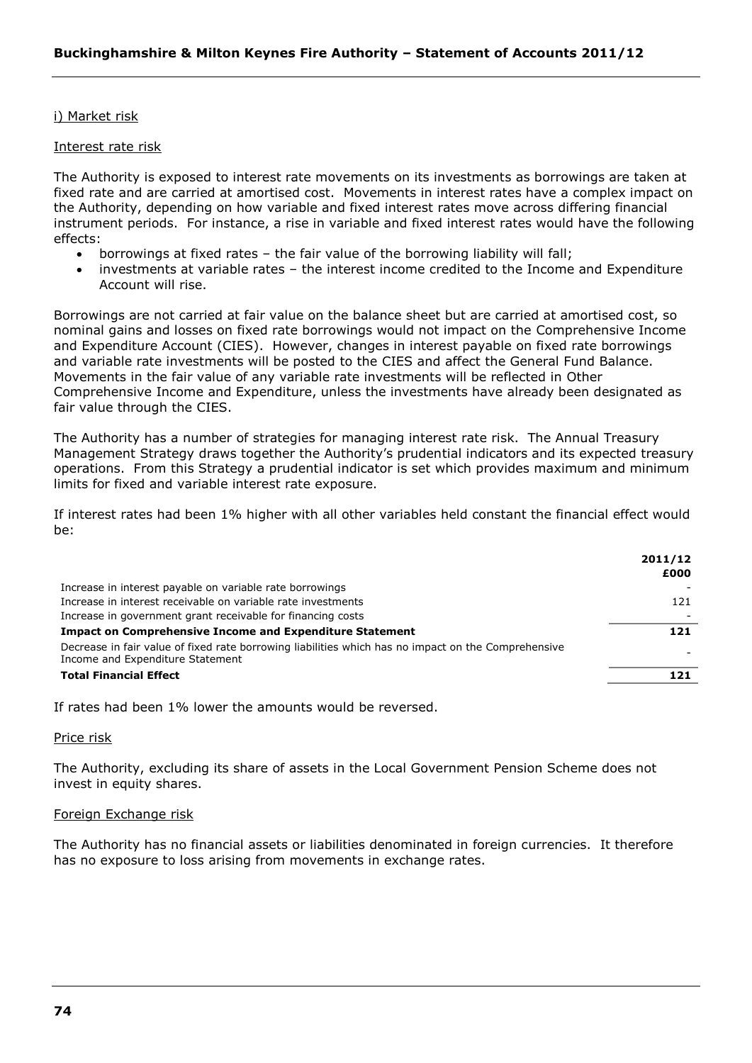i) Market risk

Interest rate risk

The Authority is exposed to interest rate movements on its investments as borrowings are taken at fixed rate and are carried at amortised cost. Movements in interest rates have a complex impact on the Authority, depending on how variable and fixed interest rates move across differing financial instrument periods. For instance, a rise in variable and fixed interest rates would have the following effects:

- borrowings at fixed rates – the fair value of the borrowing liability will fall;
- investments at variable rates – the interest income credited to the Income and Expenditure Account will rise.

Borrowings are not carried at fair value on the balance sheet but are carried at amortised cost, so nominal gains and losses on fixed rate borrowings would not impact on the Comprehensive Income and Expenditure Account (CIES). However, changes in interest payable on fixed rate borrowings and variable rate investments will be posted to the CIES and affect the General Fund Balance. Movements in the fair value of any variable rate investments will be reflected in Other Comprehensive Income and Expenditure, unless the investments have already been designated as fair value through the CIES.

The Authority has a number of strategies for managing interest rate risk. The Annual Treasury Management Strategy draws together the Authority's prudential indicators and its expected treasury operations. From this Strategy a prudential indicator is set which provides maximum and minimum limits for fixed and variable interest rate exposure.

If interest rates had been 1% higher with all other variables held constant the financial effect would be:

| | 2011/12 £000 |
|---|---|
| Increase in interest payable on variable rate borrowings | - |
| Increase in interest receivable on variable rate investments | 121 |
| Increase in government grant receivable for financing costs | - |
| **Impact on Comprehensive Income and Expenditure Statement** | **121** |
| Decrease in fair value of fixed rate borrowing liabilities which has no impact on the Comprehensive Income and Expenditure Statement | - |
| **Total Financial Effect** | **121** |

If rates had been 1% lower the amounts would be reversed.

Price risk

The Authority, excluding its share of assets in the Local Government Pension Scheme does not invest in equity shares.

Foreign Exchange risk

The Authority has no financial assets or liabilities denominated in foreign currencies. It therefore has no exposure to loss arising from movements in exchange rates.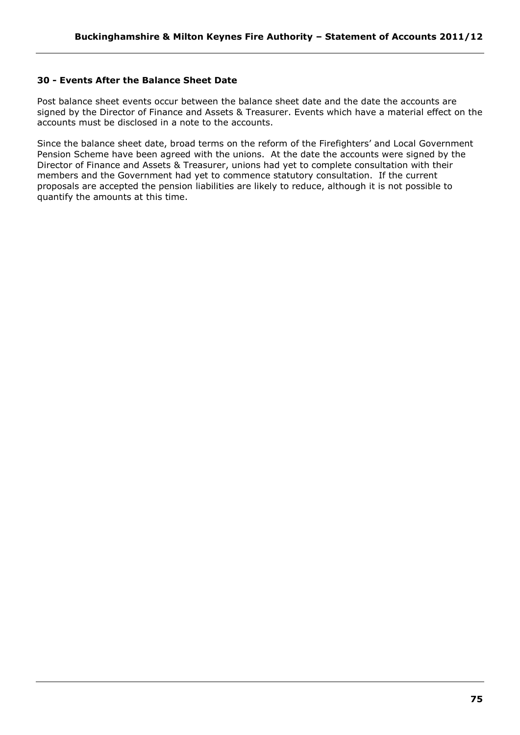### 30 - Events After the Balance Sheet Date

Post balance sheet events occur between the balance sheet date and the date the accounts are signed by the Director of Finance and Assets & Treasurer. Events which have a material effect on the accounts must be disclosed in a note to the accounts.

Since the balance sheet date, broad terms on the reform of the Firefighters' and Local Government Pension Scheme have been agreed with the unions. At the date the accounts were signed by the Director of Finance and Assets & Treasurer, unions had yet to complete consultation with their members and the Government had yet to commence statutory consultation. If the current proposals are accepted the pension liabilities are likely to reduce, although it is not possible to quantify the amounts at this time.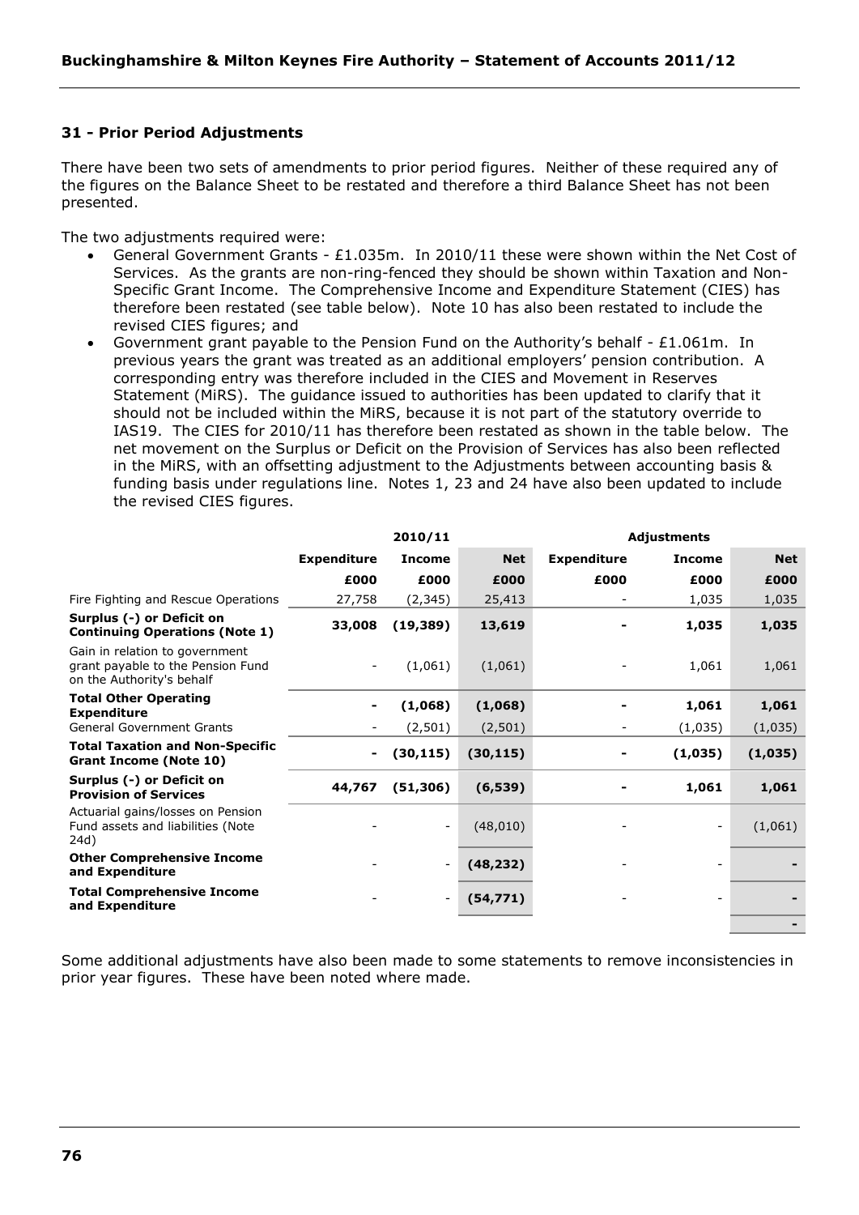## 31 - Prior Period Adjustments

There have been two sets of amendments to prior period figures. Neither of these required any of the figures on the Balance Sheet to be restated and therefore a third Balance Sheet has not been presented.

The two adjustments required were:

- General Government Grants - £1.035m. In 2010/11 these were shown within the Net Cost of Services. As the grants are non-ring-fenced they should be shown within Taxation and Non-Specific Grant Income. The Comprehensive Income and Expenditure Statement (CIES) has therefore been restated (see table below). Note 10 has also been restated to include the revised CIES figures; and
- Government grant payable to the Pension Fund on the Authority's behalf - £1.061m. In previous years the grant was treated as an additional employers' pension contribution. A corresponding entry was therefore included in the CIES and Movement in Reserves Statement (MiRS). The guidance issued to authorities has been updated to clarify that it should not be included within the MiRS, because it is not part of the statutory override to IAS19. The CIES for 2010/11 has therefore been restated as shown in the table below. The net movement on the Surplus or Deficit on the Provision of Services has also been reflected in the MiRS, with an offsetting adjustment to the Adjustments between accounting basis & funding basis under regulations line. Notes 1, 23 and 24 have also been updated to include the revised CIES figures.

| | 2010/11 | | | Adjustments | | |
|---|---|---|---|---|---|---|
| | Expenditure | Income | Net | Expenditure | Income | Net |
| | £000 | £000 | £000 | £000 | £000 | £000 |
| Fire Fighting and Rescue Operations | 27,758 | (2,345) | 25,413 | - | 1,035 | 1,035 |
| **Surplus (-) or Deficit on Continuing Operations (Note 1)** | **33,008** | **(19,389)** | **13,619** | **-** | **1,035** | **1,035** |
| Gain in relation to government grant payable to the Pension Fund on the Authority's behalf | - | (1,061) | (1,061) | - | 1,061 | 1,061 |
| **Total Other Operating Expenditure** | **-** | **(1,068)** | **(1,068)** | **-** | **1,061** | **1,061** |
| General Government Grants | - | (2,501) | (2,501) | - | (1,035) | (1,035) |
| **Total Taxation and Non-Specific Grant Income (Note 10)** | **-** | **(30,115)** | **(30,115)** | **-** | **(1,035)** | **(1,035)** |
| **Surplus (-) or Deficit on Provision of Services** | **44,767** | **(51,306)** | **(6,539)** | **-** | **1,061** | **1,061** |
| Actuarial gains/losses on Pension Fund assets and liabilities (Note 24d) | - | - | (48,010) | - | - | (1,061) |
| **Other Comprehensive Income and Expenditure** | - | - | **(48,232)** | - | - | **-** |
| **Total Comprehensive Income and Expenditure** | - | - | **(54,771)** | - | - | **-** |
| | | | | | | - |

Some additional adjustments have also been made to some statements to remove inconsistencies in prior year figures. These have been noted where made.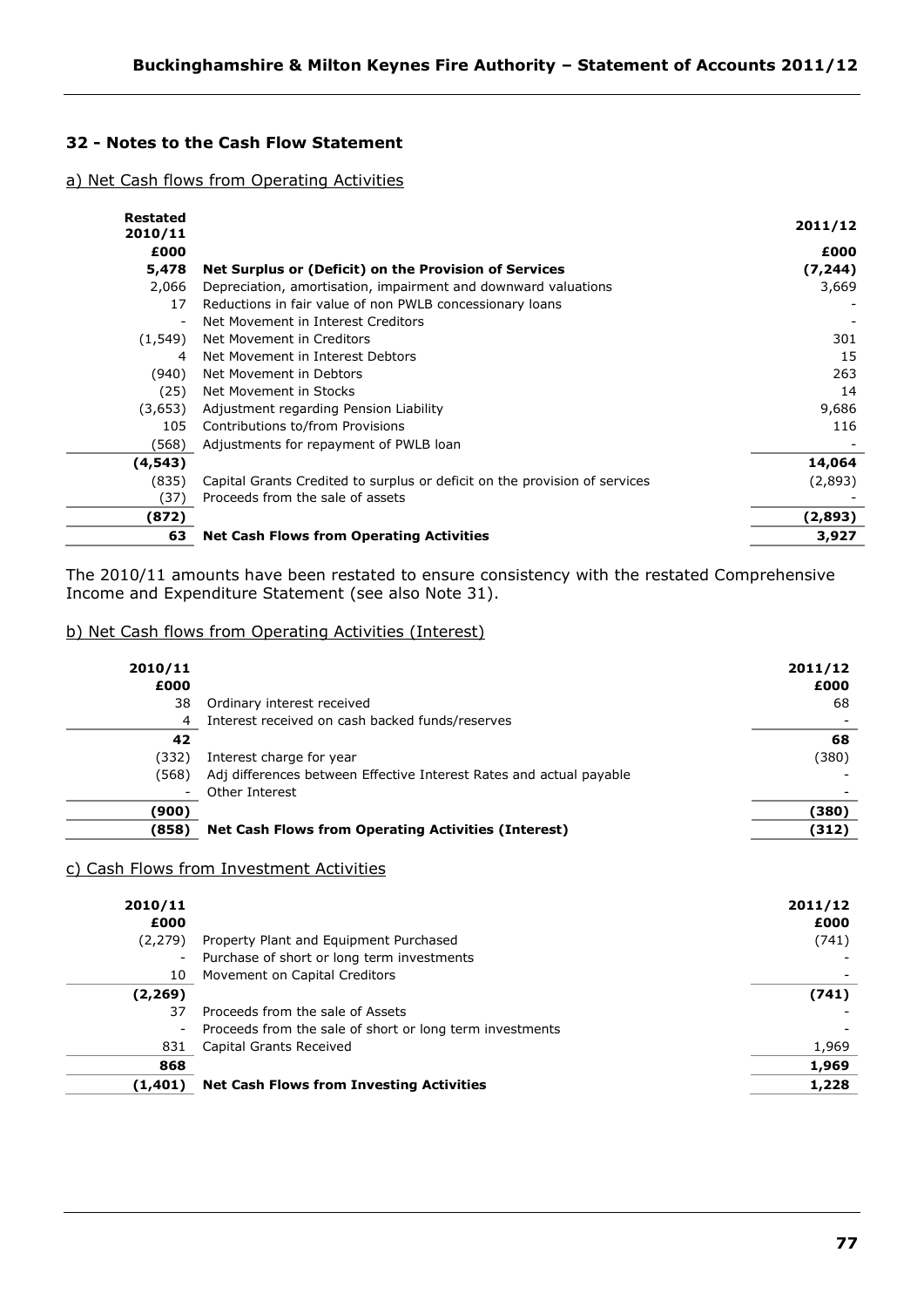## 32 - Notes to the Cash Flow Statement

a) Net Cash flows from Operating Activities

| Restated 2010/11 £000 | | 2011/12 £000 |
|---|---|---|
| **5,478** | **Net Surplus or (Deficit) on the Provision of Services** | **(7,244)** |
| 2,066 | Depreciation, amortisation, impairment and downward valuations | 3,669 |
| 17 | Reductions in fair value of non PWLB concessionary loans | - |
| - | Net Movement in Interest Creditors | - |
| (1,549) | Net Movement in Creditors | 301 |
| 4 | Net Movement in Interest Debtors | 15 |
| (940) | Net Movement in Debtors | 263 |
| (25) | Net Movement in Stocks | 14 |
| (3,653) | Adjustment regarding Pension Liability | 9,686 |
| 105 | Contributions to/from Provisions | 116 |
| (568) | Adjustments for repayment of PWLB loan | - |
| **(4,543)** | | **14,064** |
| (835) | Capital Grants Credited to surplus or deficit on the provision of services | (2,893) |
| (37) | Proceeds from the sale of assets | - |
| **(872)** | | **(2,893)** |
| **63** | **Net Cash Flows from Operating Activities** | **3,927** |

The 2010/11 amounts have been restated to ensure consistency with the restated Comprehensive Income and Expenditure Statement (see also Note 31).

b) Net Cash flows from Operating Activities (Interest)

| 2010/11 £000 | | 2011/12 £000 |
|---|---|---|
| 38 | Ordinary interest received | 68 |
| 4 | Interest received on cash backed funds/reserves | - |
| **42** | | **68** |
| (332) | Interest charge for year | (380) |
| (568) | Adj differences between Effective Interest Rates and actual payable | - |
| - | Other Interest | - |
| **(900)** | | **(380)** |
| **(858)** | **Net Cash Flows from Operating Activities (Interest)** | **(312)** |

c) Cash Flows from Investment Activities

| 2010/11 £000 | | 2011/12 £000 |
|---|---|---|
| (2,279) | Property Plant and Equipment Purchased | (741) |
| - | Purchase of short or long term investments | - |
| 10 | Movement on Capital Creditors | - |
| **(2,269)** | | **(741)** |
| 37 | Proceeds from the sale of Assets | - |
| - | Proceeds from the sale of short or long term investments | - |
| 831 | Capital Grants Received | 1,969 |
| **868** | | **1,969** |
| **(1,401)** | **Net Cash Flows from Investing Activities** | **1,228** |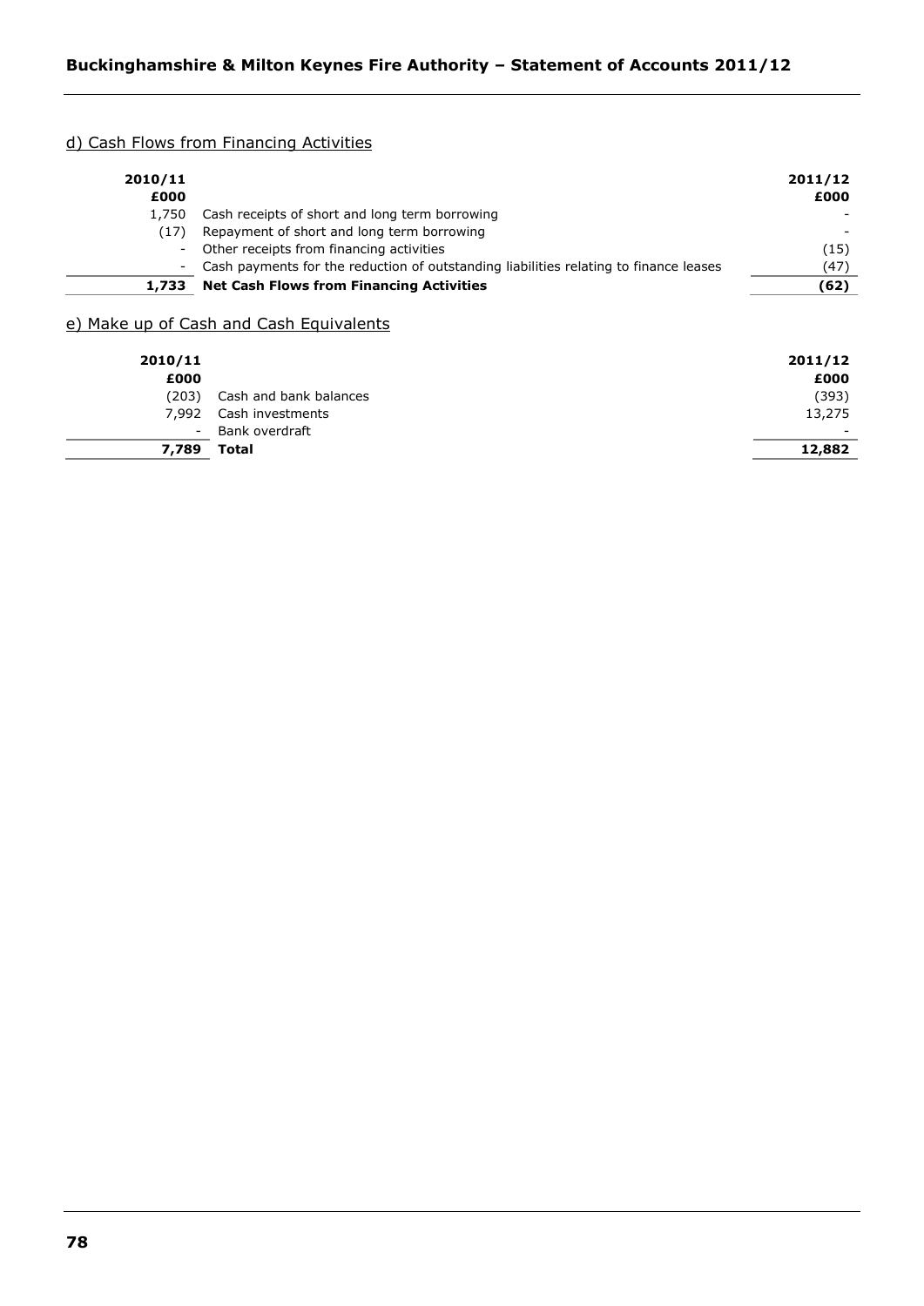## d) Cash Flows from Financing Activities

| 2010/11 £000 | | 2011/12 £000 |
|---|---|---|
| 1,750 | Cash receipts of short and long term borrowing | - |
| (17) | Repayment of short and long term borrowing | - |
| - | Other receipts from financing activities | (15) |
| - | Cash payments for the reduction of outstanding liabilities relating to finance leases | (47) |
| **1,733** | **Net Cash Flows from Financing Activities** | **(62)** |

## e) Make up of Cash and Cash Equivalents

| 2010/11 £000 | | 2011/12 £000 |
|---|---|---|
| (203) | Cash and bank balances | (393) |
| 7,992 | Cash investments | 13,275 |
| - | Bank overdraft | - |
| **7,789** | **Total** | **12,882** |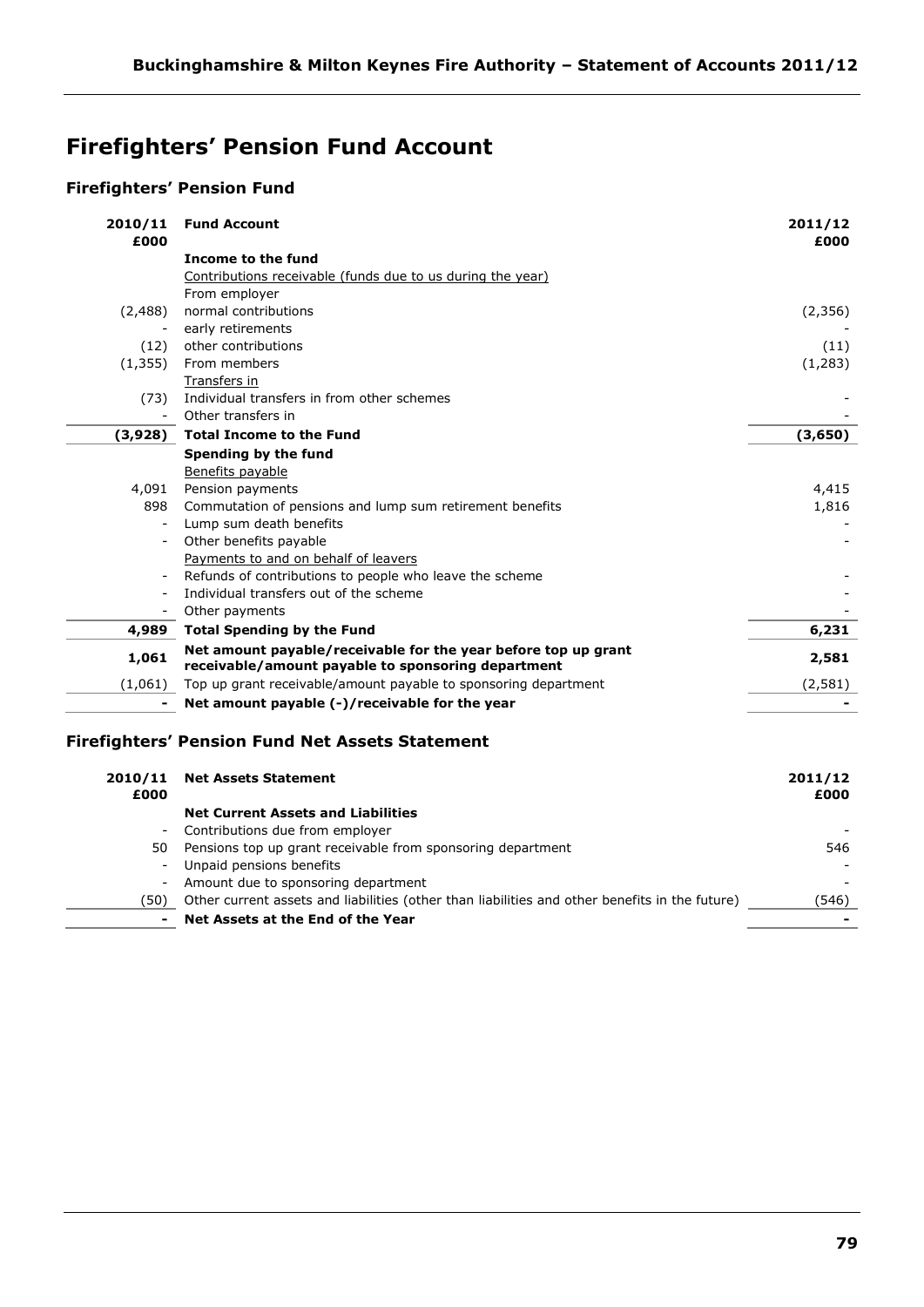# Firefighters' Pension Fund Account

## Firefighters' Pension Fund

| 2010/11 £000 | Fund Account | 2011/12 £000 |
|---|---|---|
| | **Income to the fund** | |
| | Contributions receivable (funds due to us during the year) | |
| | From employer | |
| (2,488) | normal contributions | (2,356) |
| - | early retirements | - |
| (12) | other contributions | (11) |
| (1,355) | From members | (1,283) |
| | Transfers in | |
| (73) | Individual transfers in from other schemes | - |
| - | Other transfers in | - |
| **(3,928)** | **Total Income to the Fund** | **(3,650)** |
| | **Spending by the fund** | |
| | Benefits payable | |
| 4,091 | Pension payments | 4,415 |
| 898 | Commutation of pensions and lump sum retirement benefits | 1,816 |
| - | Lump sum death benefits | - |
| - | Other benefits payable | - |
| | Payments to and on behalf of leavers | |
| - | Refunds of contributions to people who leave the scheme | - |
| - | Individual transfers out of the scheme | - |
| - | Other payments | - |
| **4,989** | **Total Spending by the Fund** | **6,231** |
| **1,061** | **Net amount payable/receivable for the year before top up grant receivable/amount payable to sponsoring department** | **2,581** |
| (1,061) | Top up grant receivable/amount payable to sponsoring department | (2,581) |
| **-** | **Net amount payable (-)/receivable for the year** | **-** |

## Firefighters' Pension Fund Net Assets Statement

| 2010/11 £000 | Net Assets Statement | 2011/12 £000 |
|---|---|---|
| | **Net Current Assets and Liabilities** | |
| - | Contributions due from employer | - |
| 50 | Pensions top up grant receivable from sponsoring department | 546 |
| - | Unpaid pensions benefits | - |
| - | Amount due to sponsoring department | - |
| (50) | Other current assets and liabilities (other than liabilities and other benefits in the future) | (546) |
| **-** | **Net Assets at the End of the Year** | **-** |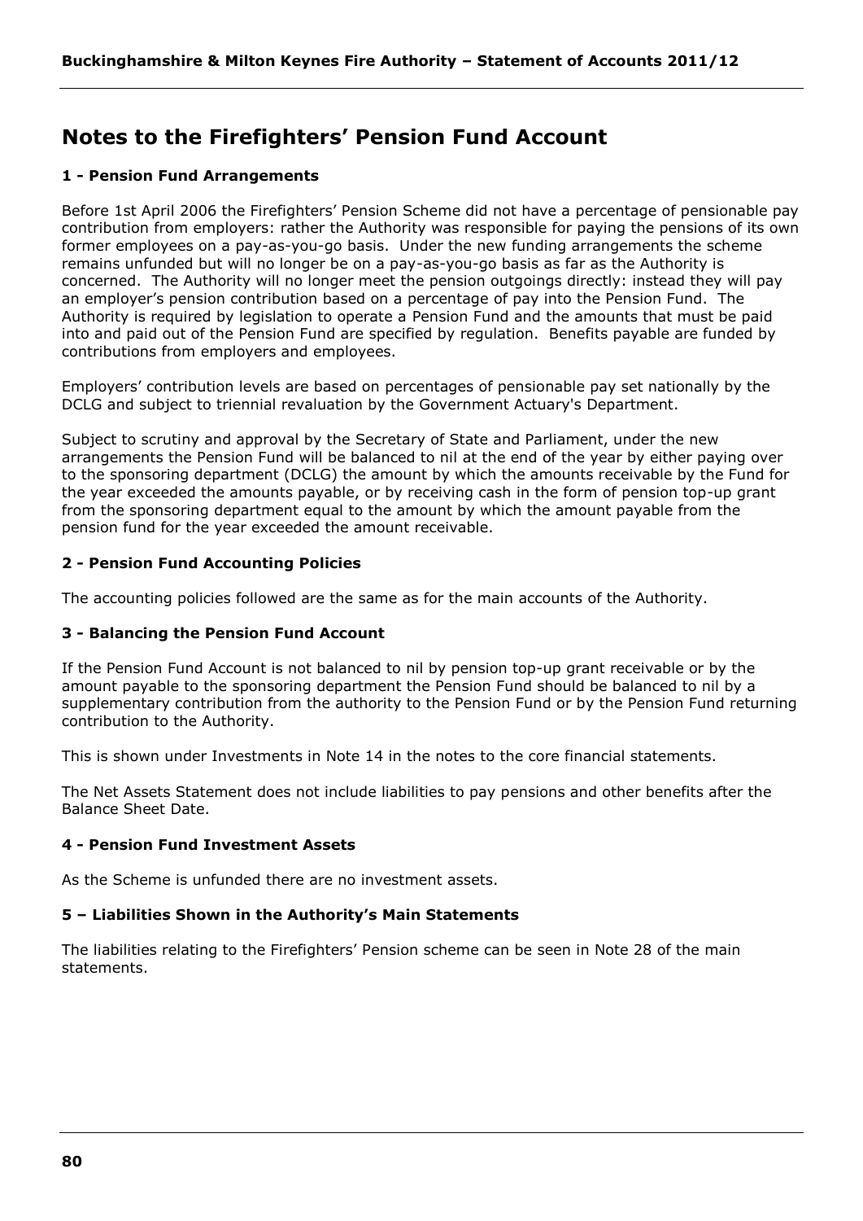# Notes to the Firefighters' Pension Fund Account

### 1 - Pension Fund Arrangements

Before 1st April 2006 the Firefighters' Pension Scheme did not have a percentage of pensionable pay contribution from employers: rather the Authority was responsible for paying the pensions of its own former employees on a pay-as-you-go basis. Under the new funding arrangements the scheme remains unfunded but will no longer be on a pay-as-you-go basis as far as the Authority is concerned. The Authority will no longer meet the pension outgoings directly: instead they will pay an employer's pension contribution based on a percentage of pay into the Pension Fund. The Authority is required by legislation to operate a Pension Fund and the amounts that must be paid into and paid out of the Pension Fund are specified by regulation. Benefits payable are funded by contributions from employers and employees.

Employers' contribution levels are based on percentages of pensionable pay set nationally by the DCLG and subject to triennial revaluation by the Government Actuary's Department.

Subject to scrutiny and approval by the Secretary of State and Parliament, under the new arrangements the Pension Fund will be balanced to nil at the end of the year by either paying over to the sponsoring department (DCLG) the amount by which the amounts receivable by the Fund for the year exceeded the amounts payable, or by receiving cash in the form of pension top-up grant from the sponsoring department equal to the amount by which the amount payable from the pension fund for the year exceeded the amount receivable.

### 2 - Pension Fund Accounting Policies

The accounting policies followed are the same as for the main accounts of the Authority.

### 3 - Balancing the Pension Fund Account

If the Pension Fund Account is not balanced to nil by pension top-up grant receivable or by the amount payable to the sponsoring department the Pension Fund should be balanced to nil by a supplementary contribution from the authority to the Pension Fund or by the Pension Fund returning contribution to the Authority.

This is shown under Investments in Note 14 in the notes to the core financial statements.

The Net Assets Statement does not include liabilities to pay pensions and other benefits after the Balance Sheet Date.

### 4 - Pension Fund Investment Assets

As the Scheme is unfunded there are no investment assets.

### 5 – Liabilities Shown in the Authority's Main Statements

The liabilities relating to the Firefighters' Pension scheme can be seen in Note 28 of the main statements.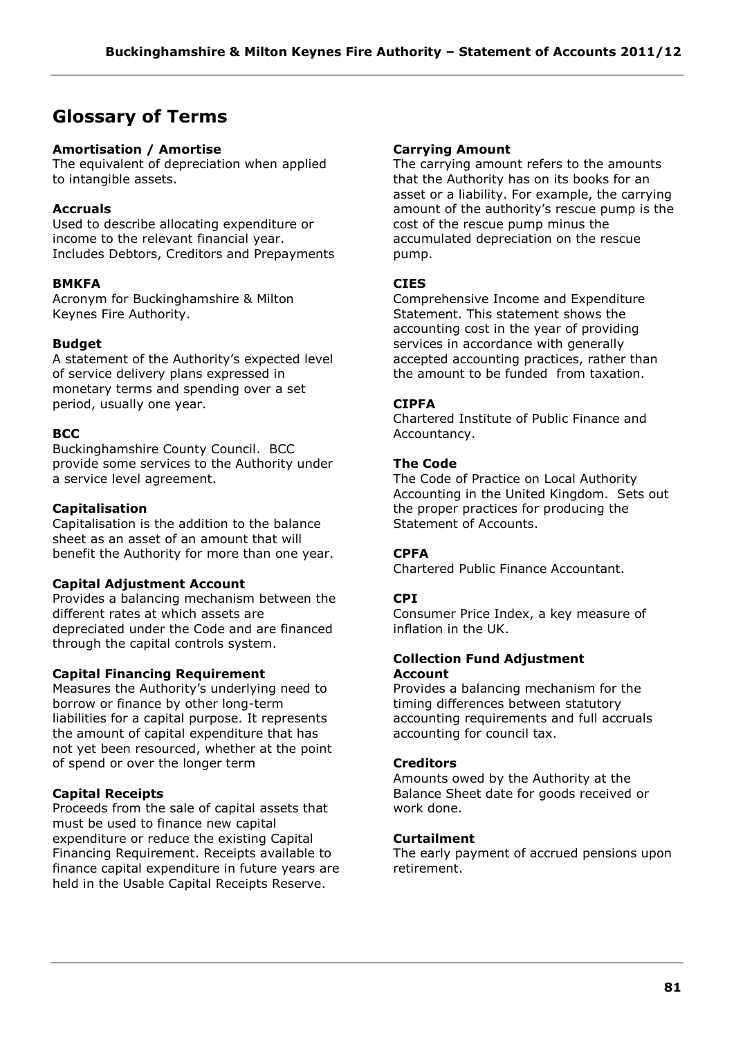# Glossary of Terms

**Amortisation / Amortise**
The equivalent of depreciation when applied to intangible assets.

**Accruals**
Used to describe allocating expenditure or income to the relevant financial year. Includes Debtors, Creditors and Prepayments

**BMKFA**
Acronym for Buckinghamshire & Milton Keynes Fire Authority.

**Budget**
A statement of the Authority's expected level of service delivery plans expressed in monetary terms and spending over a set period, usually one year.

**BCC**
Buckinghamshire County Council. BCC provide some services to the Authority under a service level agreement.

**Capitalisation**
Capitalisation is the addition to the balance sheet as an asset of an amount that will benefit the Authority for more than one year.

**Capital Adjustment Account**
Provides a balancing mechanism between the different rates at which assets are depreciated under the Code and are financed through the capital controls system.

**Capital Financing Requirement**
Measures the Authority's underlying need to borrow or finance by other long-term liabilities for a capital purpose. It represents the amount of capital expenditure that has not yet been resourced, whether at the point of spend or over the longer term

**Capital Receipts**
Proceeds from the sale of capital assets that must be used to finance new capital expenditure or reduce the existing Capital Financing Requirement. Receipts available to finance capital expenditure in future years are held in the Usable Capital Receipts Reserve.

**Carrying Amount**
The carrying amount refers to the amounts that the Authority has on its books for an asset or a liability. For example, the carrying amount of the authority's rescue pump is the cost of the rescue pump minus the accumulated depreciation on the rescue pump.

**CIES**
Comprehensive Income and Expenditure Statement. This statement shows the accounting cost in the year of providing services in accordance with generally accepted accounting practices, rather than the amount to be funded from taxation.

**CIPFA**
Chartered Institute of Public Finance and Accountancy.

**The Code**
The Code of Practice on Local Authority Accounting in the United Kingdom. Sets out the proper practices for producing the Statement of Accounts.

**CPFA**
Chartered Public Finance Accountant.

**CPI**
Consumer Price Index, a key measure of inflation in the UK.

**Collection Fund Adjustment Account**
Provides a balancing mechanism for the timing differences between statutory accounting requirements and full accruals accounting for council tax.

**Creditors**
Amounts owed by the Authority at the Balance Sheet date for goods received or work done.

**Curtailment**
The early payment of accrued pensions upon retirement.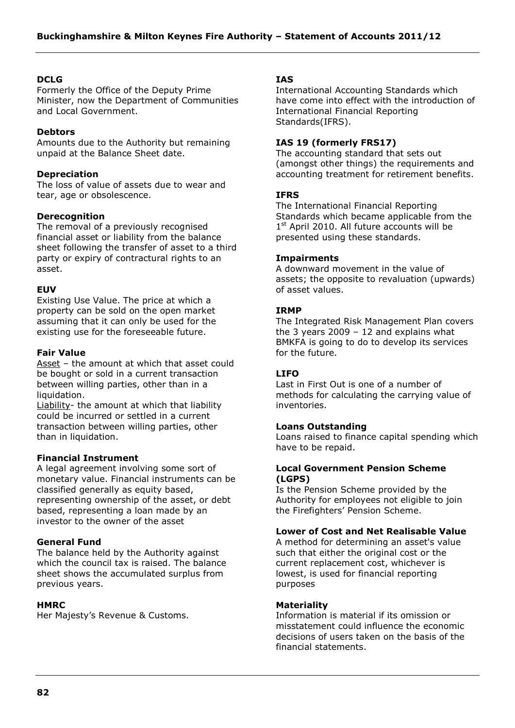**DCLG**
Formerly the Office of the Deputy Prime Minister, now the Department of Communities and Local Government.

**Debtors**
Amounts due to the Authority but remaining unpaid at the Balance Sheet date.

**Depreciation**
The loss of value of assets due to wear and tear, age or obsolescence.

**Derecognition**
The removal of a previously recognised financial asset or liability from the balance sheet following the transfer of asset to a third party or expiry of contractural rights to an asset.

**EUV**
Existing Use Value. The price at which a property can be sold on the open market assuming that it can only be used for the existing use for the foreseeable future.

**Fair Value**
Asset – the amount at which that asset could be bought or sold in a current transaction between willing parties, other than in a liquidation.
Liability- the amount at which that liability could be incurred or settled in a current transaction between willing parties, other than in liquidation.

**Financial Instrument**
A legal agreement involving some sort of monetary value. Financial instruments can be classified generally as equity based, representing ownership of the asset, or debt based, representing a loan made by an investor to the owner of the asset

**General Fund**
The balance held by the Authority against which the council tax is raised. The balance sheet shows the accumulated surplus from previous years.

**HMRC**
Her Majesty's Revenue & Customs.

**IAS**
International Accounting Standards which have come into effect with the introduction of International Financial Reporting Standards(IFRS).

**IAS 19 (formerly FRS17)**
The accounting standard that sets out (amongst other things) the requirements and accounting treatment for retirement benefits.

**IFRS**
The International Financial Reporting Standards which became applicable from the 1st April 2010. All future accounts will be presented using these standards.

**Impairments**
A downward movement in the value of assets; the opposite to revaluation (upwards) of asset values.

**IRMP**
The Integrated Risk Management Plan covers the 3 years 2009 – 12 and explains what BMKFA is going to do to develop its services for the future.

**LIFO**
Last in First Out is one of a number of methods for calculating the carrying value of inventories.

**Loans Outstanding**
Loans raised to finance capital spending which have to be repaid.

**Local Government Pension Scheme (LGPS)**
Is the Pension Scheme provided by the Authority for employees not eligible to join the Firefighters' Pension Scheme.

**Lower of Cost and Net Realisable Value**
A method for determining an asset's value such that either the original cost or the current replacement cost, whichever is lowest, is used for financial reporting purposes

**Materiality**
Information is material if its omission or misstatement could influence the economic decisions of users taken on the basis of the financial statements.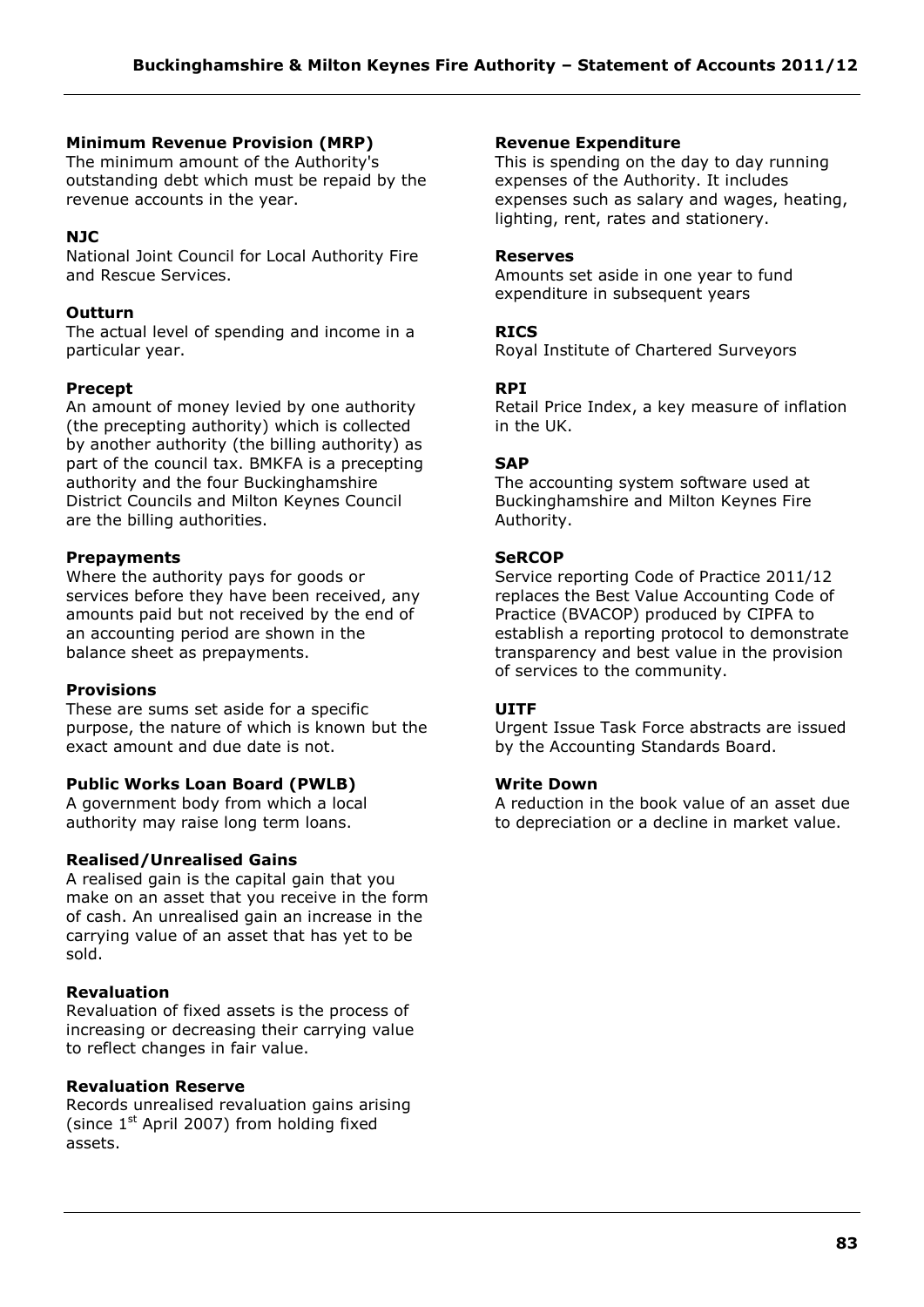**Minimum Revenue Provision (MRP)**
The minimum amount of the Authority's outstanding debt which must be repaid by the revenue accounts in the year.

**NJC**
National Joint Council for Local Authority Fire and Rescue Services.

**Outturn**
The actual level of spending and income in a particular year.

**Precept**
An amount of money levied by one authority (the precepting authority) which is collected by another authority (the billing authority) as part of the council tax. BMKFA is a precepting authority and the four Buckinghamshire District Councils and Milton Keynes Council are the billing authorities.

**Prepayments**
Where the authority pays for goods or services before they have been received, any amounts paid but not received by the end of an accounting period are shown in the balance sheet as prepayments.

**Provisions**
These are sums set aside for a specific purpose, the nature of which is known but the exact amount and due date is not.

**Public Works Loan Board (PWLB)**
A government body from which a local authority may raise long term loans.

**Realised/Unrealised Gains**
A realised gain is the capital gain that you make on an asset that you receive in the form of cash. An unrealised gain an increase in the carrying value of an asset that has yet to be sold.

**Revaluation**
Revaluation of fixed assets is the process of increasing or decreasing their carrying value to reflect changes in fair value.

**Revaluation Reserve**
Records unrealised revaluation gains arising (since 1st April 2007) from holding fixed assets.

**Revenue Expenditure**
This is spending on the day to day running expenses of the Authority. It includes expenses such as salary and wages, heating, lighting, rent, rates and stationery.

**Reserves**
Amounts set aside in one year to fund expenditure in subsequent years

**RICS**
Royal Institute of Chartered Surveyors

**RPI**
Retail Price Index, a key measure of inflation in the UK.

**SAP**
The accounting system software used at Buckinghamshire and Milton Keynes Fire Authority.

**SeRCOP**
Service reporting Code of Practice 2011/12 replaces the Best Value Accounting Code of Practice (BVACOP) produced by CIPFA to establish a reporting protocol to demonstrate transparency and best value in the provision of services to the community.

**UITF**
Urgent Issue Task Force abstracts are issued by the Accounting Standards Board.

**Write Down**
A reduction in the book value of an asset due to depreciation or a decline in market value.